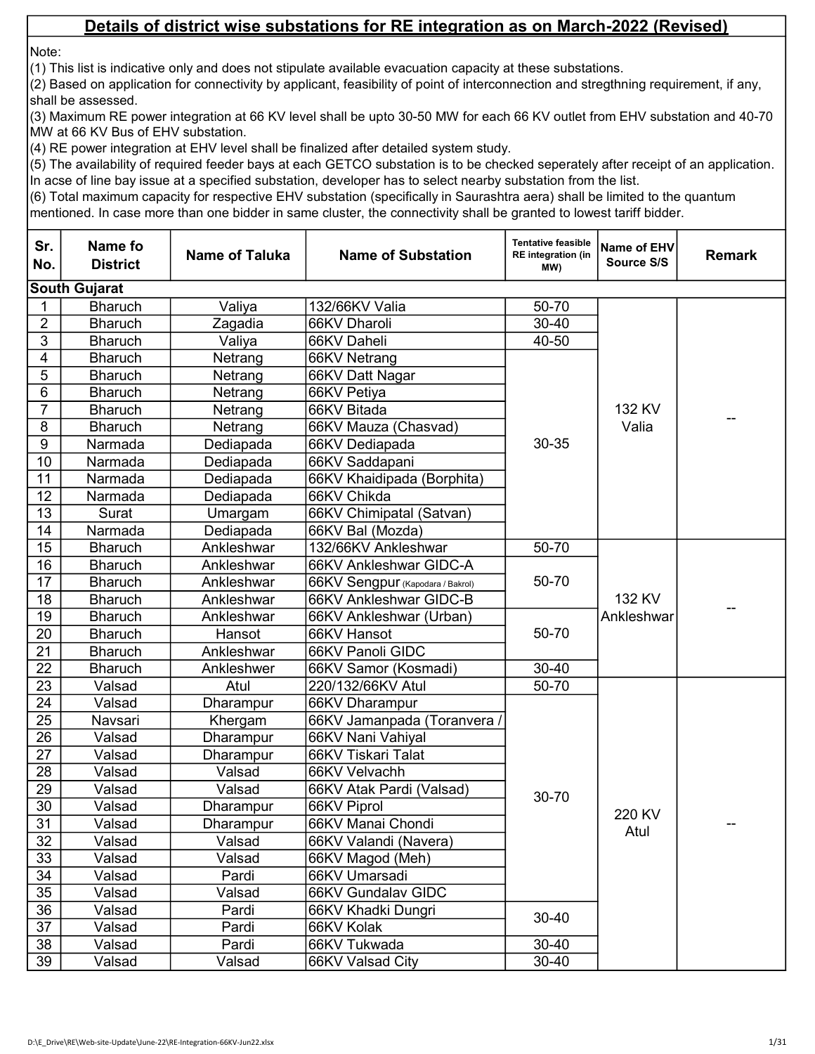# Details of district wise substations for RE integration as on March-2022 (Revised)

Note:

(1) This list is indicative only and does not stipulate available evacuation capacity at these substations.

(2) Based on application for connectivity by applicant, feasibility of point of interconnection and stregthning requirement, if any, shall be assessed.

(3) Maximum RE power integration at 66 KV level shall be upto 30-50 MW for each 66 KV outlet from EHV substation and 40-70 MW at 66 KV Bus of EHV substation.

(4) RE power integration at EHV level shall be finalized after detailed system study.

(5) The availability of required feeder bays at each GETCO substation is to be checked seperately after receipt of an application. In acse of line bay issue at a specified substation, developer has to select nearby substation from the list.

(6) Total maximum capacity for respective EHV substation (specifically in Saurashtra aera) shall be limited to the quantum mentioned. In case more than one bidder in same cluster, the connectivity shall be granted to lowest tariff bidder.

| Sr. No. | Name fo District | Name of Taluka | Name of Substation | Tentative feasible RE integration (in MW) | Name of EHV Source S/S | Remark |
|---|---|---|---|---|---|---|
| **South Gujarat** | | | | | | |
| 1 | Bharuch | Valiya | 132/66KV Valia | 50-70 | 132 KV Valia | -- |
| 2 | Bharuch | Zagadia | 66KV Dharoli | 30-40 | | |
| 3 | Bharuch | Valiya | 66KV Daheli | 40-50 | | |
| 4 | Bharuch | Netrang | 66KV Netrang | 30-35 | | |
| 5 | Bharuch | Netrang | 66KV Datt Nagar | | | |
| 6 | Bharuch | Netrang | 66KV Petiya | | | |
| 7 | Bharuch | Netrang | 66KV Bitada | | | |
| 8 | Bharuch | Netrang | 66KV Mauza (Chasvad) | | | |
| 9 | Narmada | Dediapada | 66KV Dediapada | | | |
| 10 | Narmada | Dediapada | 66KV Saddapani | | | |
| 11 | Narmada | Dediapada | 66KV Khaidipada (Borphita) | | | |
| 12 | Narmada | Dediapada | 66KV Chikda | | | |
| 13 | Surat | Umargam | 66KV Chimipatal (Satvan) | | | |
| 14 | Narmada | Dediapada | 66KV Bal (Mozda) | | | |
| 15 | Bharuch | Ankleshwar | 132/66KV Ankleshwar | 50-70 | 132 KV Ankleshwar | -- |
| 16 | Bharuch | Ankleshwar | 66KV Ankleshwar GIDC-A | 50-70 | | |
| 17 | Bharuch | Ankleshwar | 66KV Sengpur (Kapodara / Bakrol) | | | |
| 18 | Bharuch | Ankleshwar | 66KV Ankleshwar GIDC-B | | | |
| 19 | Bharuch | Ankleshwar | 66KV Ankleshwar (Urban) | 50-70 | | |
| 20 | Bharuch | Hansot | 66KV Hansot | | | |
| 21 | Bharuch | Ankleshwar | 66KV Panoli GIDC | | | |
| 22 | Bharuch | Ankleshwer | 66KV Samor (Kosmadi) | 30-40 | | |
| 23 | Valsad | Atul | 220/132/66KV Atul | 50-70 | 220 KV Atul | -- |
| 24 | Valsad | Dharampur | 66KV Dharampur | 30-70 | | |
| 25 | Navsari | Khergam | 66KV Jamanpada (Toranvera / | | | |
| 26 | Valsad | Dharampur | 66KV Nani Vahiyal | | | |
| 27 | Valsad | Dharampur | 66KV Tiskari Talat | | | |
| 28 | Valsad | Valsad | 66KV Velvachh | | | |
| 29 | Valsad | Valsad | 66KV Atak Pardi (Valsad) | | | |
| 30 | Valsad | Dharampur | 66KV Piprol | | | |
| 31 | Valsad | Dharampur | 66KV Manai Chondi | | | |
| 32 | Valsad | Valsad | 66KV Valandi (Navera) | | | |
| 33 | Valsad | Valsad | 66KV Magod (Meh) | | | |
| 34 | Valsad | Pardi | 66KV Umarsadi | | | |
| 35 | Valsad | Valsad | 66KV Gundalav GIDC | | | |
| 36 | Valsad | Pardi | 66KV Khadki Dungri | 30-40 | | |
| 37 | Valsad | Pardi | 66KV Kolak | | | |
| 38 | Valsad | Pardi | 66KV Tukwada | 30-40 | | |
| 39 | Valsad | Valsad | 66KV Valsad City | 30-40 | | |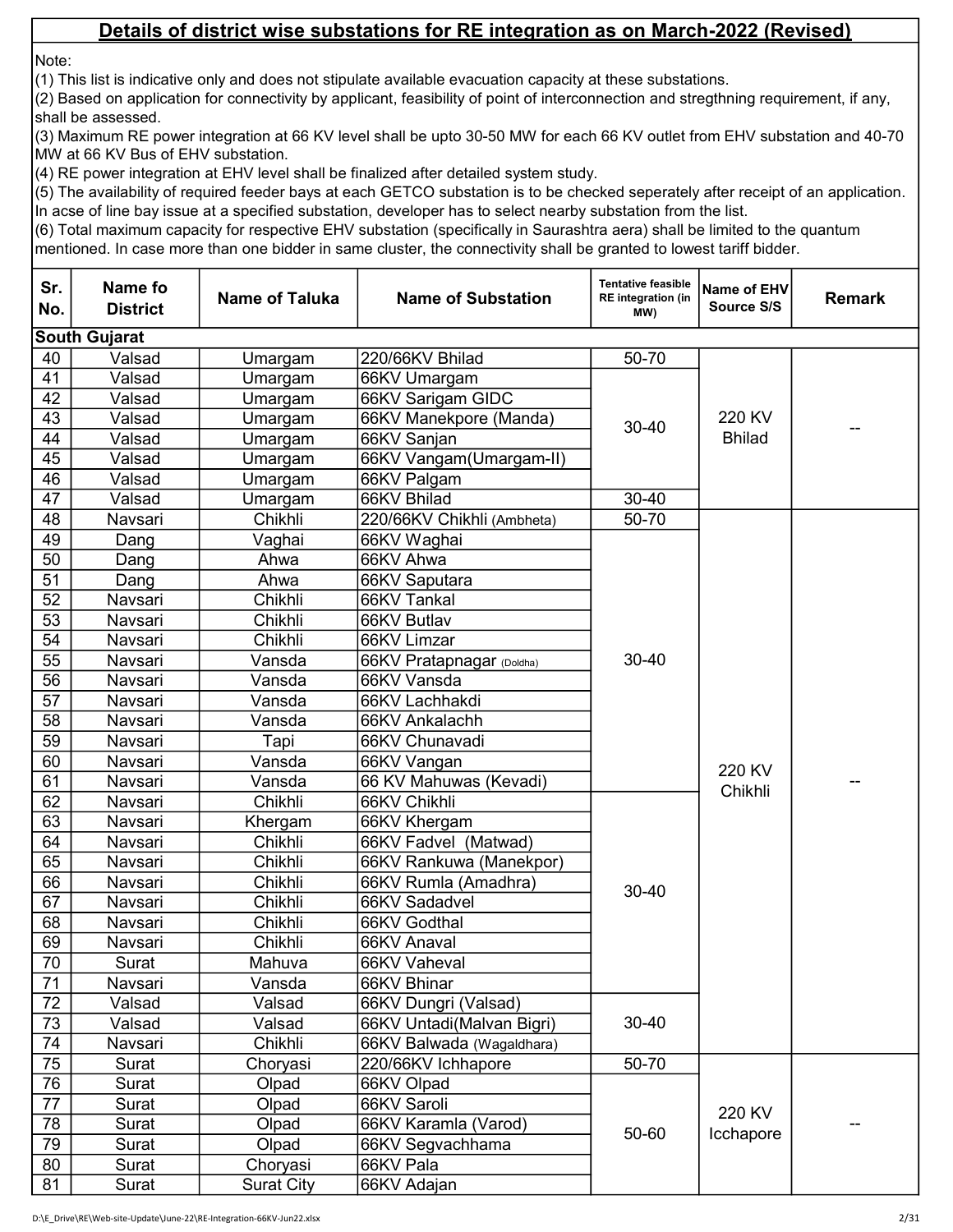## Details of district wise substations for RE integration as on March-2022 (Revised)

Note:
(1) This list is indicative only and does not stipulate available evacuation capacity at these substations.
(2) Based on application for connectivity by applicant, feasibility of point of interconnection and stregthning requirement, if any, shall be assessed.
(3) Maximum RE power integration at 66 KV level shall be upto 30-50 MW for each 66 KV outlet from EHV substation and 40-70 MW at 66 KV Bus of EHV substation.
(4) RE power integration at EHV level shall be finalized after detailed system study.
(5) The availability of required feeder bays at each GETCO substation is to be checked seperately after receipt of an application. In acse of line bay issue at a specified substation, developer has to select nearby substation from the list.
(6) Total maximum capacity for respective EHV substation (specifically in Saurashtra aera) shall be limited to the quantum mentioned. In case more than one bidder in same cluster, the connectivity shall be granted to lowest tariff bidder.

| Sr. No. | Name fo District | Name of Taluka | Name of Substation | Tentative feasible RE integration (in MW) | Name of EHV Source S/S | Remark |
|---|---|---|---|---|---|---|
| **South Gujarat** | | | | | | |
| 40 | Valsad | Umargam | 220/66KV Bhilad | 50-70 | 220 KV Bhilad | -- |
| 41 | Valsad | Umargam | 66KV Umargam | 30-40 | | |
| 42 | Valsad | Umargam | 66KV Sarigam GIDC | | | |
| 43 | Valsad | Umargam | 66KV Manekpore (Manda) | | | |
| 44 | Valsad | Umargam | 66KV Sanjan | | | |
| 45 | Valsad | Umargam | 66KV Vangam(Umargam-II) | | | |
| 46 | Valsad | Umargam | 66KV Palgam | | | |
| 47 | Valsad | Umargam | 66KV Bhilad | 30-40 | | |
| 48 | Navsari | Chikhli | 220/66KV Chikhli (Ambheta) | 50-70 | 220 KV Chikhli | -- |
| 49 | Dang | Vaghai | 66KV Waghai | 30-40 | | |
| 50 | Dang | Ahwa | 66KV Ahwa | | | |
| 51 | Dang | Ahwa | 66KV Saputara | | | |
| 52 | Navsari | Chikhli | 66KV Tankal | | | |
| 53 | Navsari | Chikhli | 66KV Butlav | | | |
| 54 | Navsari | Chikhli | 66KV Limzar | | | |
| 55 | Navsari | Vansda | 66KV Pratapnagar (Doldha) | | | |
| 56 | Navsari | Vansda | 66KV Vansda | | | |
| 57 | Navsari | Vansda | 66KV Lachhakdi | | | |
| 58 | Navsari | Vansda | 66KV Ankalachh | | | |
| 59 | Navsari | Tapi | 66KV Chunavadi | | | |
| 60 | Navsari | Vansda | 66KV Vangan | | | |
| 61 | Navsari | Vansda | 66 KV Mahuwas (Kevadi) | | | |
| 62 | Navsari | Chikhli | 66KV Chikhli | 30-40 | | |
| 63 | Navsari | Khergam | 66KV Khergam | | | |
| 64 | Navsari | Chikhli | 66KV Fadvel (Matwad) | | | |
| 65 | Navsari | Chikhli | 66KV Rankuwa (Manekpor) | | | |
| 66 | Navsari | Chikhli | 66KV Rumla (Amadhra) | | | |
| 67 | Navsari | Chikhli | 66KV Sadadvel | | | |
| 68 | Navsari | Chikhli | 66KV Godthal | | | |
| 69 | Navsari | Chikhli | 66KV Anaval | | | |
| 70 | Surat | Mahuva | 66KV Vaheval | | | |
| 71 | Navsari | Vansda | 66KV Bhinar | | | |
| 72 | Valsad | Valsad | 66KV Dungri (Valsad) | 30-40 | | |
| 73 | Valsad | Valsad | 66KV Untadi(Malvan Bigri) | | | |
| 74 | Navsari | Chikhli | 66KV Balwada (Wagaldhara) | | | |
| 75 | Surat | Choryasi | 220/66KV Ichhapore | 50-70 | 220 KV Icchapore | -- |
| 76 | Surat | Olpad | 66KV Olpad | 50-60 | | |
| 77 | Surat | Olpad | 66KV Saroli | | | |
| 78 | Surat | Olpad | 66KV Karamla (Varod) | | | |
| 79 | Surat | Olpad | 66KV Segvachhama | | | |
| 80 | Surat | Choryasi | 66KV Pala | | | |
| 81 | Surat | Surat City | 66KV Adajan | | | |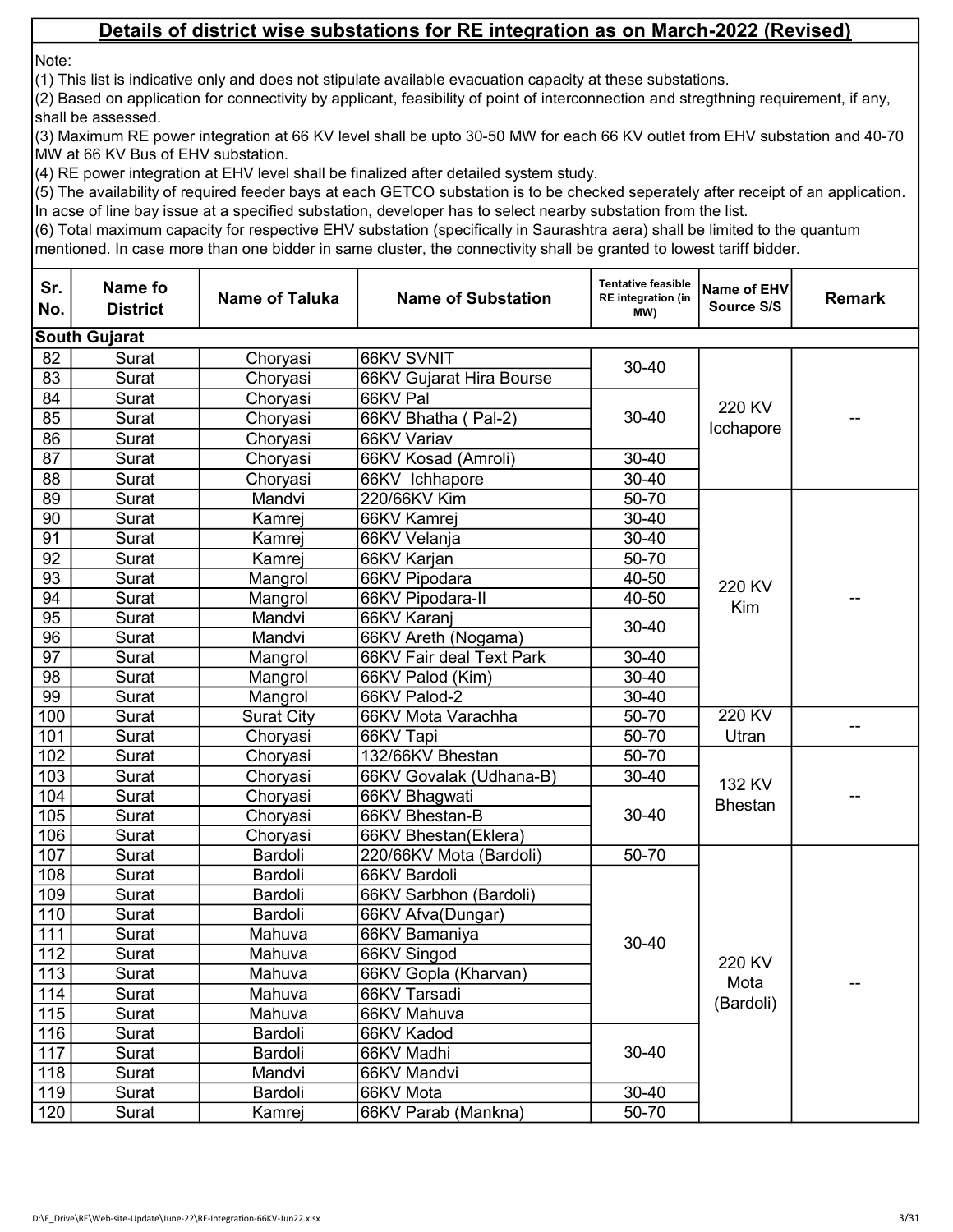## Details of district wise substations for RE integration as on March-2022 (Revised)

Note:

(1) This list is indicative only and does not stipulate available evacuation capacity at these substations.

(2) Based on application for connectivity by applicant, feasibility of point of interconnection and stregthning requirement, if any, shall be assessed.

(3) Maximum RE power integration at 66 KV level shall be upto 30-50 MW for each 66 KV outlet from EHV substation and 40-70 MW at 66 KV Bus of EHV substation.

(4) RE power integration at EHV level shall be finalized after detailed system study.

(5) The availability of required feeder bays at each GETCO substation is to be checked seperately after receipt of an application. In acse of line bay issue at a specified substation, developer has to select nearby substation from the list.

(6) Total maximum capacity for respective EHV substation (specifically in Saurashtra aera) shall be limited to the quantum mentioned. In case more than one bidder in same cluster, the connectivity shall be granted to lowest tariff bidder.

| Sr. No. | Name fo District | Name of Taluka | Name of Substation | Tentative feasible RE integration (in MW) | Name of EHV Source S/S | Remark |
|---|---|---|---|---|---|---|
| **South Gujarat** | | | | | | |
| 82 | Surat | Choryasi | 66KV SVNIT | 30-40 | 220 KV Icchapore | -- |
| 83 | Surat | Choryasi | 66KV Gujarat Hira Bourse | | | |
| 84 | Surat | Choryasi | 66KV Pal | 30-40 | | |
| 85 | Surat | Choryasi | 66KV Bhatha ( Pal-2) | | | |
| 86 | Surat | Choryasi | 66KV Variav | | | |
| 87 | Surat | Choryasi | 66KV Kosad (Amroli) | 30-40 | | |
| 88 | Surat | Choryasi | 66KV Ichhapore | 30-40 | | |
| 89 | Surat | Mandvi | 220/66KV Kim | 50-70 | 220 KV Kim | -- |
| 90 | Surat | Kamrej | 66KV Kamrej | 30-40 | | |
| 91 | Surat | Kamrej | 66KV Velanja | 30-40 | | |
| 92 | Surat | Kamrej | 66KV Karjan | 50-70 | | |
| 93 | Surat | Mangrol | 66KV Pipodara | 40-50 | | |
| 94 | Surat | Mangrol | 66KV Pipodara-II | 40-50 | | |
| 95 | Surat | Mandvi | 66KV Karanj | 30-40 | | |
| 96 | Surat | Mandvi | 66KV Areth (Nogama) | | | |
| 97 | Surat | Mangrol | 66KV Fair deal Text Park | 30-40 | | |
| 98 | Surat | Mangrol | 66KV Palod (Kim) | 30-40 | | |
| 99 | Surat | Mangrol | 66KV Palod-2 | 30-40 | | |
| 100 | Surat | Surat City | 66KV Mota Varachha | 50-70 | 220 KV Utran | -- |
| 101 | Surat | Choryasi | 66KV Tapi | 50-70 | | |
| 102 | Surat | Choryasi | 132/66KV Bhestan | 50-70 | 132 KV Bhestan | -- |
| 103 | Surat | Choryasi | 66KV Govalak (Udhana-B) | 30-40 | | |
| 104 | Surat | Choryasi | 66KV Bhagwati | 30-40 | | |
| 105 | Surat | Choryasi | 66KV Bhestan-B | | | |
| 106 | Surat | Choryasi | 66KV Bhestan(Eklera) | | | |
| 107 | Surat | Bardoli | 220/66KV Mota (Bardoli) | 50-70 | 220 KV Mota (Bardoli) | -- |
| 108 | Surat | Bardoli | 66KV Bardoli | 30-40 | | |
| 109 | Surat | Bardoli | 66KV Sarbhon (Bardoli) | | | |
| 110 | Surat | Bardoli | 66KV Afva(Dungar) | | | |
| 111 | Surat | Mahuva | 66KV Bamaniya | | | |
| 112 | Surat | Mahuva | 66KV Singod | | | |
| 113 | Surat | Mahuva | 66KV Gopla (Kharvan) | | | |
| 114 | Surat | Mahuva | 66KV Tarsadi | | | |
| 115 | Surat | Mahuva | 66KV Mahuva | | | |
| 116 | Surat | Bardoli | 66KV Kadod | 30-40 | | |
| 117 | Surat | Bardoli | 66KV Madhi | | | |
| 118 | Surat | Mandvi | 66KV Mandvi | | | |
| 119 | Surat | Bardoli | 66KV Mota | 30-40 | | |
| 120 | Surat | Kamrej | 66KV Parab (Mankna) | 50-70 | | |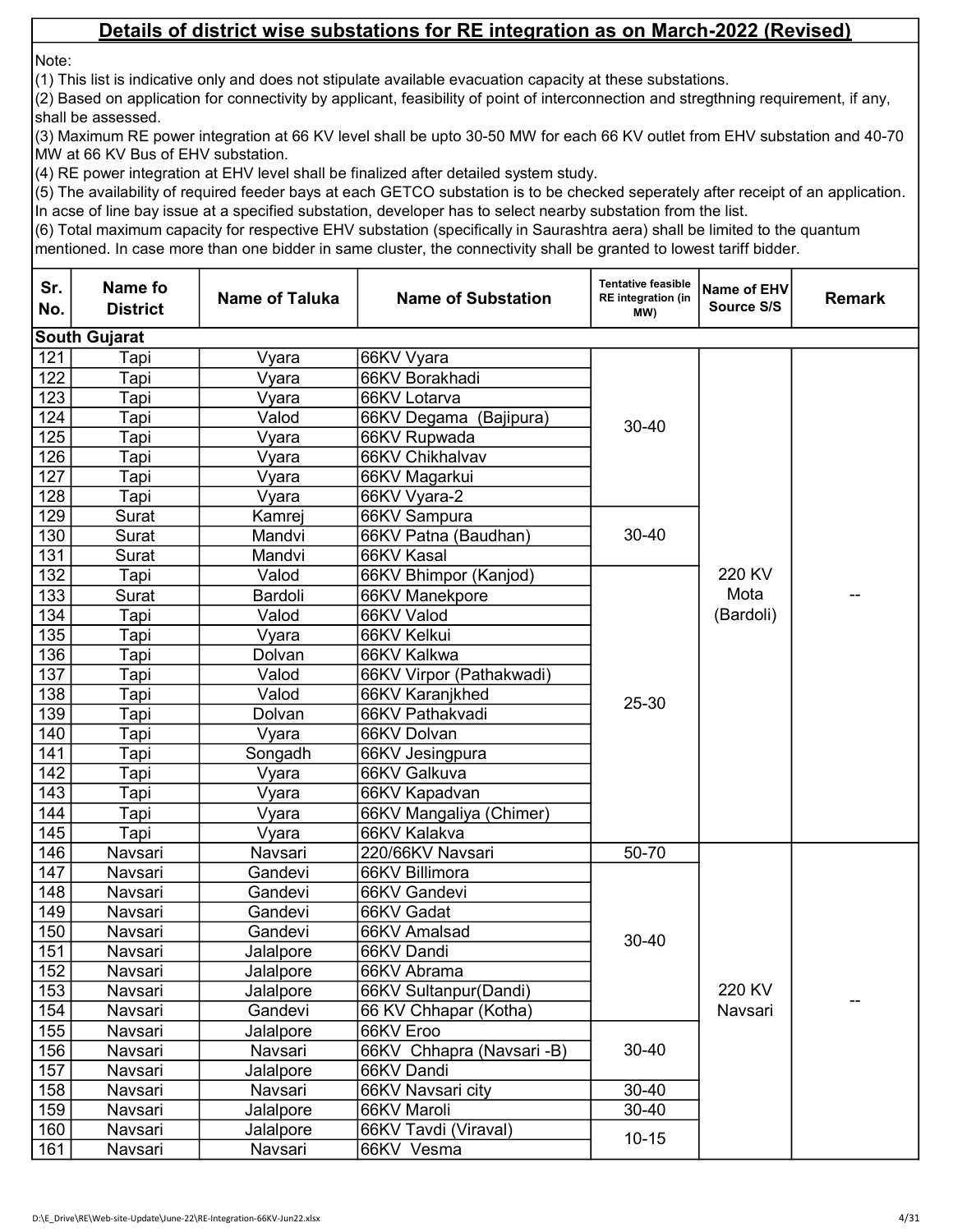## Details of district wise substations for RE integration as on March-2022 (Revised)

Note:

(1) This list is indicative only and does not stipulate available evacuation capacity at these substations.

(2) Based on application for connectivity by applicant, feasibility of point of interconnection and stregthning requirement, if any, shall be assessed.

(3) Maximum RE power integration at 66 KV level shall be upto 30-50 MW for each 66 KV outlet from EHV substation and 40-70 MW at 66 KV Bus of EHV substation.

(4) RE power integration at EHV level shall be finalized after detailed system study.

(5) The availability of required feeder bays at each GETCO substation is to be checked seperately after receipt of an application. In acse of line bay issue at a specified substation, developer has to select nearby substation from the list.

(6) Total maximum capacity for respective EHV substation (specifically in Saurashtra aera) shall be limited to the quantum mentioned. In case more than one bidder in same cluster, the connectivity shall be granted to lowest tariff bidder.

| Sr. No. | Name fo District | Name of Taluka | Name of Substation | Tentative feasible RE integration (in MW) | Name of EHV Source S/S | Remark |
|---|---|---|---|---|---|---|
| **South Gujarat** | | | | | | |
| 121 | Tapi | Vyara | 66KV Vyara | 30-40 | 220 KV Mota (Bardoli) | -- |
| 122 | Tapi | Vyara | 66KV Borakhadi | | | |
| 123 | Tapi | Vyara | 66KV Lotarva | | | |
| 124 | Tapi | Valod | 66KV Degama (Bajipura) | | | |
| 125 | Tapi | Vyara | 66KV Rupwada | | | |
| 126 | Tapi | Vyara | 66KV Chikhalvav | | | |
| 127 | Tapi | Vyara | 66KV Magarkui | | | |
| 128 | Tapi | Vyara | 66KV Vyara-2 | | | |
| 129 | Surat | Kamrej | 66KV Sampura | 30-40 | | |
| 130 | Surat | Mandvi | 66KV Patna (Baudhan) | | | |
| 131 | Surat | Mandvi | 66KV Kasal | | | |
| 132 | Tapi | Valod | 66KV Bhimpor (Kanjod) | 25-30 | | |
| 133 | Surat | Bardoli | 66KV Manekpore | | | |
| 134 | Tapi | Valod | 66KV Valod | | | |
| 135 | Tapi | Vyara | 66KV Kelkui | | | |
| 136 | Tapi | Dolvan | 66KV Kalkwa | | | |
| 137 | Tapi | Valod | 66KV Virpor (Pathakwadi) | | | |
| 138 | Tapi | Valod | 66KV Karanjkhed | | | |
| 139 | Tapi | Dolvan | 66KV Pathakvadi | | | |
| 140 | Tapi | Vyara | 66KV Dolvan | | | |
| 141 | Tapi | Songadh | 66KV Jesingpura | | | |
| 142 | Tapi | Vyara | 66KV Galkuva | | | |
| 143 | Tapi | Vyara | 66KV Kapadvan | | | |
| 144 | Tapi | Vyara | 66KV Mangaliya (Chimer) | | | |
| 145 | Tapi | Vyara | 66KV Kalakva | | | |
| 146 | Navsari | Navsari | 220/66KV Navsari | 50-70 | 220 KV Navsari | -- |
| 147 | Navsari | Gandevi | 66KV Billimora | 30-40 | | |
| 148 | Navsari | Gandevi | 66KV Gandevi | | | |
| 149 | Navsari | Gandevi | 66KV Gadat | | | |
| 150 | Navsari | Gandevi | 66KV Amalsad | | | |
| 151 | Navsari | Jalalpore | 66KV Dandi | | | |
| 152 | Navsari | Jalalpore | 66KV Abrama | | | |
| 153 | Navsari | Jalalpore | 66KV Sultanpur(Dandi) | | | |
| 154 | Navsari | Gandevi | 66 KV Chhapar (Kotha) | | | |
| 155 | Navsari | Jalalpore | 66KV Eroo | 30-40 | | |
| 156 | Navsari | Navsari | 66KV Chhapra (Navsari -B) | | | |
| 157 | Navsari | Jalalpore | 66KV Dandi | | | |
| 158 | Navsari | Navsari | 66KV Navsari city | 30-40 | | |
| 159 | Navsari | Jalalpore | 66KV Maroli | 30-40 | | |
| 160 | Navsari | Jalalpore | 66KV Tavdi (Viraval) | 10-15 | | |
| 161 | Navsari | Navsari | 66KV Vesma | | | |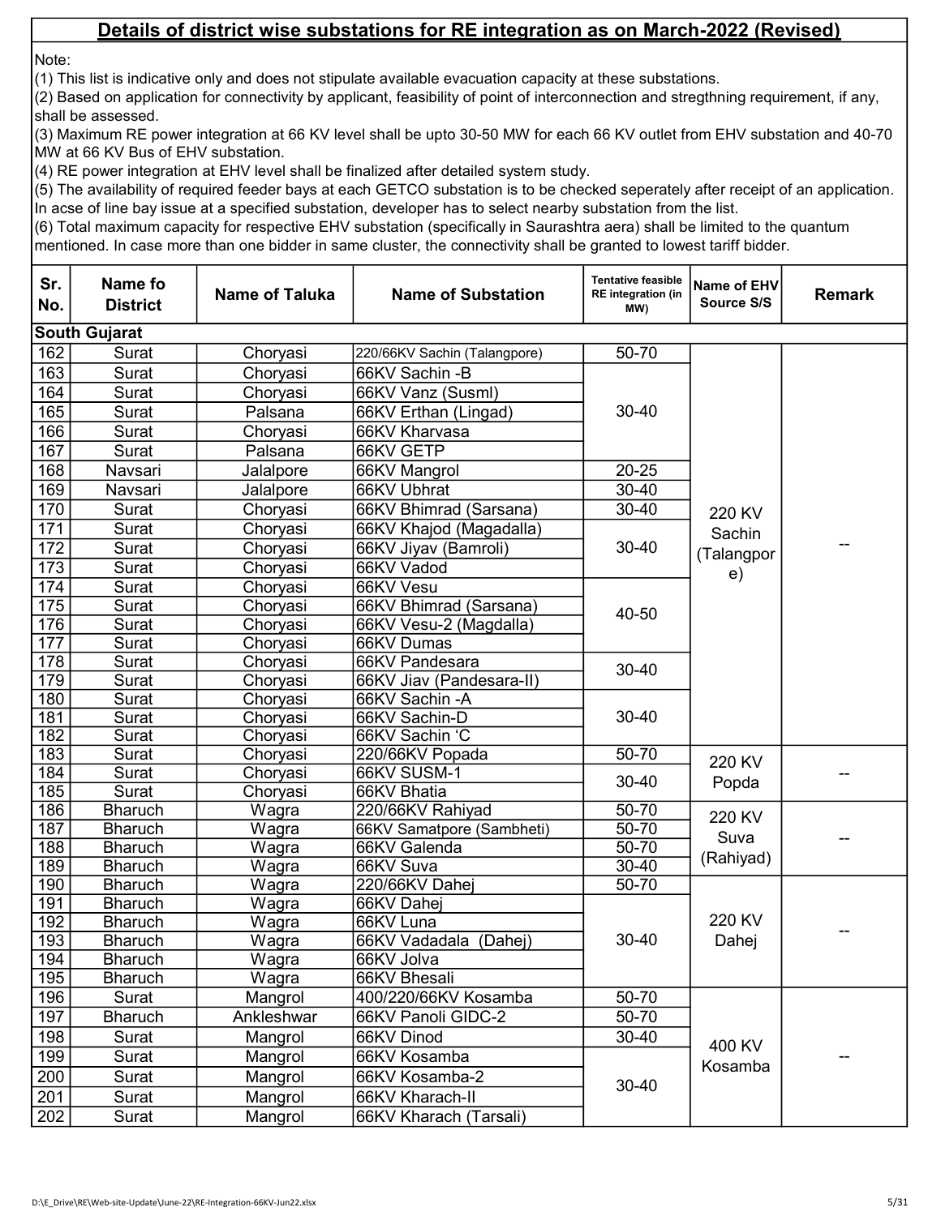## Details of district wise substations for RE integration as on March-2022 (Revised)

Note:

(1) This list is indicative only and does not stipulate available evacuation capacity at these substations.

(2) Based on application for connectivity by applicant, feasibility of point of interconnection and stregthning requirement, if any, shall be assessed.

(3) Maximum RE power integration at 66 KV level shall be upto 30-50 MW for each 66 KV outlet from EHV substation and 40-70 MW at 66 KV Bus of EHV substation.

(4) RE power integration at EHV level shall be finalized after detailed system study.

(5) The availability of required feeder bays at each GETCO substation is to be checked seperately after receipt of an application. In acse of line bay issue at a specified substation, developer has to select nearby substation from the list.

(6) Total maximum capacity for respective EHV substation (specifically in Saurashtra aera) shall be limited to the quantum mentioned. In case more than one bidder in same cluster, the connectivity shall be granted to lowest tariff bidder.

| Sr. No. | Name fo District | Name of Taluka | Name of Substation | Tentative feasible RE integration (in MW) | Name of EHV Source S/S | Remark |
|---|---|---|---|---|---|---|
| **South Gujarat** | | | | | | |
| 162 | Surat | Choryasi | 220/66KV Sachin (Talangpore) | 50-70 | 220 KV Sachin (Talangpore) | -- |
| 163 | Surat | Choryasi | 66KV Sachin -B | 30-40 | | |
| 164 | Surat | Choryasi | 66KV Vanz (Susml) | | | |
| 165 | Surat | Palsana | 66KV Erthan (Lingad) | | | |
| 166 | Surat | Choryasi | 66KV Kharvasa | | | |
| 167 | Surat | Palsana | 66KV GETP | | | |
| 168 | Navsari | Jalalpore | 66KV Mangrol | 20-25 | | |
| 169 | Navsari | Jalalpore | 66KV Ubhrat | 30-40 | | |
| 170 | Surat | Choryasi | 66KV Bhimrad (Sarsana) | 30-40 | | |
| 171 | Surat | Choryasi | 66KV Khajod (Magadalla) | 30-40 | | |
| 172 | Surat | Choryasi | 66KV Jiyav (Bamroli) | | | |
| 173 | Surat | Choryasi | 66KV Vadod | | | |
| 174 | Surat | Choryasi | 66KV Vesu | 40-50 | | |
| 175 | Surat | Choryasi | 66KV Bhimrad (Sarsana) | | | |
| 176 | Surat | Choryasi | 66KV Vesu-2 (Magdalla) | | | |
| 177 | Surat | Choryasi | 66KV Dumas | | | |
| 178 | Surat | Choryasi | 66KV Pandesara | 30-40 | | |
| 179 | Surat | Choryasi | 66KV Jiav (Pandesara-II) | | | |
| 180 | Surat | Choryasi | 66KV Sachin -A | 30-40 | | |
| 181 | Surat | Choryasi | 66KV Sachin-D | | | |
| 182 | Surat | Choryasi | 66KV Sachin 'C | | | |
| 183 | Surat | Choryasi | 220/66KV Popada | 50-70 | 220 KV Popda | -- |
| 184 | Surat | Choryasi | 66KV SUSM-1 | 30-40 | | |
| 185 | Surat | Choryasi | 66KV Bhatia | | | |
| 186 | Bharuch | Wagra | 220/66KV Rahiyad | 50-70 | 220 KV Suva (Rahiyad) | -- |
| 187 | Bharuch | Wagra | 66KV Samatpore (Sambheti) | 50-70 | | |
| 188 | Bharuch | Wagra | 66KV Galenda | 50-70 | | |
| 189 | Bharuch | Wagra | 66KV Suva | 30-40 | | |
| 190 | Bharuch | Wagra | 220/66KV Dahej | 50-70 | 220 KV Dahej | -- |
| 191 | Bharuch | Wagra | 66KV Dahej | 30-40 | | |
| 192 | Bharuch | Wagra | 66KV Luna | | | |
| 193 | Bharuch | Wagra | 66KV Vadadala (Dahej) | | | |
| 194 | Bharuch | Wagra | 66KV Jolva | | | |
| 195 | Bharuch | Wagra | 66KV Bhesali | | | |
| 196 | Surat | Mangrol | 400/220/66KV Kosamba | 50-70 | 400 KV Kosamba | -- |
| 197 | Bharuch | Ankleshwar | 66KV Panoli GIDC-2 | 50-70 | | |
| 198 | Surat | Mangrol | 66KV Dinod | 30-40 | | |
| 199 | Surat | Mangrol | 66KV Kosamba | 30-40 | | |
| 200 | Surat | Mangrol | 66KV Kosamba-2 | | | |
| 201 | Surat | Mangrol | 66KV Kharach-II | | | |
| 202 | Surat | Mangrol | 66KV Kharach (Tarsali) | | | |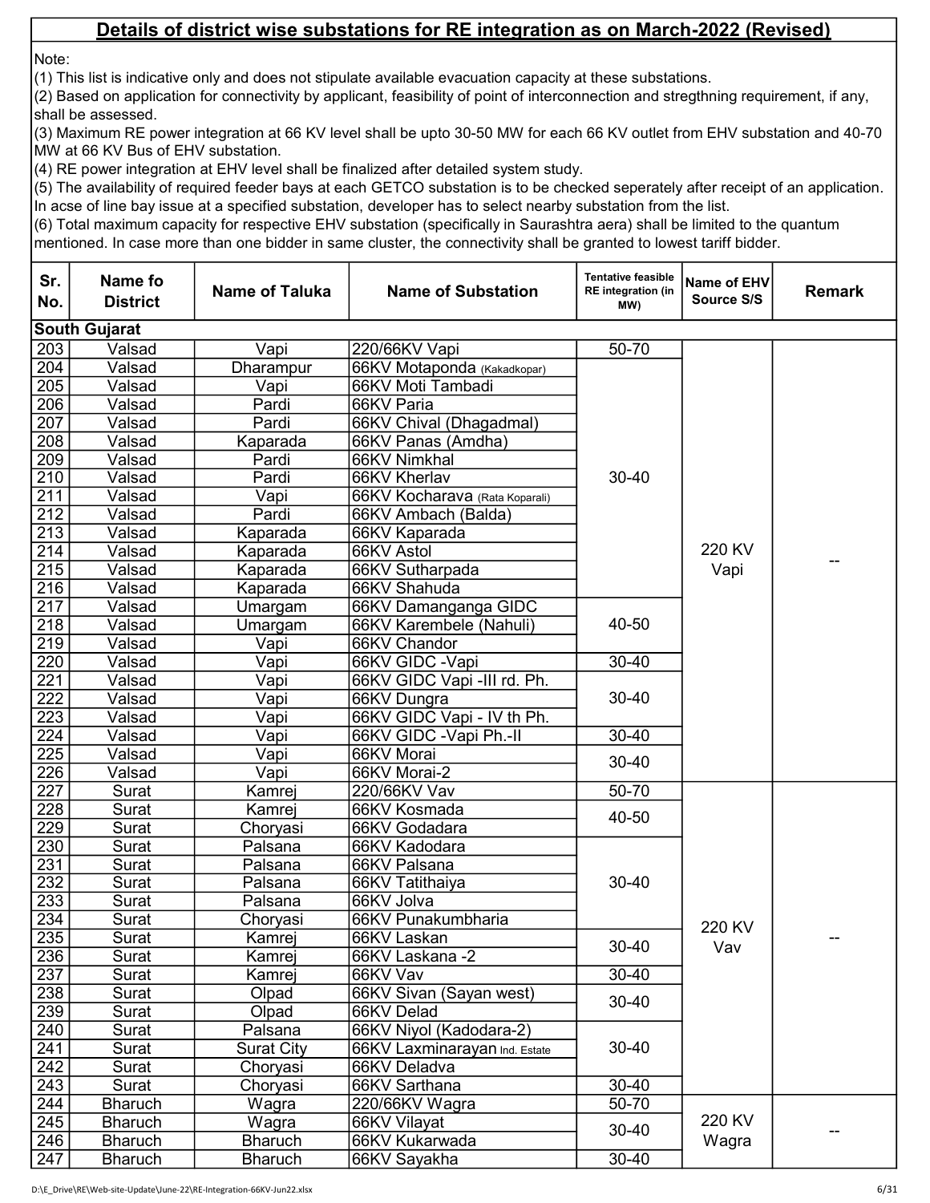## Details of district wise substations for RE integration as on March-2022 (Revised)

Note:
(1) This list is indicative only and does not stipulate available evacuation capacity at these substations.
(2) Based on application for connectivity by applicant, feasibility of point of interconnection and stregthning requirement, if any, shall be assessed.
(3) Maximum RE power integration at 66 KV level shall be upto 30-50 MW for each 66 KV outlet from EHV substation and 40-70 MW at 66 KV Bus of EHV substation.
(4) RE power integration at EHV level shall be finalized after detailed system study.
(5) The availability of required feeder bays at each GETCO substation is to be checked seperately after receipt of an application. In acse of line bay issue at a specified substation, developer has to select nearby substation from the list.
(6) Total maximum capacity for respective EHV substation (specifically in Saurashtra aera) shall be limited to the quantum mentioned. In case more than one bidder in same cluster, the connectivity shall be granted to lowest tariff bidder.

| Sr. No. | Name fo District | Name of Taluka | Name of Substation | Tentative feasible RE integration (in MW) | Name of EHV Source S/S | Remark |
|---|---|---|---|---|---|---|
| **South Gujarat** | | | | | | |
| 203 | Valsad | Vapi | 220/66KV Vapi | 50-70 | 220 KV Vapi | -- |
| 204 | Valsad | Dharampur | 66KV Motaponda (Kakadkopar) | 30-40 | 220 KV Vapi | -- |
| 205 | Valsad | Vapi | 66KV Moti Tambadi | 30-40 | 220 KV Vapi | -- |
| 206 | Valsad | Pardi | 66KV Paria | 30-40 | 220 KV Vapi | -- |
| 207 | Valsad | Pardi | 66KV Chival (Dhagadmal) | 30-40 | 220 KV Vapi | -- |
| 208 | Valsad | Kaparada | 66KV Panas (Amdha) | 30-40 | 220 KV Vapi | -- |
| 209 | Valsad | Pardi | 66KV Nimkhal | 30-40 | 220 KV Vapi | -- |
| 210 | Valsad | Pardi | 66KV Kherlav | 30-40 | 220 KV Vapi | -- |
| 211 | Valsad | Vapi | 66KV Kocharava (Rata Koparali) | 30-40 | 220 KV Vapi | -- |
| 212 | Valsad | Pardi | 66KV Ambach (Balda) | 30-40 | 220 KV Vapi | -- |
| 213 | Valsad | Kaparada | 66KV Kaparada | 30-40 | 220 KV Vapi | -- |
| 214 | Valsad | Kaparada | 66KV Astol | 30-40 | 220 KV Vapi | -- |
| 215 | Valsad | Kaparada | 66KV Sutharpada | 30-40 | 220 KV Vapi | -- |
| 216 | Valsad | Kaparada | 66KV Shahuda | 30-40 | 220 KV Vapi | -- |
| 217 | Valsad | Umargam | 66KV Damanganga GIDC | 40-50 | 220 KV Vapi | -- |
| 218 | Valsad | Umargam | 66KV Karembele (Nahuli) | 40-50 | 220 KV Vapi | -- |
| 219 | Valsad | Vapi | 66KV Chandor | 40-50 | 220 KV Vapi | -- |
| 220 | Valsad | Vapi | 66KV GIDC -Vapi | 30-40 | 220 KV Vapi | -- |
| 221 | Valsad | Vapi | 66KV GIDC Vapi -III rd. Ph. | 30-40 | 220 KV Vapi | -- |
| 222 | Valsad | Vapi | 66KV Dungra | 30-40 | 220 KV Vapi | -- |
| 223 | Valsad | Vapi | 66KV GIDC Vapi - IV th Ph. | 30-40 | 220 KV Vapi | -- |
| 224 | Valsad | Vapi | 66KV GIDC -Vapi Ph.-II | 30-40 | 220 KV Vapi | -- |
| 225 | Valsad | Vapi | 66KV Morai | 30-40 | 220 KV Vapi | -- |
| 226 | Valsad | Vapi | 66KV Morai-2 | 30-40 | 220 KV Vapi | -- |
| 227 | Surat | Kamrej | 220/66KV Vav | 50-70 | 220 KV Vav | -- |
| 228 | Surat | Kamrej | 66KV Kosmada | 40-50 | 220 KV Vav | -- |
| 229 | Surat | Choryasi | 66KV Godadara | 40-50 | 220 KV Vav | -- |
| 230 | Surat | Palsana | 66KV Kadodara | 30-40 | 220 KV Vav | -- |
| 231 | Surat | Palsana | 66KV Palsana | 30-40 | 220 KV Vav | -- |
| 232 | Surat | Palsana | 66KV Tatithaiya | 30-40 | 220 KV Vav | -- |
| 233 | Surat | Palsana | 66KV Jolva | 30-40 | 220 KV Vav | -- |
| 234 | Surat | Choryasi | 66KV Punakumbharia | 30-40 | 220 KV Vav | -- |
| 235 | Surat | Kamrej | 66KV Laskan | 30-40 | 220 KV Vav | -- |
| 236 | Surat | Kamrej | 66KV Laskana -2 | 30-40 | 220 KV Vav | -- |
| 237 | Surat | Kamrej | 66KV Vav | 30-40 | 220 KV Vav | -- |
| 238 | Surat | Olpad | 66KV Sivan (Sayan west) | 30-40 | 220 KV Vav | -- |
| 239 | Surat | Olpad | 66KV Delad | 30-40 | 220 KV Vav | -- |
| 240 | Surat | Palsana | 66KV Niyol (Kadodara-2) | 30-40 | 220 KV Vav | -- |
| 241 | Surat | Surat City | 66KV Laxminarayan Ind. Estate | 30-40 | 220 KV Vav | -- |
| 242 | Surat | Choryasi | 66KV Deladva | 30-40 | 220 KV Vav | -- |
| 243 | Surat | Choryasi | 66KV Sarthana | 30-40 | 220 KV Vav | -- |
| 244 | Bharuch | Wagra | 220/66KV Wagra | 50-70 | 220 KV Wagra | -- |
| 245 | Bharuch | Wagra | 66KV Vilayat | 30-40 | 220 KV Wagra | -- |
| 246 | Bharuch | Bharuch | 66KV Kukarwada | 30-40 | 220 KV Wagra | -- |
| 247 | Bharuch | Bharuch | 66KV Sayakha | 30-40 | 220 KV Wagra | -- |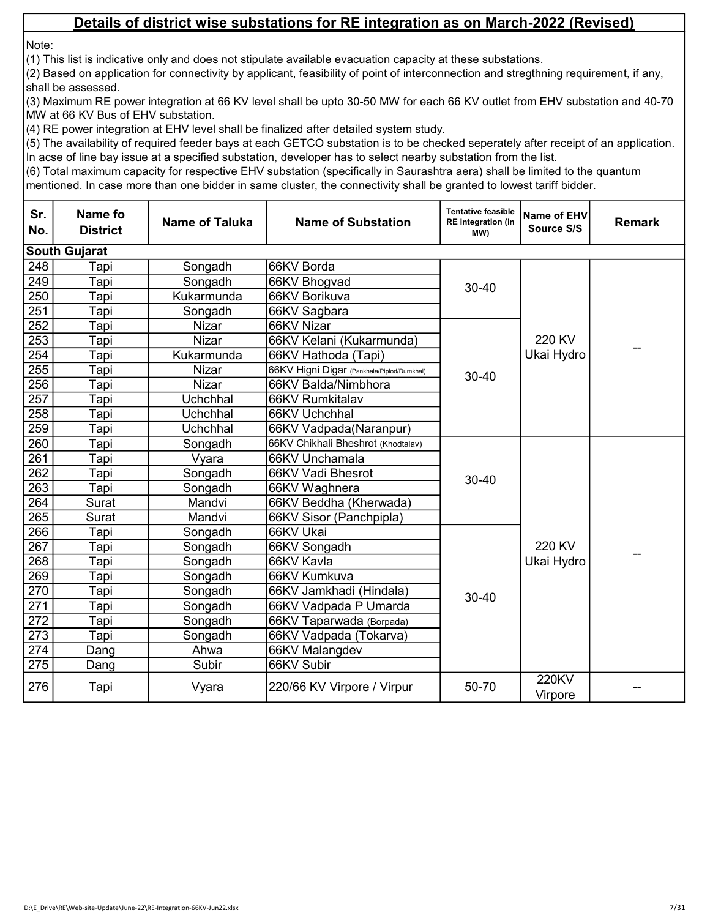## Details of district wise substations for RE integration as on March-2022 (Revised)

Note:

(1) This list is indicative only and does not stipulate available evacuation capacity at these substations.

(2) Based on application for connectivity by applicant, feasibility of point of interconnection and stregthning requirement, if any, shall be assessed.

(3) Maximum RE power integration at 66 KV level shall be upto 30-50 MW for each 66 KV outlet from EHV substation and 40-70 MW at 66 KV Bus of EHV substation.

(4) RE power integration at EHV level shall be finalized after detailed system study.

(5) The availability of required feeder bays at each GETCO substation is to be checked seperately after receipt of an application. In acse of line bay issue at a specified substation, developer has to select nearby substation from the list.

(6) Total maximum capacity for respective EHV substation (specifically in Saurashtra aera) shall be limited to the quantum mentioned. In case more than one bidder in same cluster, the connectivity shall be granted to lowest tariff bidder.

| Sr. No. | Name fo District | Name of Taluka | Name of Substation | Tentative feasible RE integration (in MW) | Name of EHV Source S/S | Remark |
|---|---|---|---|---|---|---|
| **South Gujarat** | | | | | | |
| 248 | Tapi | Songadh | 66KV Borda | 30-40 | 220 KV Ukai Hydro | -- |
| 249 | Tapi | Songadh | 66KV Bhogvad | | | |
| 250 | Tapi | Kukarmunda | 66KV Borikuva | | | |
| 251 | Tapi | Songadh | 66KV Sagbara | | | |
| 252 | Tapi | Nizar | 66KV Nizar | 30-40 | | |
| 253 | Tapi | Nizar | 66KV Kelani (Kukarmunda) | | | |
| 254 | Tapi | Kukarmunda | 66KV Hathoda (Tapi) | | | |
| 255 | Tapi | Nizar | 66KV Higni Digar (Pankhala/Piplod/Dumkhal) | | | |
| 256 | Tapi | Nizar | 66KV Balda/Nimbhora | | | |
| 257 | Tapi | Uchchhal | 66KV Rumkitalav | | | |
| 258 | Tapi | Uchchhal | 66KV Uchchhal | | | |
| 259 | Tapi | Uchchhal | 66KV Vadpada(Naranpur) | | | |
| 260 | Tapi | Songadh | 66KV Chikhali Bheshrot (Khodtalav) | 30-40 | 220 KV Ukai Hydro | -- |
| 261 | Tapi | Vyara | 66KV Unchamala | | | |
| 262 | Tapi | Songadh | 66KV Vadi Bhesrot | | | |
| 263 | Tapi | Songadh | 66KV Waghnera | | | |
| 264 | Surat | Mandvi | 66KV Beddha (Kherwada) | | | |
| 265 | Surat | Mandvi | 66KV Sisor (Panchpipla) | | | |
| 266 | Tapi | Songadh | 66KV Ukai | 30-40 | | |
| 267 | Tapi | Songadh | 66KV Songadh | | | |
| 268 | Tapi | Songadh | 66KV Kavla | | | |
| 269 | Tapi | Songadh | 66KV Kumkuva | | | |
| 270 | Tapi | Songadh | 66KV Jamkhadi (Hindala) | | | |
| 271 | Tapi | Songadh | 66KV Vadpada P Umarda | | | |
| 272 | Tapi | Songadh | 66KV Taparwada (Borpada) | | | |
| 273 | Tapi | Songadh | 66KV Vadpada (Tokarva) | | | |
| 274 | Dang | Ahwa | 66KV Malangdev | | | |
| 275 | Dang | Subir | 66KV Subir | | | |
| 276 | Tapi | Vyara | 220/66 KV Virpore / Virpur | 50-70 | 220KV Virpore | -- |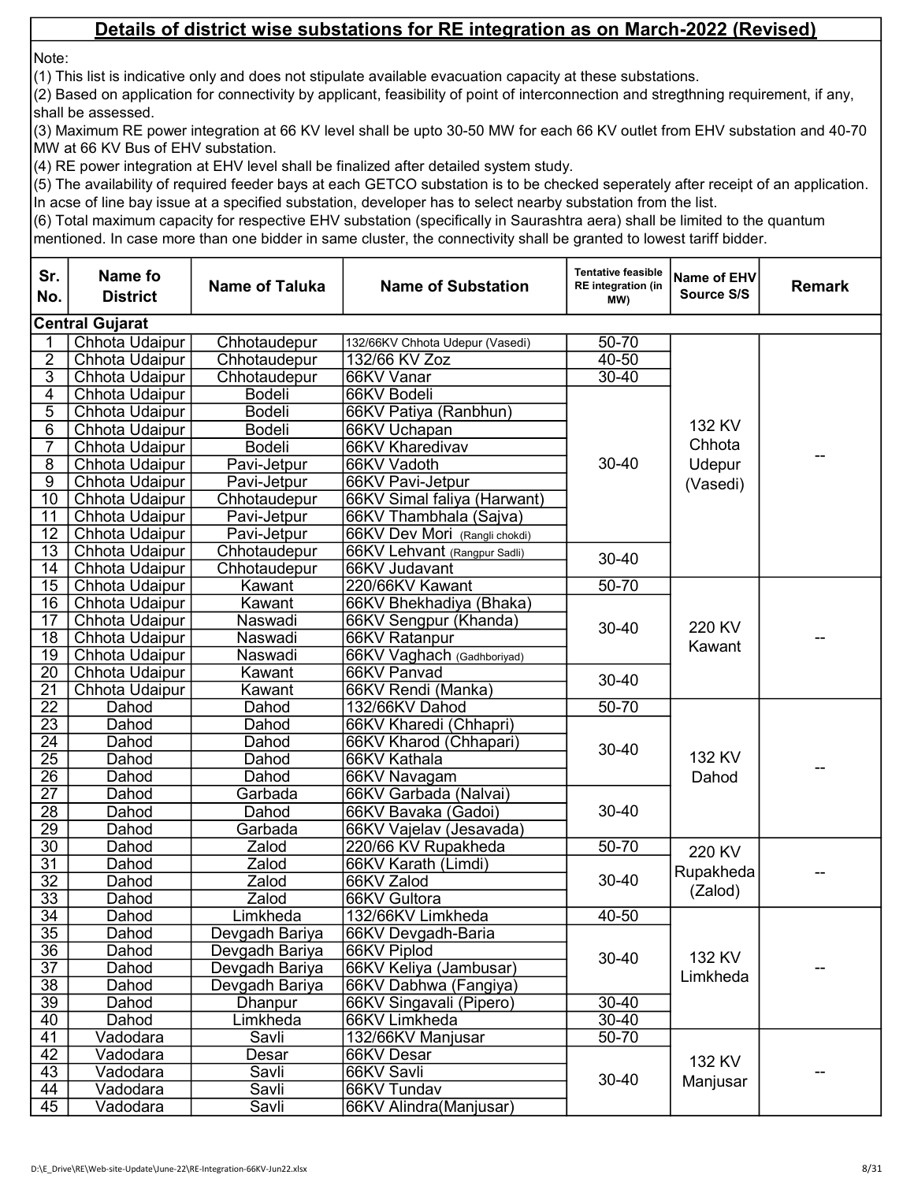## Details of district wise substations for RE integration as on March-2022 (Revised)

Note:

(1) This list is indicative only and does not stipulate available evacuation capacity at these substations.

(2) Based on application for connectivity by applicant, feasibility of point of interconnection and stregthning requirement, if any, shall be assessed.

(3) Maximum RE power integration at 66 KV level shall be upto 30-50 MW for each 66 KV outlet from EHV substation and 40-70 MW at 66 KV Bus of EHV substation.

(4) RE power integration at EHV level shall be finalized after detailed system study.

(5) The availability of required feeder bays at each GETCO substation is to be checked seperately after receipt of an application. In acse of line bay issue at a specified substation, developer has to select nearby substation from the list.

(6) Total maximum capacity for respective EHV substation (specifically in Saurashtra aera) shall be limited to the quantum mentioned. In case more than one bidder in same cluster, the connectivity shall be granted to lowest tariff bidder.

| Sr. No. | Name fo District | Name of Taluka | Name of Substation | Tentative feasible RE integration (in MW) | Name of EHV Source S/S | Remark |
|---|---|---|---|---|---|---|
| **Central Gujarat** | | | | | | |
| 1 | Chhota Udaipur | Chhotaudepur | 132/66KV Chhota Udepur (Vasedi) | 50-70 | 132 KV Chhota Udepur (Vasedi) | -- |
| 2 | Chhota Udaipur | Chhotaudepur | 132/66 KV Zoz | 40-50 | | |
| 3 | Chhota Udaipur | Chhotaudepur | 66KV Vanar | 30-40 | | |
| 4 | Chhota Udaipur | Bodeli | 66KV Bodeli | 30-40 | | |
| 5 | Chhota Udaipur | Bodeli | 66KV Patiya (Ranbhun) | | | |
| 6 | Chhota Udaipur | Bodeli | 66KV Uchapan | | | |
| 7 | Chhota Udaipur | Bodeli | 66KV Kharedivav | | | |
| 8 | Chhota Udaipur | Pavi-Jetpur | 66KV Vadoth | | | |
| 9 | Chhota Udaipur | Pavi-Jetpur | 66KV Pavi-Jetpur | | | |
| 10 | Chhota Udaipur | Chhotaudepur | 66KV Simal faliya (Harwant) | | | |
| 11 | Chhota Udaipur | Pavi-Jetpur | 66KV Thambhala (Sajva) | | | |
| 12 | Chhota Udaipur | Pavi-Jetpur | 66KV Dev Mori (Rangli chokdi) | | | |
| 13 | Chhota Udaipur | Chhotaudepur | 66KV Lehvant (Rangpur Sadli) | 30-40 | | |
| 14 | Chhota Udaipur | Chhotaudepur | 66KV Judavant | | | |
| 15 | Chhota Udaipur | Kawant | 220/66KV Kawant | 50-70 | 220 KV Kawant | -- |
| 16 | Chhota Udaipur | Kawant | 66KV Bhekhadiya (Bhaka) | 30-40 | | |
| 17 | Chhota Udaipur | Naswadi | 66KV Sengpur (Khanda) | | | |
| 18 | Chhota Udaipur | Naswadi | 66KV Ratanpur | | | |
| 19 | Chhota Udaipur | Naswadi | 66KV Vaghach (Gadhboriyad) | | | |
| 20 | Chhota Udaipur | Kawant | 66KV Panvad | 30-40 | | |
| 21 | Chhota Udaipur | Kawant | 66KV Rendi (Manka) | | | |
| 22 | Dahod | Dahod | 132/66KV Dahod | 50-70 | 132 KV Dahod | -- |
| 23 | Dahod | Dahod | 66KV Kharedi (Chhapri) | 30-40 | | |
| 24 | Dahod | Dahod | 66KV Kharod (Chhapari) | | | |
| 25 | Dahod | Dahod | 66KV Kathala | | | |
| 26 | Dahod | Dahod | 66KV Navagam | | | |
| 27 | Dahod | Garbada | 66KV Garbada (Nalvai) | 30-40 | | |
| 28 | Dahod | Dahod | 66KV Bavaka (Gadoi) | | | |
| 29 | Dahod | Garbada | 66KV Vajelav (Jesavada) | | | |
| 30 | Dahod | Zalod | 220/66 KV Rupakheda | 50-70 | 220 KV Rupakheda (Zalod) | -- |
| 31 | Dahod | Zalod | 66KV Karath (Limdi) | 30-40 | | |
| 32 | Dahod | Zalod | 66KV Zalod | | | |
| 33 | Dahod | Zalod | 66KV Gultora | | | |
| 34 | Dahod | Limkheda | 132/66KV Limkheda | 40-50 | 132 KV Limkheda | -- |
| 35 | Dahod | Devgadh Bariya | 66KV Devgadh-Baria | 30-40 | | |
| 36 | Dahod | Devgadh Bariya | 66KV Piplod | | | |
| 37 | Dahod | Devgadh Bariya | 66KV Keliya (Jambusar) | | | |
| 38 | Dahod | Devgadh Bariya | 66KV Dabhwa (Fangiya) | | | |
| 39 | Dahod | Dhanpur | 66KV Singavali (Pipero) | 30-40 | | |
| 40 | Dahod | Limkheda | 66KV Limkheda | 30-40 | | |
| 41 | Vadodara | Savli | 132/66KV Manjusar | 50-70 | 132 KV Manjusar | -- |
| 42 | Vadodara | Desar | 66KV Desar | 30-40 | | |
| 43 | Vadodara | Savli | 66KV Savli | | | |
| 44 | Vadodara | Savli | 66KV Tundav | | | |
| 45 | Vadodara | Savli | 66KV Alindra(Manjusar) | | | |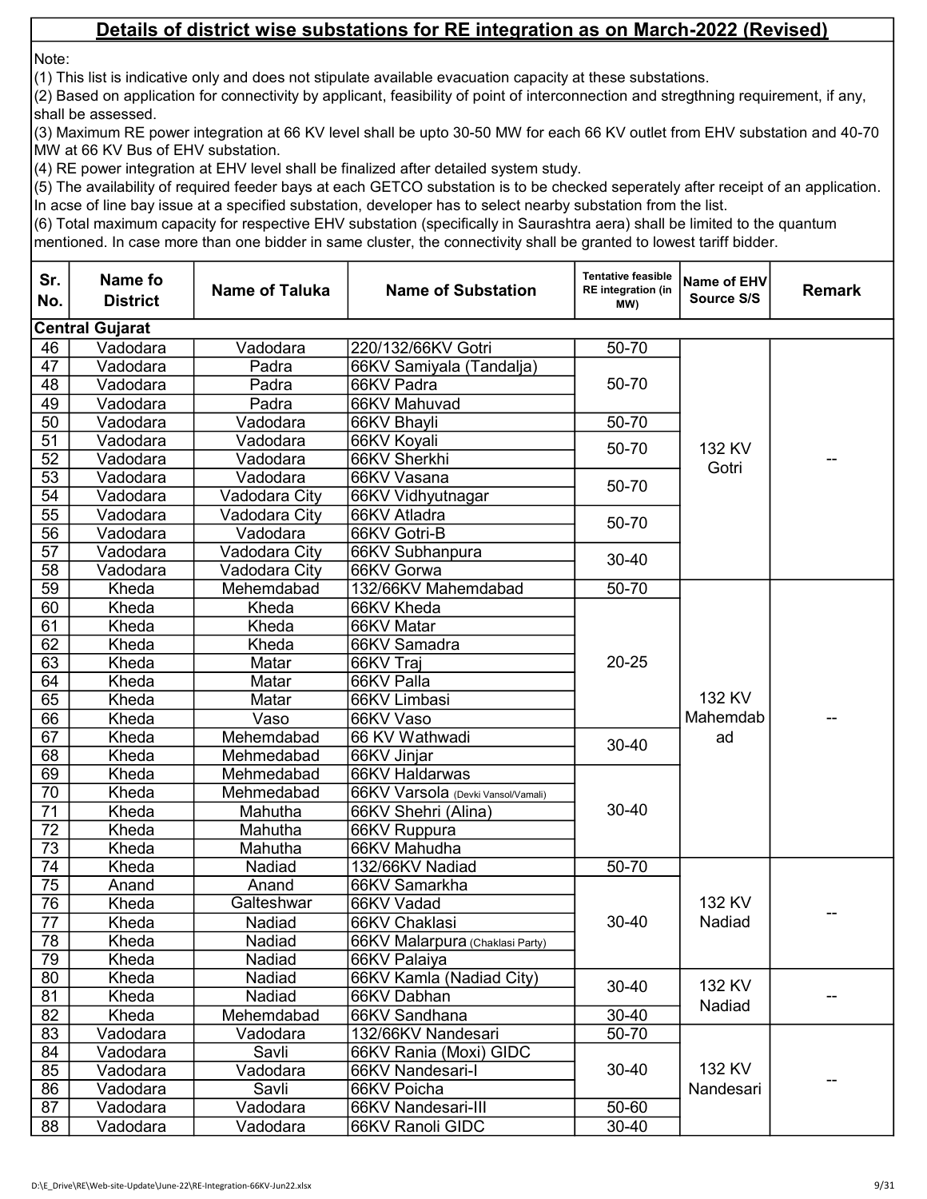## Details of district wise substations for RE integration as on March-2022 (Revised)

Note:

(1) This list is indicative only and does not stipulate available evacuation capacity at these substations.

(2) Based on application for connectivity by applicant, feasibility of point of interconnection and stregthning requirement, if any, shall be assessed.

(3) Maximum RE power integration at 66 KV level shall be upto 30-50 MW for each 66 KV outlet from EHV substation and 40-70 MW at 66 KV Bus of EHV substation.

(4) RE power integration at EHV level shall be finalized after detailed system study.

(5) The availability of required feeder bays at each GETCO substation is to be checked seperately after receipt of an application. In acse of line bay issue at a specified substation, developer has to select nearby substation from the list.

(6) Total maximum capacity for respective EHV substation (specifically in Saurashtra aera) shall be limited to the quantum mentioned. In case more than one bidder in same cluster, the connectivity shall be granted to lowest tariff bidder.

| Sr. No. | Name fo District | Name of Taluka | Name of Substation | Tentative feasible RE integration (in MW) | Name of EHV Source S/S | Remark |
|---|---|---|---|---|---|---|
| **Central Gujarat** | | | | | | |
| 46 | Vadodara | Vadodara | 220/132/66KV Gotri | 50-70 | 132 KV Gotri | -- |
| 47 | Vadodara | Padra | 66KV Samiyala (Tandalja) | 50-70 | | |
| 48 | Vadodara | Padra | 66KV Padra | | | |
| 49 | Vadodara | Padra | 66KV Mahuvad | | | |
| 50 | Vadodara | Vadodara | 66KV Bhayli | 50-70 | | |
| 51 | Vadodara | Vadodara | 66KV Koyali | 50-70 | | |
| 52 | Vadodara | Vadodara | 66KV Sherkhi | | | |
| 53 | Vadodara | Vadodara | 66KV Vasana | 50-70 | | |
| 54 | Vadodara | Vadodara City | 66KV Vidhyutnagar | | | |
| 55 | Vadodara | Vadodara City | 66KV Atladra | 50-70 | | |
| 56 | Vadodara | Vadodara | 66KV Gotri-B | | | |
| 57 | Vadodara | Vadodara City | 66KV Subhanpura | 30-40 | | |
| 58 | Vadodara | Vadodara City | 66KV Gorwa | | | |
| 59 | Kheda | Mehemdabad | 132/66KV Mahemdabad | 50-70 | 132 KV Mahemdabad | -- |
| 60 | Kheda | Kheda | 66KV Kheda | 20-25 | | |
| 61 | Kheda | Kheda | 66KV Matar | | | |
| 62 | Kheda | Kheda | 66KV Samadra | | | |
| 63 | Kheda | Matar | 66KV Traj | | | |
| 64 | Kheda | Matar | 66KV Palla | | | |
| 65 | Kheda | Matar | 66KV Limbasi | | | |
| 66 | Kheda | Vaso | 66KV Vaso | | | |
| 67 | Kheda | Mehemdabad | 66 KV Wathwadi | 30-40 | | |
| 68 | Kheda | Mehmedabad | 66KV Jinjar | | | |
| 69 | Kheda | Mehmedabad | 66KV Haldarwas | 30-40 | | |
| 70 | Kheda | Mehmedabad | 66KV Varsola (Devki Vansol/Vamali) | | | |
| 71 | Kheda | Mahutha | 66KV Shehri (Alina) | | | |
| 72 | Kheda | Mahutha | 66KV Ruppura | | | |
| 73 | Kheda | Mahutha | 66KV Mahudha | | | |
| 74 | Kheda | Nadiad | 132/66KV Nadiad | 50-70 | 132 KV Nadiad | -- |
| 75 | Anand | Anand | 66KV Samarkha | 30-40 | | |
| 76 | Kheda | Galteshwar | 66KV Vadad | | | |
| 77 | Kheda | Nadiad | 66KV Chaklasi | | | |
| 78 | Kheda | Nadiad | 66KV Malarpura (Chaklasi Party) | | | |
| 79 | Kheda | Nadiad | 66KV Palaiya | | | |
| 80 | Kheda | Nadiad | 66KV Kamla (Nadiad City) | 30-40 | 132 KV Nadiad | -- |
| 81 | Kheda | Nadiad | 66KV Dabhan | | | |
| 82 | Kheda | Mehemdabad | 66KV Sandhana | 30-40 | | |
| 83 | Vadodara | Vadodara | 132/66KV Nandesari | 50-70 | 132 KV Nandesari | -- |
| 84 | Vadodara | Savli | 66KV Rania (Moxi) GIDC | 30-40 | | |
| 85 | Vadodara | Vadodara | 66KV Nandesari-I | | | |
| 86 | Vadodara | Savli | 66KV Poicha | | | |
| 87 | Vadodara | Vadodara | 66KV Nandesari-III | 50-60 | | |
| 88 | Vadodara | Vadodara | 66KV Ranoli GIDC | 30-40 | | |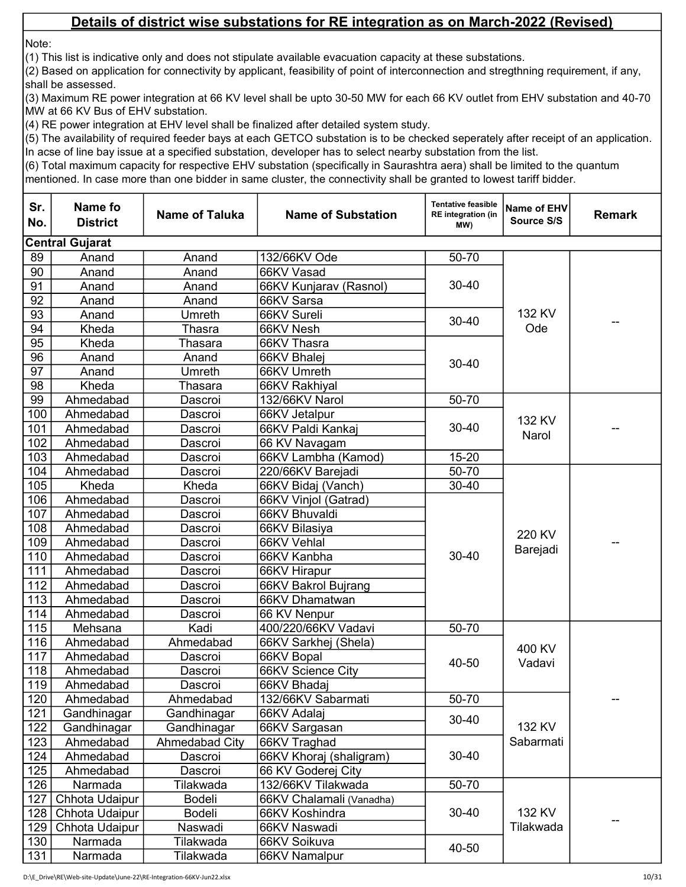## Details of district wise substations for RE integration as on March-2022 (Revised)

Note:

(1) This list is indicative only and does not stipulate available evacuation capacity at these substations.

(2) Based on application for connectivity by applicant, feasibility of point of interconnection and stregthning requirement, if any, shall be assessed.

(3) Maximum RE power integration at 66 KV level shall be upto 30-50 MW for each 66 KV outlet from EHV substation and 40-70 MW at 66 KV Bus of EHV substation.

(4) RE power integration at EHV level shall be finalized after detailed system study.

(5) The availability of required feeder bays at each GETCO substation is to be checked seperately after receipt of an application. In acse of line bay issue at a specified substation, developer has to select nearby substation from the list.

(6) Total maximum capacity for respective EHV substation (specifically in Saurashtra aera) shall be limited to the quantum mentioned. In case more than one bidder in same cluster, the connectivity shall be granted to lowest tariff bidder.

| Sr. No. | Name fo District | Name of Taluka | Name of Substation | Tentative feasible RE integration (in MW) | Name of EHV Source S/S | Remark |
|---|---|---|---|---|---|---|
| **Central Gujarat** | | | | | | |
| 89 | Anand | Anand | 132/66KV Ode | 50-70 | 132 KV Ode | -- |
| 90 | Anand | Anand | 66KV Vasad | 30-40 | | |
| 91 | Anand | Anand | 66KV Kunjarav (Rasnol) | | | |
| 92 | Anand | Anand | 66KV Sarsa | | | |
| 93 | Anand | Umreth | 66KV Sureli | 30-40 | | |
| 94 | Kheda | Thasra | 66KV Nesh | | | |
| 95 | Kheda | Thasara | 66KV Thasra | 30-40 | | |
| 96 | Anand | Anand | 66KV Bhalej | | | |
| 97 | Anand | Umreth | 66KV Umreth | | | |
| 98 | Kheda | Thasara | 66KV Rakhiyal | | | |
| 99 | Ahmedabad | Dascroi | 132/66KV Narol | 50-70 | 132 KV Narol | -- |
| 100 | Ahmedabad | Dascroi | 66KV Jetalpur | 30-40 | | |
| 101 | Ahmedabad | Dascroi | 66KV Paldi Kankaj | | | |
| 102 | Ahmedabad | Dascroi | 66 KV Navagam | | | |
| 103 | Ahmedabad | Dascroi | 66KV Lambha (Kamod) | 15-20 | | |
| 104 | Ahmedabad | Dascroi | 220/66KV Barejadi | 50-70 | 220 KV Barejadi | -- |
| 105 | Kheda | Kheda | 66KV Bidaj (Vanch) | 30-40 | | |
| 106 | Ahmedabad | Dascroi | 66KV Vinjol (Gatrad) | 30-40 | | |
| 107 | Ahmedabad | Dascroi | 66KV Bhuvaldi | | | |
| 108 | Ahmedabad | Dascroi | 66KV Bilasiya | | | |
| 109 | Ahmedabad | Dascroi | 66KV Vehlal | | | |
| 110 | Ahmedabad | Dascroi | 66KV Kanbha | | | |
| 111 | Ahmedabad | Dascroi | 66KV Hirapur | | | |
| 112 | Ahmedabad | Dascroi | 66KV Bakrol Bujrang | | | |
| 113 | Ahmedabad | Dascroi | 66KV Dhamatwan | | | |
| 114 | Ahmedabad | Dascroi | 66 KV Nenpur | | | |
| 115 | Mehsana | Kadi | 400/220/66KV Vadavi | 50-70 | 400 KV Vadavi | -- |
| 116 | Ahmedabad | Ahmedabad | 66KV Sarkhej (Shela) | 40-50 | | |
| 117 | Ahmedabad | Dascroi | 66KV Bopal | | | |
| 118 | Ahmedabad | Dascroi | 66KV Science City | | | |
| 119 | Ahmedabad | Dascroi | 66KV Bhadaj | | | |
| 120 | Ahmedabad | Ahmedabad | 132/66KV Sabarmati | 50-70 | 132 KV Sabarmati | |
| 121 | Gandhinagar | Gandhinagar | 66KV Adalaj | 30-40 | | |
| 122 | Gandhinagar | Gandhinagar | 66KV Sargasan | | | |
| 123 | Ahmedabad | Ahmedabad City | 66KV Traghad | 30-40 | | |
| 124 | Ahmedabad | Dascroi | 66KV Khoraj (shaligram) | | | |
| 125 | Ahmedabad | Dascroi | 66 KV Goderej City | | | |
| 126 | Narmada | Tilakwada | 132/66KV Tilakwada | 50-70 | 132 KV Tilakwada | -- |
| 127 | Chhota Udaipur | Bodeli | 66KV Chalamali (Vanadha) | 30-40 | | |
| 128 | Chhota Udaipur | Bodeli | 66KV Koshindra | | | |
| 129 | Chhota Udaipur | Naswadi | 66KV Naswadi | | | |
| 130 | Narmada | Tilakwada | 66KV Soikuva | 40-50 | | |
| 131 | Narmada | Tilakwada | 66KV Namalpur | | | |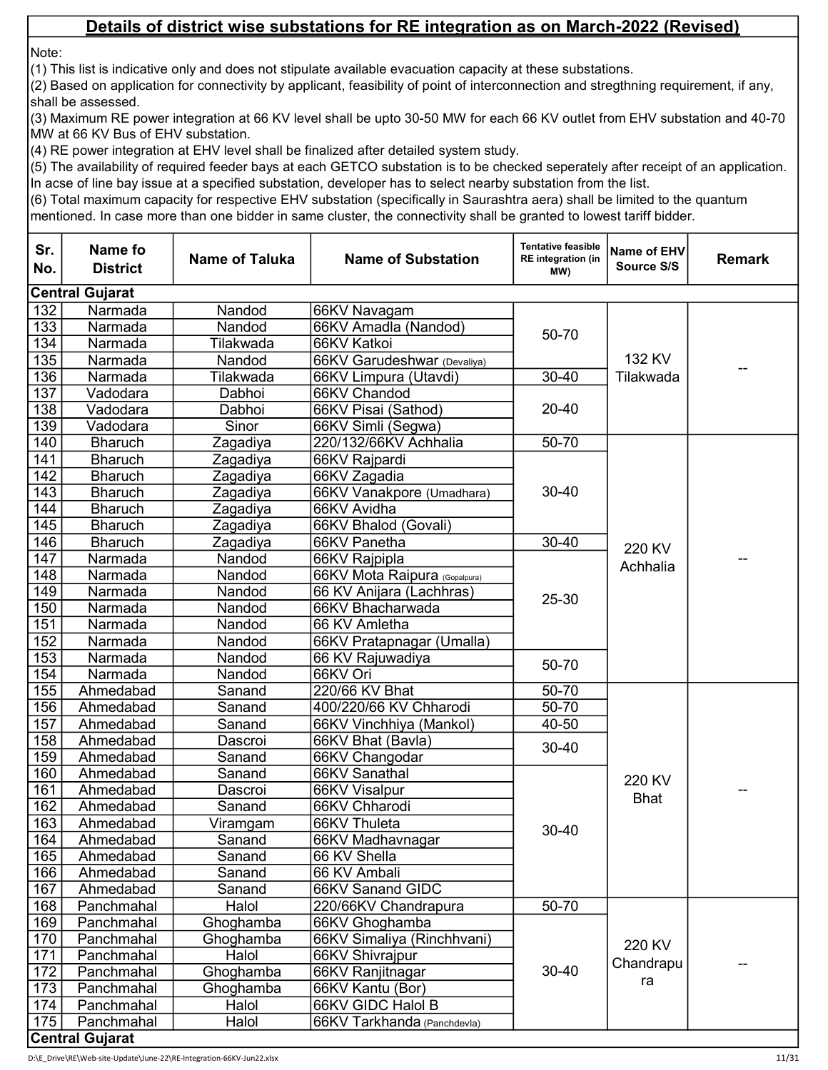## Details of district wise substations for RE integration as on March-2022 (Revised)

Note:
(1) This list is indicative only and does not stipulate available evacuation capacity at these substations.
(2) Based on application for connectivity by applicant, feasibility of point of interconnection and stregthning requirement, if any, shall be assessed.
(3) Maximum RE power integration at 66 KV level shall be upto 30-50 MW for each 66 KV outlet from EHV substation and 40-70 MW at 66 KV Bus of EHV substation.
(4) RE power integration at EHV level shall be finalized after detailed system study.
(5) The availability of required feeder bays at each GETCO substation is to be checked seperately after receipt of an application. In acse of line bay issue at a specified substation, developer has to select nearby substation from the list.
(6) Total maximum capacity for respective EHV substation (specifically in Saurashtra aera) shall be limited to the quantum mentioned. In case more than one bidder in same cluster, the connectivity shall be granted to lowest tariff bidder.

| Sr. No. | Name fo District | Name of Taluka | Name of Substation | Tentative feasible RE integration (in MW) | Name of EHV Source S/S | Remark |
|---|---|---|---|---|---|---|
| **Central Gujarat** | | | | | | |
| 132 | Narmada | Nandod | 66KV Navagam | 50-70 | 132 KV Tilakwada | -- |
| 133 | Narmada | Nandod | 66KV Amadla (Nandod) | | | |
| 134 | Narmada | Tilakwada | 66KV Katkoi | | | |
| 135 | Narmada | Nandod | 66KV Garudeshwar (Devaliya) | | | |
| 136 | Narmada | Tilakwada | 66KV Limpura (Utavdi) | 30-40 | | |
| 137 | Vadodara | Dabhoi | 66KV Chandod | 20-40 | | |
| 138 | Vadodara | Dabhoi | 66KV Pisai (Sathod) | | | |
| 139 | Vadodara | Sinor | 66KV Simli (Segwa) | | | |
| 140 | Bharuch | Zagadiya | 220/132/66KV Achhalia | 50-70 | 220 KV Achhalia | -- |
| 141 | Bharuch | Zagadiya | 66KV Rajpardi | 30-40 | | |
| 142 | Bharuch | Zagadiya | 66KV Zagadia | | | |
| 143 | Bharuch | Zagadiya | 66KV Vanakpore (Umadhara) | | | |
| 144 | Bharuch | Zagadiya | 66KV Avidha | | | |
| 145 | Bharuch | Zagadiya | 66KV Bhalod (Govali) | | | |
| 146 | Bharuch | Zagadiya | 66KV Panetha | 30-40 | | |
| 147 | Narmada | Nandod | 66KV Rajpipla | 25-30 | | |
| 148 | Narmada | Nandod | 66KV Mota Raipura (Gopalpura) | | | |
| 149 | Narmada | Nandod | 66 KV Anijara (Lachhras) | | | |
| 150 | Narmada | Nandod | 66KV Bhacharwada | | | |
| 151 | Narmada | Nandod | 66 KV Amletha | | | |
| 152 | Narmada | Nandod | 66KV Pratapnagar (Umalla) | | | |
| 153 | Narmada | Nandod | 66 KV Rajuwadiya | 50-70 | | |
| 154 | Narmada | Nandod | 66KV Ori | | | |
| 155 | Ahmedabad | Sanand | 220/66 KV Bhat | 50-70 | 220 KV Bhat | -- |
| 156 | Ahmedabad | Sanand | 400/220/66 KV Chharodi | 50-70 | | |
| 157 | Ahmedabad | Sanand | 66KV Vinchhiya (Mankol) | 40-50 | | |
| 158 | Ahmedabad | Dascroi | 66KV Bhat (Bavla) | 30-40 | | |
| 159 | Ahmedabad | Sanand | 66KV Changodar | | | |
| 160 | Ahmedabad | Sanand | 66KV Sanathal | 30-40 | | |
| 161 | Ahmedabad | Dascroi | 66KV Visalpur | | | |
| 162 | Ahmedabad | Sanand | 66KV Chharodi | | | |
| 163 | Ahmedabad | Viramgam | 66KV Thuleta | | | |
| 164 | Ahmedabad | Sanand | 66KV Madhavnagar | | | |
| 165 | Ahmedabad | Sanand | 66 KV Shella | | | |
| 166 | Ahmedabad | Sanand | 66 KV Ambali | | | |
| 167 | Ahmedabad | Sanand | 66KV Sanand GIDC | | | |
| 168 | Panchmahal | Halol | 220/66KV Chandrapura | 50-70 | 220 KV Chandrapura | -- |
| 169 | Panchmahal | Ghoghamba | 66KV Ghoghamba | 30-40 | | |
| 170 | Panchmahal | Ghoghamba | 66KV Simaliya (Rinchhvani) | | | |
| 171 | Panchmahal | Halol | 66KV Shivrajpur | | | |
| 172 | Panchmahal | Ghoghamba | 66KV Ranjitnagar | | | |
| 173 | Panchmahal | Ghoghamba | 66KV Kantu (Bor) | | | |
| 174 | Panchmahal | Halol | 66KV GIDC Halol B | | | |
| 175 | Panchmahal | Halol | 66KV Tarkhanda (Panchdevla) | | | |
| **Central Gujarat** | | | | | | |

D:\E_Drive\RE\Web-site-Update\June-22\RE-Integration-66KV-Jun22.xlsx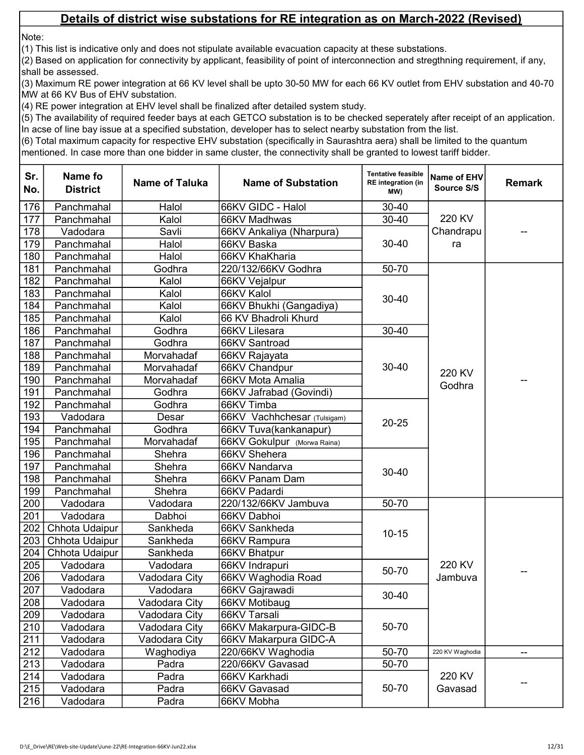## Details of district wise substations for RE integration as on March-2022 (Revised)

Note:

(1) This list is indicative only and does not stipulate available evacuation capacity at these substations.

(2) Based on application for connectivity by applicant, feasibility of point of interconnection and stregthning requirement, if any, shall be assessed.

(3) Maximum RE power integration at 66 KV level shall be upto 30-50 MW for each 66 KV outlet from EHV substation and 40-70 MW at 66 KV Bus of EHV substation.

(4) RE power integration at EHV level shall be finalized after detailed system study.

(5) The availability of required feeder bays at each GETCO substation is to be checked seperately after receipt of an application. In acse of line bay issue at a specified substation, developer has to select nearby substation from the list.

(6) Total maximum capacity for respective EHV substation (specifically in Saurashtra aera) shall be limited to the quantum mentioned. In case more than one bidder in same cluster, the connectivity shall be granted to lowest tariff bidder.

| Sr. No. | Name fo District | Name of Taluka | Name of Substation | Tentative feasible RE integration (in MW) | Name of EHV Source S/S | Remark |
|---|---|---|---|---|---|---|
| 176 | Panchmahal | Halol | 66KV GIDC - Halol | 30-40 | 220 KV Chandrapura | -- |
| 177 | Panchmahal | Kalol | 66KV Madhwas | 30-40 | | |
| 178 | Vadodara | Savli | 66KV Ankaliya (Nharpura) | 30-40 | | |
| 179 | Panchmahal | Halol | 66KV Baska | | | |
| 180 | Panchmahal | Halol | 66KV KhaKharia | | | |
| 181 | Panchmahal | Godhra | 220/132/66KV Godhra | 50-70 | 220 KV Godhra | -- |
| 182 | Panchmahal | Kalol | 66KV Vejalpur | 30-40 | | |
| 183 | Panchmahal | Kalol | 66KV Kalol | | | |
| 184 | Panchmahal | Kalol | 66KV Bhukhi (Gangadiya) | | | |
| 185 | Panchmahal | Kalol | 66 KV Bhadroli Khurd | | | |
| 186 | Panchmahal | Godhra | 66KV Lilesara | 30-40 | | |
| 187 | Panchmahal | Godhra | 66KV Santroad | 30-40 | | |
| 188 | Panchmahal | Morvahadaf | 66KV Rajayata | | | |
| 189 | Panchmahal | Morvahadaf | 66KV Chandpur | | | |
| 190 | Panchmahal | Morvahadaf | 66KV Mota Amalia | | | |
| 191 | Panchmahal | Godhra | 66KV Jafrabad (Govindi) | | | |
| 192 | Panchmahal | Godhra | 66KV Timba | 20-25 | | |
| 193 | Vadodara | Desar | 66KV Vachhchesar (Tulsigam) | | | |
| 194 | Panchmahal | Godhra | 66KV Tuva(kankanapur) | | | |
| 195 | Panchmahal | Morvahadaf | 66KV Gokulpur (Morwa Raina) | | | |
| 196 | Panchmahal | Shehra | 66KV Shehera | 30-40 | | |
| 197 | Panchmahal | Shehra | 66KV Nandarva | | | |
| 198 | Panchmahal | Shehra | 66KV Panam Dam | | | |
| 199 | Panchmahal | Shehra | 66KV Padardi | | | |
| 200 | Vadodara | Vadodara | 220/132/66KV Jambuva | 50-70 | 220 KV Jambuva | -- |
| 201 | Vadodara | Dabhoi | 66KV Dabhoi | 10-15 | | |
| 202 | Chhota Udaipur | Sankheda | 66KV Sankheda | | | |
| 203 | Chhota Udaipur | Sankheda | 66KV Rampura | | | |
| 204 | Chhota Udaipur | Sankheda | 66KV Bhatpur | | | |
| 205 | Vadodara | Vadodara | 66KV Indrapuri | 50-70 | | |
| 206 | Vadodara | Vadodara City | 66KV Waghodia Road | | | |
| 207 | Vadodara | Vadodara | 66KV Gajrawadi | 30-40 | | |
| 208 | Vadodara | Vadodara City | 66KV Motibaug | | | |
| 209 | Vadodara | Vadodara City | 66KV Tarsali | 50-70 | | |
| 210 | Vadodara | Vadodara City | 66KV Makarpura-GIDC-B | | | |
| 211 | Vadodara | Vadodara City | 66KV Makarpura GIDC-A | | | |
| 212 | Vadodara | Waghodiya | 220/66KV Waghodia | 50-70 | 220 KV Waghodia | -- |
| 213 | Vadodara | Padra | 220/66KV Gavasad | 50-70 | 220 KV Gavasad | -- |
| 214 | Vadodara | Padra | 66KV Karkhadi | 50-70 | | |
| 215 | Vadodara | Padra | 66KV Gavasad | | | |
| 216 | Vadodara | Padra | 66KV Mobha | | | |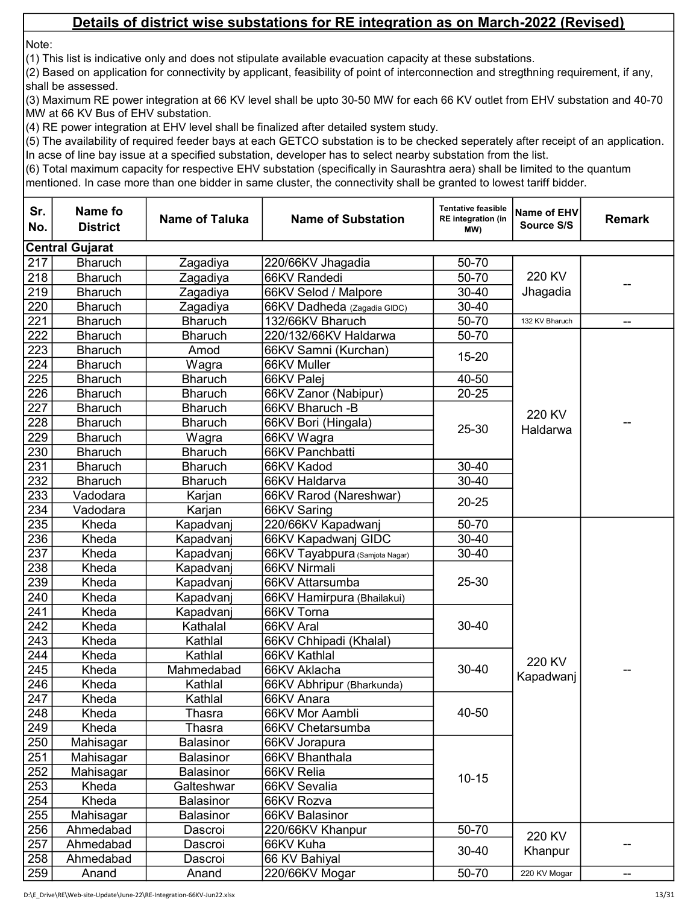## Details of district wise substations for RE integration as on March-2022 (Revised)

Note:

(1) This list is indicative only and does not stipulate available evacuation capacity at these substations.

(2) Based on application for connectivity by applicant, feasibility of point of interconnection and stregthning requirement, if any, shall be assessed.

(3) Maximum RE power integration at 66 KV level shall be upto 30-50 MW for each 66 KV outlet from EHV substation and 40-70 MW at 66 KV Bus of EHV substation.

(4) RE power integration at EHV level shall be finalized after detailed system study.

(5) The availability of required feeder bays at each GETCO substation is to be checked seperately after receipt of an application. In acse of line bay issue at a specified substation, developer has to select nearby substation from the list.

(6) Total maximum capacity for respective EHV substation (specifically in Saurashtra aera) shall be limited to the quantum mentioned. In case more than one bidder in same cluster, the connectivity shall be granted to lowest tariff bidder.

| Sr. No. | Name fo District | Name of Taluka | Name of Substation | Tentative feasible RE integration (in MW) | Name of EHV Source S/S | Remark |
|---|---|---|---|---|---|---|
| **Central Gujarat** | | | | | | |
| 217 | Bharuch | Zagadiya | 220/66KV Jhagadia | 50-70 | 220 KV Jhagadia | -- |
| 218 | Bharuch | Zagadiya | 66KV Randedi | 50-70 | | |
| 219 | Bharuch | Zagadiya | 66KV Selod / Malpore | 30-40 | | |
| 220 | Bharuch | Zagadiya | 66KV Dadheda (Zagadia GIDC) | 30-40 | | |
| 221 | Bharuch | Bharuch | 132/66KV Bharuch | 50-70 | 132 KV Bharuch | -- |
| 222 | Bharuch | Bharuch | 220/132/66KV Haldarwa | 50-70 | 220 KV Haldarwa | -- |
| 223 | Bharuch | Amod | 66KV Samni (Kurchan) | 15-20 | | |
| 224 | Bharuch | Wagra | 66KV Muller | | | |
| 225 | Bharuch | Bharuch | 66KV Palej | 40-50 | | |
| 226 | Bharuch | Bharuch | 66KV Zanor (Nabipur) | 20-25 | | |
| 227 | Bharuch | Bharuch | 66KV Bharuch -B | 25-30 | | |
| 228 | Bharuch | Bharuch | 66KV Bori (Hingala) | | | |
| 229 | Bharuch | Wagra | 66KV Wagra | | | |
| 230 | Bharuch | Bharuch | 66KV Panchbatti | | | |
| 231 | Bharuch | Bharuch | 66KV Kadod | 30-40 | | |
| 232 | Bharuch | Bharuch | 66KV Haldarva | 30-40 | | |
| 233 | Vadodara | Karjan | 66KV Rarod (Nareshwar) | 20-25 | | |
| 234 | Vadodara | Karjan | 66KV Saring | | | |
| 235 | Kheda | Kapadvanj | 220/66KV Kapadwanj | 50-70 | 220 KV Kapadwanj | -- |
| 236 | Kheda | Kapadvanj | 66KV Kapadwanj GIDC | 30-40 | | |
| 237 | Kheda | Kapadvanj | 66KV Tayabpura (Samjota Nagar) | 30-40 | | |
| 238 | Kheda | Kapadvanj | 66KV Nirmali | 25-30 | | |
| 239 | Kheda | Kapadvanj | 66KV Attarsumba | | | |
| 240 | Kheda | Kapadvanj | 66KV Hamirpura (Bhailakui) | | | |
| 241 | Kheda | Kapadvanj | 66KV Torna | 30-40 | | |
| 242 | Kheda | Kathalal | 66KV Aral | | | |
| 243 | Kheda | Kathlal | 66KV Chhipadi (Khalal) | | | |
| 244 | Kheda | Kathlal | 66KV Kathlal | 30-40 | | |
| 245 | Kheda | Mahmedabad | 66KV Aklacha | | | |
| 246 | Kheda | Kathlal | 66KV Abhripur (Bharkunda) | | | |
| 247 | Kheda | Kathlal | 66KV Anara | 40-50 | | |
| 248 | Kheda | Thasra | 66KV Mor Aambli | | | |
| 249 | Kheda | Thasra | 66KV Chetarsumba | | | |
| 250 | Mahisagar | Balasinor | 66KV Jorapura | 10-15 | | |
| 251 | Mahisagar | Balasinor | 66KV Bhanthala | | | |
| 252 | Mahisagar | Balasinor | 66KV Relia | | | |
| 253 | Kheda | Galteshwar | 66KV Sevalia | | | |
| 254 | Kheda | Balasinor | 66KV Rozva | | | |
| 255 | Mahisagar | Balasinor | 66KV Balasinor | | | |
| 256 | Ahmedabad | Dascroi | 220/66KV Khanpur | 50-70 | 220 KV Khanpur | -- |
| 257 | Ahmedabad | Dascroi | 66KV Kuha | 30-40 | | |
| 258 | Ahmedabad | Dascroi | 66 KV Bahiyal | | | |
| 259 | Anand | Anand | 220/66KV Mogar | 50-70 | 220 KV Mogar | -- |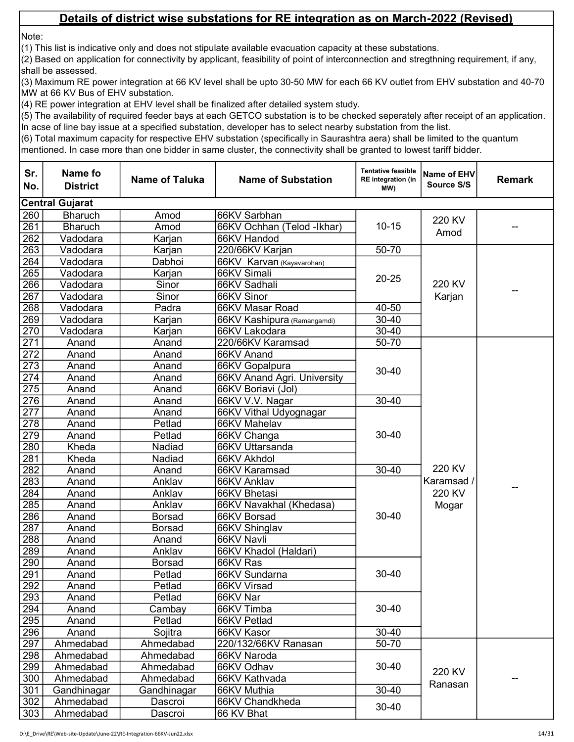## Details of district wise substations for RE integration as on March-2022 (Revised)

Note:

(1) This list is indicative only and does not stipulate available evacuation capacity at these substations.

(2) Based on application for connectivity by applicant, feasibility of point of interconnection and stregthning requirement, if any, shall be assessed.

(3) Maximum RE power integration at 66 KV level shall be upto 30-50 MW for each 66 KV outlet from EHV substation and 40-70 MW at 66 KV Bus of EHV substation.

(4) RE power integration at EHV level shall be finalized after detailed system study.

(5) The availability of required feeder bays at each GETCO substation is to be checked seperately after receipt of an application. In acse of line bay issue at a specified substation, developer has to select nearby substation from the list.

(6) Total maximum capacity for respective EHV substation (specifically in Saurashtra aera) shall be limited to the quantum mentioned. In case more than one bidder in same cluster, the connectivity shall be granted to lowest tariff bidder.

| Sr. No. | Name fo District | Name of Taluka | Name of Substation | Tentative feasible RE integration (in MW) | Name of EHV Source S/S | Remark |
|---|---|---|---|---|---|---|
| **Central Gujarat** | | | | | | |
| 260 | Bharuch | Amod | 66KV Sarbhan | 10-15 | 220 KV Amod | -- |
| 261 | Bharuch | Amod | 66KV Ochhan (Telod -Ikhar) | | | |
| 262 | Vadodara | Karjan | 66KV Handod | | | |
| 263 | Vadodara | Karjan | 220/66KV Karjan | 50-70 | 220 KV Karjan | -- |
| 264 | Vadodara | Dabhoi | 66KV Karvan (Kayavarohan) | 20-25 | | |
| 265 | Vadodara | Karjan | 66KV Simali | | | |
| 266 | Vadodara | Sinor | 66KV Sadhali | | | |
| 267 | Vadodara | Sinor | 66KV Sinor | | | |
| 268 | Vadodara | Padra | 66KV Masar Road | 40-50 | | |
| 269 | Vadodara | Karjan | 66KV Kashipura (Ramangamdi) | 30-40 | | |
| 270 | Vadodara | Karjan | 66KV Lakodara | 30-40 | | |
| 271 | Anand | Anand | 220/66KV Karamsad | 50-70 | 220 KV Karamsad / 220 KV Mogar | -- |
| 272 | Anand | Anand | 66KV Anand | 30-40 | | |
| 273 | Anand | Anand | 66KV Gopalpura | | | |
| 274 | Anand | Anand | 66KV Anand Agri. University | | | |
| 275 | Anand | Anand | 66KV Boriavi (Jol) | | | |
| 276 | Anand | Anand | 66KV V.V. Nagar | 30-40 | | |
| 277 | Anand | Anand | 66KV Vithal Udyognagar | 30-40 | | |
| 278 | Anand | Petlad | 66KV Mahelav | | | |
| 279 | Anand | Petlad | 66KV Changa | | | |
| 280 | Kheda | Nadiad | 66KV Uttarsanda | | | |
| 281 | Kheda | Nadiad | 66KV Akhdol | | | |
| 282 | Anand | Anand | 66KV Karamsad | 30-40 | | |
| 283 | Anand | Anklav | 66KV Anklav | 30-40 | | |
| 284 | Anand | Anklav | 66KV Bhetasi | | | |
| 285 | Anand | Anklav | 66KV Navakhal (Khedasa) | | | |
| 286 | Anand | Borsad | 66KV Borsad | | | |
| 287 | Anand | Borsad | 66KV Shinglav | | | |
| 288 | Anand | Anand | 66KV Navli | | | |
| 289 | Anand | Anklav | 66KV Khadol (Haldari) | | | |
| 290 | Anand | Borsad | 66KV Ras | 30-40 | | |
| 291 | Anand | Petlad | 66KV Sundarna | | | |
| 292 | Anand | Petlad | 66KV Virsad | | | |
| 293 | Anand | Petlad | 66KV Nar | 30-40 | | |
| 294 | Anand | Cambay | 66KV Timba | | | |
| 295 | Anand | Petlad | 66KV Petlad | | | |
| 296 | Anand | Sojitra | 66KV Kasor | 30-40 | | |
| 297 | Ahmedabad | Ahmedabad | 220/132/66KV Ranasan | 50-70 | 220 KV Ranasan | -- |
| 298 | Ahmedabad | Ahmedabad | 66KV Naroda | 30-40 | | |
| 299 | Ahmedabad | Ahmedabad | 66KV Odhav | | | |
| 300 | Ahmedabad | Ahmedabad | 66KV Kathvada | | | |
| 301 | Gandhinagar | Gandhinagar | 66KV Muthia | 30-40 | | |
| 302 | Ahmedabad | Dascroi | 66KV Chandkheda | 30-40 | | |
| 303 | Ahmedabad | Dascroi | 66 KV Bhat | | | |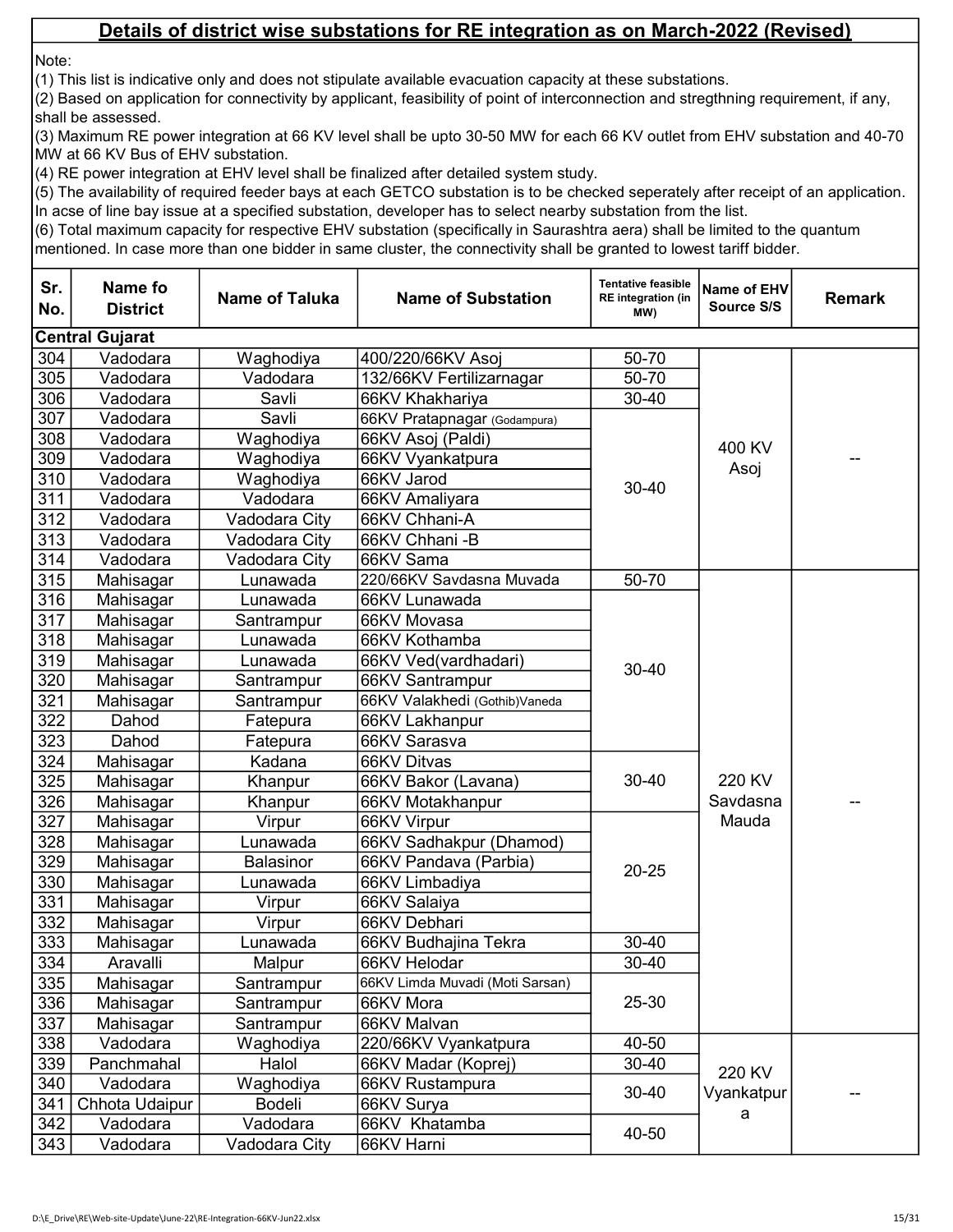## Details of district wise substations for RE integration as on March-2022 (Revised)

Note:

(1) This list is indicative only and does not stipulate available evacuation capacity at these substations.

(2) Based on application for connectivity by applicant, feasibility of point of interconnection and stregthning requirement, if any, shall be assessed.

(3) Maximum RE power integration at 66 KV level shall be upto 30-50 MW for each 66 KV outlet from EHV substation and 40-70 MW at 66 KV Bus of EHV substation.

(4) RE power integration at EHV level shall be finalized after detailed system study.

(5) The availability of required feeder bays at each GETCO substation is to be checked seperately after receipt of an application. In acse of line bay issue at a specified substation, developer has to select nearby substation from the list.

(6) Total maximum capacity for respective EHV substation (specifically in Saurashtra aera) shall be limited to the quantum mentioned. In case more than one bidder in same cluster, the connectivity shall be granted to lowest tariff bidder.

| Sr. No. | Name fo District | Name of Taluka | Name of Substation | Tentative feasible RE integration (in MW) | Name of EHV Source S/S | Remark |
|---|---|---|---|---|---|---|
| **Central Gujarat** | | | | | | |
| 304 | Vadodara | Waghodiya | 400/220/66KV Asoj | 50-70 | 400 KV Asoj | -- |
| 305 | Vadodara | Vadodara | 132/66KV Fertilizarnagar | 50-70 | | |
| 306 | Vadodara | Savli | 66KV Khakhariya | 30-40 | | |
| 307 | Vadodara | Savli | 66KV Pratapnagar (Godampura) | 30-40 | | |
| 308 | Vadodara | Waghodiya | 66KV Asoj (Paldi) | | | |
| 309 | Vadodara | Waghodiya | 66KV Vyankatpura | | | |
| 310 | Vadodara | Waghodiya | 66KV Jarod | | | |
| 311 | Vadodara | Vadodara | 66KV Amaliyara | | | |
| 312 | Vadodara | Vadodara City | 66KV Chhani-A | | | |
| 313 | Vadodara | Vadodara City | 66KV Chhani -B | | | |
| 314 | Vadodara | Vadodara City | 66KV Sama | | | |
| 315 | Mahisagar | Lunawada | 220/66KV Savdasna Muvada | 50-70 | 220 KV Savdasna Mauda | -- |
| 316 | Mahisagar | Lunawada | 66KV Lunawada | 30-40 | | |
| 317 | Mahisagar | Santrampur | 66KV Movasa | | | |
| 318 | Mahisagar | Lunawada | 66KV Kothamba | | | |
| 319 | Mahisagar | Lunawada | 66KV Ved(vardhadari) | | | |
| 320 | Mahisagar | Santrampur | 66KV Santrampur | | | |
| 321 | Mahisagar | Santrampur | 66KV Valakhedi (Gothib)Vaneda | | | |
| 322 | Dahod | Fatepura | 66KV Lakhanpur | | | |
| 323 | Dahod | Fatepura | 66KV Sarasva | | | |
| 324 | Mahisagar | Kadana | 66KV Ditvas | 30-40 | | |
| 325 | Mahisagar | Khanpur | 66KV Bakor (Lavana) | | | |
| 326 | Mahisagar | Khanpur | 66KV Motakhanpur | | | |
| 327 | Mahisagar | Virpur | 66KV Virpur | 20-25 | | |
| 328 | Mahisagar | Lunawada | 66KV Sadhakpur (Dhamod) | | | |
| 329 | Mahisagar | Balasinor | 66KV Pandava (Parbia) | | | |
| 330 | Mahisagar | Lunawada | 66KV Limbadiya | | | |
| 331 | Mahisagar | Virpur | 66KV Salaiya | | | |
| 332 | Mahisagar | Virpur | 66KV Debhari | | | |
| 333 | Mahisagar | Lunawada | 66KV Budhajina Tekra | 30-40 | | |
| 334 | Aravalli | Malpur | 66KV Helodar | 30-40 | | |
| 335 | Mahisagar | Santrampur | 66KV Limda Muvadi (Moti Sarsan) | 25-30 | | |
| 336 | Mahisagar | Santrampur | 66KV Mora | | | |
| 337 | Mahisagar | Santrampur | 66KV Malvan | | | |
| 338 | Vadodara | Waghodiya | 220/66KV Vyankatpura | 40-50 | 220 KV Vyankatpura | -- |
| 339 | Panchmahal | Halol | 66KV Madar (Koprej) | 30-40 | | |
| 340 | Vadodara | Waghodiya | 66KV Rustampura | 30-40 | | |
| 341 | Chhota Udaipur | Bodeli | 66KV Surya | | | |
| 342 | Vadodara | Vadodara | 66KV Khatamba | 40-50 | | |
| 343 | Vadodara | Vadodara City | 66KV Harni | | | |

D:\E_Drive\RE\Web-site-Update\June-22\RE-Integration-66KV-Jun22.xlsx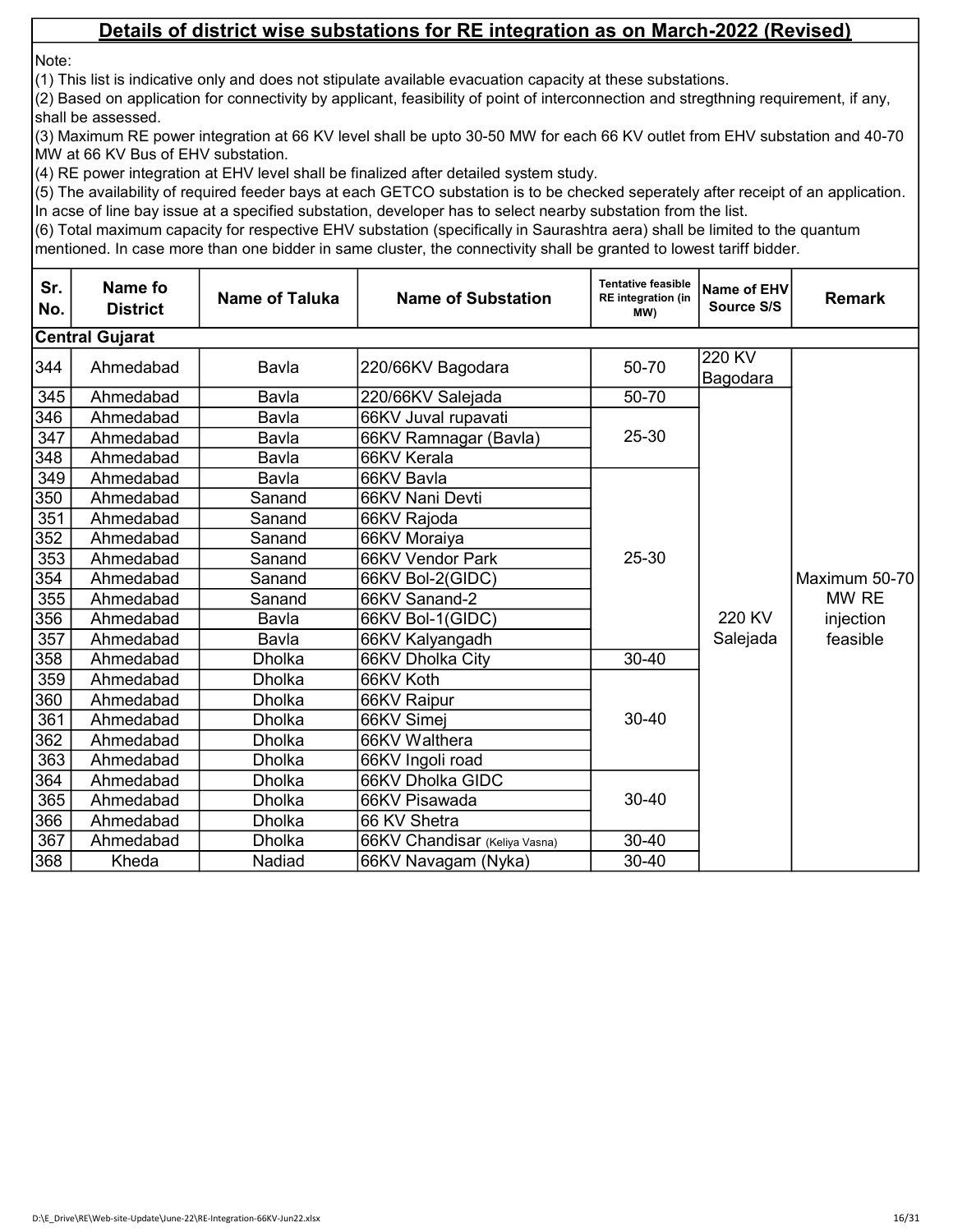## Details of district wise substations for RE integration as on March-2022 (Revised)

Note:
(1) This list is indicative only and does not stipulate available evacuation capacity at these substations.
(2) Based on application for connectivity by applicant, feasibility of point of interconnection and stregthning requirement, if any, shall be assessed.
(3) Maximum RE power integration at 66 KV level shall be upto 30-50 MW for each 66 KV outlet from EHV substation and 40-70 MW at 66 KV Bus of EHV substation.
(4) RE power integration at EHV level shall be finalized after detailed system study.
(5) The availability of required feeder bays at each GETCO substation is to be checked seperately after receipt of an application. In acse of line bay issue at a specified substation, developer has to select nearby substation from the list.
(6) Total maximum capacity for respective EHV substation (specifically in Saurashtra aera) shall be limited to the quantum mentioned. In case more than one bidder in same cluster, the connectivity shall be granted to lowest tariff bidder.

| Sr. No. | Name fo District | Name of Taluka | Name of Substation | Tentative feasible RE integration (in MW) | Name of EHV Source S/S | Remark |
|---|---|---|---|---|---|---|
| **Central Gujarat** | | | | | | |
| 344 | Ahmedabad | Bavla | 220/66KV Bagodara | 50-70 | 220 KV Bagodara | Maximum 50-70 MW RE injection feasible |
| 345 | Ahmedabad | Bavla | 220/66KV Salejada | 50-70 | 220 KV Salejada | |
| 346 | Ahmedabad | Bavla | 66KV Juval rupavati | 25-30 | | |
| 347 | Ahmedabad | Bavla | 66KV Ramnagar (Bavla) | | | |
| 348 | Ahmedabad | Bavla | 66KV Kerala | | | |
| 349 | Ahmedabad | Bavla | 66KV Bavla | 25-30 | | |
| 350 | Ahmedabad | Sanand | 66KV Nani Devti | | | |
| 351 | Ahmedabad | Sanand | 66KV Rajoda | | | |
| 352 | Ahmedabad | Sanand | 66KV Moraiya | | | |
| 353 | Ahmedabad | Sanand | 66KV Vendor Park | | | |
| 354 | Ahmedabad | Sanand | 66KV Bol-2(GIDC) | | | |
| 355 | Ahmedabad | Sanand | 66KV Sanand-2 | | | |
| 356 | Ahmedabad | Bavla | 66KV Bol-1(GIDC) | | | |
| 357 | Ahmedabad | Bavla | 66KV Kalyangadh | | | |
| 358 | Ahmedabad | Dholka | 66KV Dholka City | 30-40 | | |
| 359 | Ahmedabad | Dholka | 66KV Koth | 30-40 | | |
| 360 | Ahmedabad | Dholka | 66KV Raipur | | | |
| 361 | Ahmedabad | Dholka | 66KV Simej | | | |
| 362 | Ahmedabad | Dholka | 66KV Walthera | | | |
| 363 | Ahmedabad | Dholka | 66KV Ingoli road | | | |
| 364 | Ahmedabad | Dholka | 66KV Dholka GIDC | 30-40 | | |
| 365 | Ahmedabad | Dholka | 66KV Pisawada | | | |
| 366 | Ahmedabad | Dholka | 66 KV Shetra | | | |
| 367 | Ahmedabad | Dholka | 66KV Chandisar (Keliya Vasna) | 30-40 | | |
| 368 | Kheda | Nadiad | 66KV Navagam (Nyka) | 30-40 | | |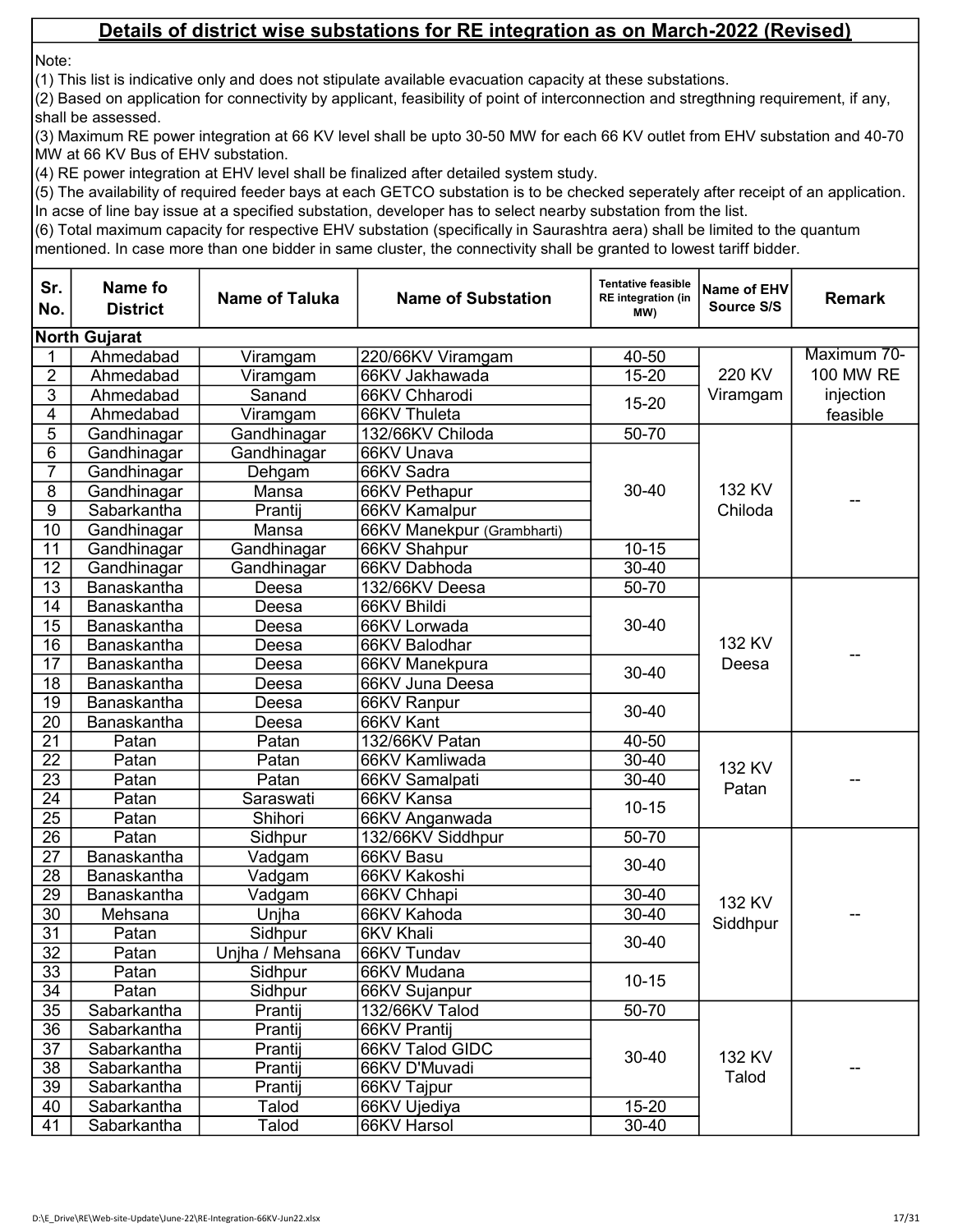## Details of district wise substations for RE integration as on March-2022 (Revised)

Note:

(1) This list is indicative only and does not stipulate available evacuation capacity at these substations.

(2) Based on application for connectivity by applicant, feasibility of point of interconnection and stregthning requirement, if any, shall be assessed.

(3) Maximum RE power integration at 66 KV level shall be upto 30-50 MW for each 66 KV outlet from EHV substation and 40-70 MW at 66 KV Bus of EHV substation.

(4) RE power integration at EHV level shall be finalized after detailed system study.

(5) The availability of required feeder bays at each GETCO substation is to be checked seperately after receipt of an application. In acse of line bay issue at a specified substation, developer has to select nearby substation from the list.

(6) Total maximum capacity for respective EHV substation (specifically in Saurashtra aera) shall be limited to the quantum mentioned. In case more than one bidder in same cluster, the connectivity shall be granted to lowest tariff bidder.

| Sr. No. | Name fo District | Name of Taluka | Name of Substation | Tentative feasible RE integration (in MW) | Name of EHV Source S/S | Remark |
|---|---|---|---|---|---|---|
| **North Gujarat** | | | | | | |
| 1 | Ahmedabad | Viramgam | 220/66KV Viramgam | 40-50 | 220 KV Viramgam | Maximum 70-100 MW RE injection feasible |
| 2 | Ahmedabad | Viramgam | 66KV Jakhawada | 15-20 | | |
| 3 | Ahmedabad | Sanand | 66KV Chharodi | 15-20 | | |
| 4 | Ahmedabad | Viramgam | 66KV Thuleta | | | |
| 5 | Gandhinagar | Gandhinagar | 132/66KV Chiloda | 50-70 | 132 KV Chiloda | -- |
| 6 | Gandhinagar | Gandhinagar | 66KV Unava | 30-40 | | |
| 7 | Gandhinagar | Dehgam | 66KV Sadra | | | |
| 8 | Gandhinagar | Mansa | 66KV Pethapur | | | |
| 9 | Sabarkantha | Prantij | 66KV Kamalpur | | | |
| 10 | Gandhinagar | Mansa | 66KV Manekpur (Grambharti) | | | |
| 11 | Gandhinagar | Gandhinagar | 66KV Shahpur | 10-15 | | |
| 12 | Gandhinagar | Gandhinagar | 66KV Dabhoda | 30-40 | | |
| 13 | Banaskantha | Deesa | 132/66KV Deesa | 50-70 | 132 KV Deesa | -- |
| 14 | Banaskantha | Deesa | 66KV Bhildi | 30-40 | | |
| 15 | Banaskantha | Deesa | 66KV Lorwada | | | |
| 16 | Banaskantha | Deesa | 66KV Balodhar | | | |
| 17 | Banaskantha | Deesa | 66KV Manekpura | 30-40 | | |
| 18 | Banaskantha | Deesa | 66KV Juna Deesa | | | |
| 19 | Banaskantha | Deesa | 66KV Ranpur | 30-40 | | |
| 20 | Banaskantha | Deesa | 66KV Kant | | | |
| 21 | Patan | Patan | 132/66KV Patan | 40-50 | 132 KV Patan | -- |
| 22 | Patan | Patan | 66KV Kamliwada | 30-40 | | |
| 23 | Patan | Patan | 66KV Samalpati | 30-40 | | |
| 24 | Patan | Saraswati | 66KV Kansa | 10-15 | | |
| 25 | Patan | Shihori | 66KV Anganwada | | | |
| 26 | Patan | Sidhpur | 132/66KV Siddhpur | 50-70 | 132 KV Siddhpur | -- |
| 27 | Banaskantha | Vadgam | 66KV Basu | 30-40 | | |
| 28 | Banaskantha | Vadgam | 66KV Kakoshi | | | |
| 29 | Banaskantha | Vadgam | 66KV Chhapi | 30-40 | | |
| 30 | Mehsana | Unjha | 66KV Kahoda | 30-40 | | |
| 31 | Patan | Sidhpur | 6KV Khali | 30-40 | | |
| 32 | Patan | Unjha / Mehsana | 66KV Tundav | | | |
| 33 | Patan | Sidhpur | 66KV Mudana | 10-15 | | |
| 34 | Patan | Sidhpur | 66KV Sujanpur | | | |
| 35 | Sabarkantha | Prantij | 132/66KV Talod | 50-70 | 132 KV Talod | -- |
| 36 | Sabarkantha | Prantij | 66KV Prantij | 30-40 | | |
| 37 | Sabarkantha | Prantij | 66KV Talod GIDC | | | |
| 38 | Sabarkantha | Prantij | 66KV D'Muvadi | | | |
| 39 | Sabarkantha | Prantij | 66KV Tajpur | | | |
| 40 | Sabarkantha | Talod | 66KV Ujediya | 15-20 | | |
| 41 | Sabarkantha | Talod | 66KV Harsol | 30-40 | | |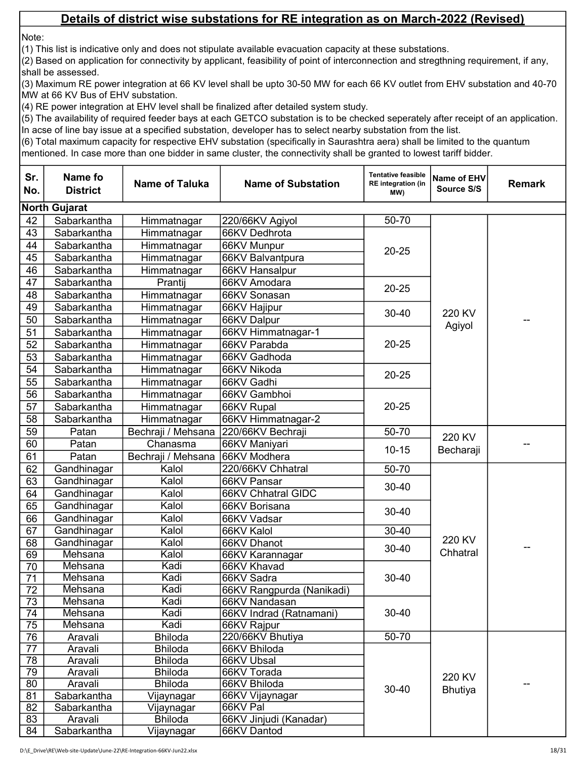## Details of district wise substations for RE integration as on March-2022 (Revised)

Note:
(1) This list is indicative only and does not stipulate available evacuation capacity at these substations.
(2) Based on application for connectivity by applicant, feasibility of point of interconnection and stregthning requirement, if any, shall be assessed.
(3) Maximum RE power integration at 66 KV level shall be upto 30-50 MW for each 66 KV outlet from EHV substation and 40-70 MW at 66 KV Bus of EHV substation.
(4) RE power integration at EHV level shall be finalized after detailed system study.
(5) The availability of required feeder bays at each GETCO substation is to be checked seperately after receipt of an application. In acse of line bay issue at a specified substation, developer has to select nearby substation from the list.
(6) Total maximum capacity for respective EHV substation (specifically in Saurashtra aera) shall be limited to the quantum mentioned. In case more than one bidder in same cluster, the connectivity shall be granted to lowest tariff bidder.

| Sr. No. | Name fo District | Name of Taluka | Name of Substation | Tentative feasible RE integration (in MW) | Name of EHV Source S/S | Remark |
|---|---|---|---|---|---|---|
| **North Gujarat** | | | | | | |
| 42 | Sabarkantha | Himmatnagar | 220/66KV Agiyol | 50-70 | 220 KV Agiyol | -- |
| 43 | Sabarkantha | Himmatnagar | 66KV Dedhrota | 20-25 | | |
| 44 | Sabarkantha | Himmatnagar | 66KV Munpur | | | |
| 45 | Sabarkantha | Himmatnagar | 66KV Balvantpura | | | |
| 46 | Sabarkantha | Himmatnagar | 66KV Hansalpur | | | |
| 47 | Sabarkantha | Prantij | 66KV Amodara | 20-25 | | |
| 48 | Sabarkantha | Himmatnagar | 66KV Sonasan | | | |
| 49 | Sabarkantha | Himmatnagar | 66KV Hajipur | 30-40 | | |
| 50 | Sabarkantha | Himmatnagar | 66KV Dalpur | | | |
| 51 | Sabarkantha | Himmatnagar | 66KV Himmatnagar-1 | 20-25 | | |
| 52 | Sabarkantha | Himmatnagar | 66KV Parabda | | | |
| 53 | Sabarkantha | Himmatnagar | 66KV Gadhoda | | | |
| 54 | Sabarkantha | Himmatnagar | 66KV Nikoda | 20-25 | | |
| 55 | Sabarkantha | Himmatnagar | 66KV Gadhi | | | |
| 56 | Sabarkantha | Himmatnagar | 66KV Gambhoi | 20-25 | | |
| 57 | Sabarkantha | Himmatnagar | 66KV Rupal | | | |
| 58 | Sabarkantha | Himmatnagar | 66KV Himmatnagar-2 | | | |
| 59 | Patan | Bechraji / Mehsana | 220/66KV Bechraji | 50-70 | 220 KV Becharaji | -- |
| 60 | Patan | Chanasma | 66KV Maniyari | 10-15 | | |
| 61 | Patan | Bechraji / Mehsana | 66KV Modhera | | | |
| 62 | Gandhinagar | Kalol | 220/66KV Chhatral | 50-70 | 220 KV Chhatral | -- |
| 63 | Gandhinagar | Kalol | 66KV Pansar | 30-40 | | |
| 64 | Gandhinagar | Kalol | 66KV Chhatral GIDC | | | |
| 65 | Gandhinagar | Kalol | 66KV Borisana | 30-40 | | |
| 66 | Gandhinagar | Kalol | 66KV Vadsar | | | |
| 67 | Gandhinagar | Kalol | 66KV Kalol | 30-40 | | |
| 68 | Gandhinagar | Kalol | 66KV Dhanot | 30-40 | | |
| 69 | Mehsana | Kalol | 66KV Karannagar | | | |
| 70 | Mehsana | Kadi | 66KV Khavad | 30-40 | | |
| 71 | Mehsana | Kadi | 66KV Sadra | | | |
| 72 | Mehsana | Kadi | 66KV Rangpurda (Nanikadi) | | | |
| 73 | Mehsana | Kadi | 66KV Nandasan | 30-40 | | |
| 74 | Mehsana | Kadi | 66KV Indrad (Ratnamani) | | | |
| 75 | Mehsana | Kadi | 66KV Rajpur | | | |
| 76 | Aravali | Bhiloda | 220/66KV Bhutiya | 50-70 | 220 KV Bhutiya | -- |
| 77 | Aravali | Bhiloda | 66KV Bhiloda | 30-40 | | |
| 78 | Aravali | Bhiloda | 66KV Ubsal | | | |
| 79 | Aravali | Bhiloda | 66KV Torada | | | |
| 80 | Aravali | Bhiloda | 66KV Bhiloda | | | |
| 81 | Sabarkantha | Vijaynagar | 66KV Vijaynagar | | | |
| 82 | Sabarkantha | Vijaynagar | 66KV Pal | | | |
| 83 | Aravali | Bhiloda | 66KV Jinjudi (Kanadar) | | | |
| 84 | Sabarkantha | Vijaynagar | 66KV Dantod | | | |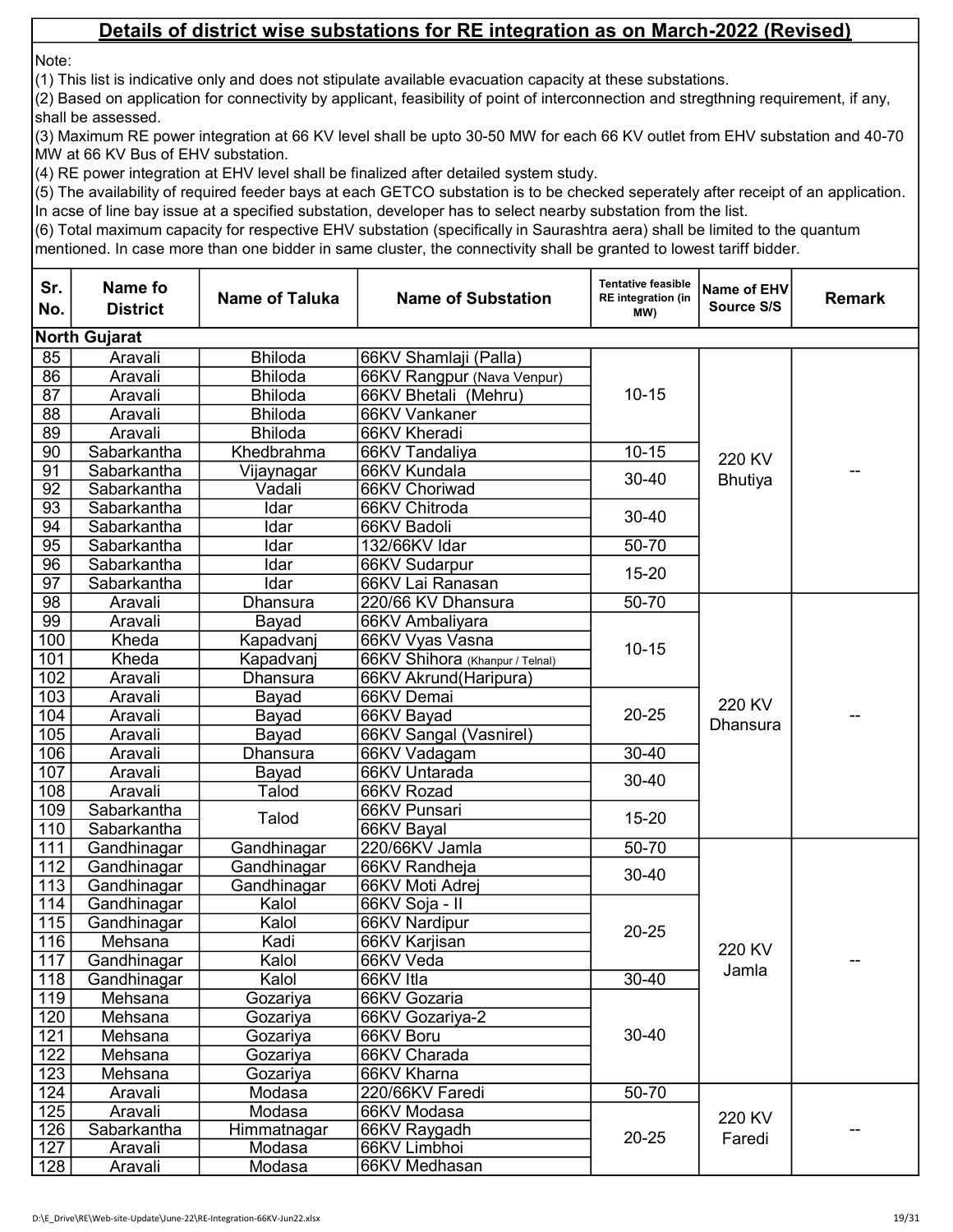## Details of district wise substations for RE integration as on March-2022 (Revised)

Note:

(1) This list is indicative only and does not stipulate available evacuation capacity at these substations.

(2) Based on application for connectivity by applicant, feasibility of point of interconnection and stregthning requirement, if any, shall be assessed.

(3) Maximum RE power integration at 66 KV level shall be upto 30-50 MW for each 66 KV outlet from EHV substation and 40-70 MW at 66 KV Bus of EHV substation.

(4) RE power integration at EHV level shall be finalized after detailed system study.

(5) The availability of required feeder bays at each GETCO substation is to be checked seperately after receipt of an application. In acse of line bay issue at a specified substation, developer has to select nearby substation from the list.

(6) Total maximum capacity for respective EHV substation (specifically in Saurashtra aera) shall be limited to the quantum mentioned. In case more than one bidder in same cluster, the connectivity shall be granted to lowest tariff bidder.

| Sr. No. | Name fo District | Name of Taluka | Name of Substation | Tentative feasible RE integration (in MW) | Name of EHV Source S/S | Remark |
|---|---|---|---|---|---|---|
| **North Gujarat** | | | | | | |
| 85 | Aravali | Bhiloda | 66KV Shamlaji (Palla) | 10-15 | 220 KV Bhutiya | -- |
| 86 | Aravali | Bhiloda | 66KV Rangpur (Nava Venpur) | | | |
| 87 | Aravali | Bhiloda | 66KV Bhetali (Mehru) | | | |
| 88 | Aravali | Bhiloda | 66KV Vankaner | | | |
| 89 | Aravali | Bhiloda | 66KV Kheradi | | | |
| 90 | Sabarkantha | Khedbrahma | 66KV Tandaliya | 10-15 | | |
| 91 | Sabarkantha | Vijaynagar | 66KV Kundala | 30-40 | | |
| 92 | Sabarkantha | Vadali | 66KV Choriwad | | | |
| 93 | Sabarkantha | Idar | 66KV Chitroda | 30-40 | | |
| 94 | Sabarkantha | Idar | 66KV Badoli | | | |
| 95 | Sabarkantha | Idar | 132/66KV Idar | 50-70 | | |
| 96 | Sabarkantha | Idar | 66KV Sudarpur | 15-20 | | |
| 97 | Sabarkantha | Idar | 66KV Lai Ranasan | | | |
| 98 | Aravali | Dhansura | 220/66 KV Dhansura | 50-70 | 220 KV Dhansura | -- |
| 99 | Aravali | Bayad | 66KV Ambaliyara | 10-15 | | |
| 100 | Kheda | Kapadvanj | 66KV Vyas Vasna | | | |
| 101 | Kheda | Kapadvanj | 66KV Shihora (Khanpur / Telnal) | | | |
| 102 | Aravali | Dhansura | 66KV Akrund(Haripura) | | | |
| 103 | Aravali | Bayad | 66KV Demai | 20-25 | | |
| 104 | Aravali | Bayad | 66KV Bayad | | | |
| 105 | Aravali | Bayad | 66KV Sangal (Vasnirel) | | | |
| 106 | Aravali | Dhansura | 66KV Vadagam | 30-40 | | |
| 107 | Aravali | Bayad | 66KV Untarada | 30-40 | | |
| 108 | Aravali | Talod | 66KV Rozad | | | |
| 109 | Sabarkantha | Talod | 66KV Punsari | 15-20 | | |
| 110 | Sabarkantha | | 66KV Bayal | | | |
| 111 | Gandhinagar | Gandhinagar | 220/66KV Jamla | 50-70 | 220 KV Jamla | -- |
| 112 | Gandhinagar | Gandhinagar | 66KV Randheja | 30-40 | | |
| 113 | Gandhinagar | Gandhinagar | 66KV Moti Adrej | | | |
| 114 | Gandhinagar | Kalol | 66KV Soja - II | 20-25 | | |
| 115 | Gandhinagar | Kalol | 66KV Nardipur | | | |
| 116 | Mehsana | Kadi | 66KV Karjisan | | | |
| 117 | Gandhinagar | Kalol | 66KV Veda | | | |
| 118 | Gandhinagar | Kalol | 66KV Itla | 30-40 | | |
| 119 | Mehsana | Gozariya | 66KV Gozaria | 30-40 | | |
| 120 | Mehsana | Gozariya | 66KV Gozariya-2 | | | |
| 121 | Mehsana | Gozariya | 66KV Boru | | | |
| 122 | Mehsana | Gozariya | 66KV Charada | | | |
| 123 | Mehsana | Gozariya | 66KV Kharna | | | |
| 124 | Aravali | Modasa | 220/66KV Faredi | 50-70 | 220 KV Faredi | -- |
| 125 | Aravali | Modasa | 66KV Modasa | 20-25 | | |
| 126 | Sabarkantha | Himmatnagar | 66KV Raygadh | | | |
| 127 | Aravali | Modasa | 66KV Limbhoi | | | |
| 128 | Aravali | Modasa | 66KV Medhasan | | | |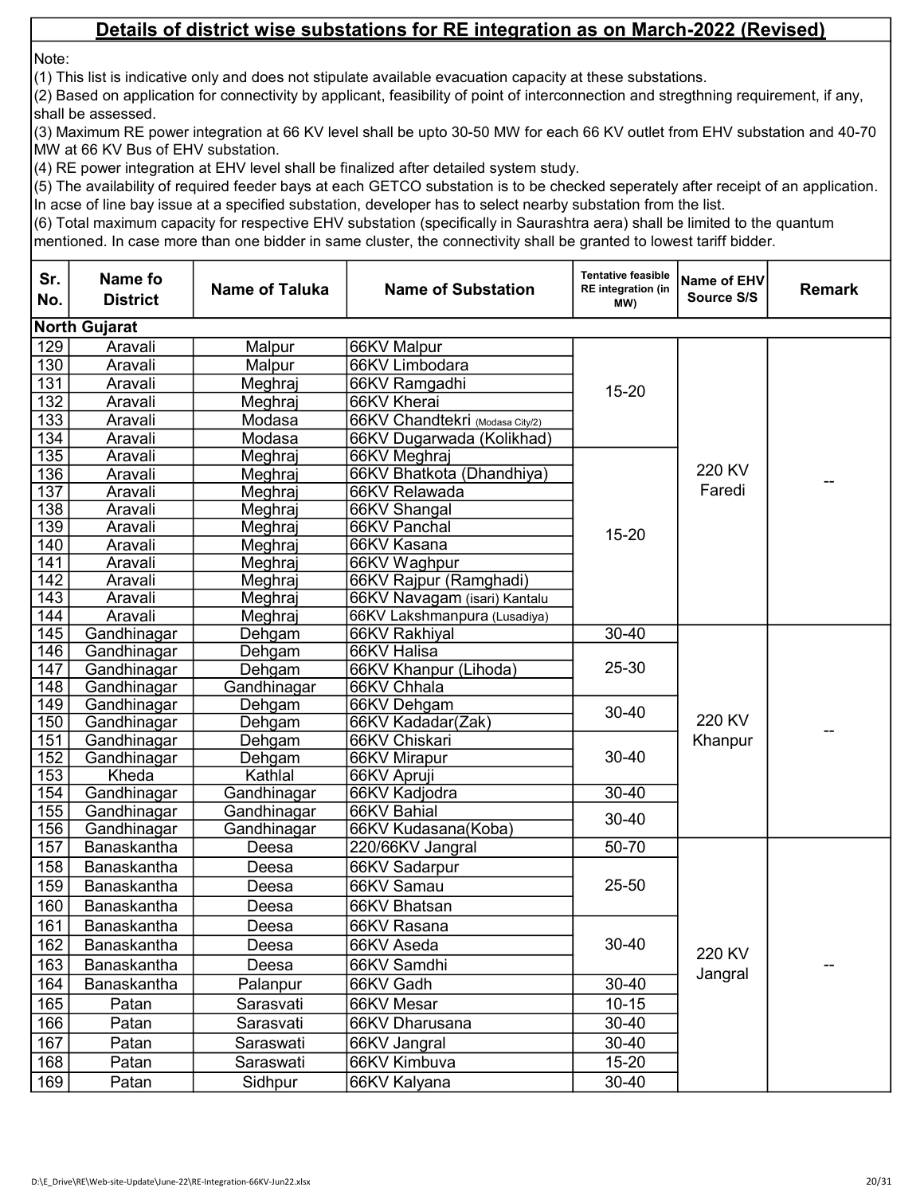## Details of district wise substations for RE integration as on March-2022 (Revised)

Note:

(1) This list is indicative only and does not stipulate available evacuation capacity at these substations.

(2) Based on application for connectivity by applicant, feasibility of point of interconnection and stregthning requirement, if any, shall be assessed.

(3) Maximum RE power integration at 66 KV level shall be upto 30-50 MW for each 66 KV outlet from EHV substation and 40-70 MW at 66 KV Bus of EHV substation.

(4) RE power integration at EHV level shall be finalized after detailed system study.

(5) The availability of required feeder bays at each GETCO substation is to be checked seperately after receipt of an application. In acse of line bay issue at a specified substation, developer has to select nearby substation from the list.

(6) Total maximum capacity for respective EHV substation (specifically in Saurashtra aera) shall be limited to the quantum mentioned. In case more than one bidder in same cluster, the connectivity shall be granted to lowest tariff bidder.

| Sr. No. | Name fo District | Name of Taluka | Name of Substation | Tentative feasible RE integration (in MW) | Name of EHV Source S/S | Remark |
|---|---|---|---|---|---|---|
| **North Gujarat** | | | | | | |
| 129 | Aravali | Malpur | 66KV Malpur | 15-20 | 220 KV Faredi | -- |
| 130 | Aravali | Malpur | 66KV Limbodara | | | |
| 131 | Aravali | Meghraj | 66KV Ramgadhi | | | |
| 132 | Aravali | Meghraj | 66KV Kherai | | | |
| 133 | Aravali | Modasa | 66KV Chandtekri (Modasa City/2) | | | |
| 134 | Aravali | Modasa | 66KV Dugarwada (Kolikhad) | | | |
| 135 | Aravali | Meghraj | 66KV Meghraj | 15-20 | | |
| 136 | Aravali | Meghraj | 66KV Bhatkota (Dhandhiya) | | | |
| 137 | Aravali | Meghraj | 66KV Relawada | | | |
| 138 | Aravali | Meghraj | 66KV Shangal | | | |
| 139 | Aravali | Meghraj | 66KV Panchal | | | |
| 140 | Aravali | Meghraj | 66KV Kasana | | | |
| 141 | Aravali | Meghraj | 66KV Waghpur | | | |
| 142 | Aravali | Meghraj | 66KV Rajpur (Ramghadi) | | | |
| 143 | Aravali | Meghraj | 66KV Navagam (isari) Kantalu | | | |
| 144 | Aravali | Meghraj | 66KV Lakshmanpura (Lusadiya) | | | |
| 145 | Gandhinagar | Dehgam | 66KV Rakhiyal | 30-40 | 220 KV Khanpur | -- |
| 146 | Gandhinagar | Dehgam | 66KV Halisa | 25-30 | | |
| 147 | Gandhinagar | Dehgam | 66KV Khanpur (Lihoda) | | | |
| 148 | Gandhinagar | Gandhinagar | 66KV Chhala | | | |
| 149 | Gandhinagar | Dehgam | 66KV Dehgam | 30-40 | | |
| 150 | Gandhinagar | Dehgam | 66KV Kadadar(Zak) | | | |
| 151 | Gandhinagar | Dehgam | 66KV Chiskari | 30-40 | | |
| 152 | Gandhinagar | Dehgam | 66KV Mirapur | | | |
| 153 | Kheda | Kathlal | 66KV Apruji | | | |
| 154 | Gandhinagar | Gandhinagar | 66KV Kadjodra | 30-40 | | |
| 155 | Gandhinagar | Gandhinagar | 66KV Bahial | 30-40 | | |
| 156 | Gandhinagar | Gandhinagar | 66KV Kudasana(Koba) | | | |
| 157 | Banaskantha | Deesa | 220/66KV Jangral | 50-70 | 220 KV Jangral | -- |
| 158 | Banaskantha | Deesa | 66KV Sadarpur | 25-50 | | |
| 159 | Banaskantha | Deesa | 66KV Samau | | | |
| 160 | Banaskantha | Deesa | 66KV Bhatsan | | | |
| 161 | Banaskantha | Deesa | 66KV Rasana | 30-40 | | |
| 162 | Banaskantha | Deesa | 66KV Aseda | | | |
| 163 | Banaskantha | Deesa | 66KV Samdhi | | | |
| 164 | Banaskantha | Palanpur | 66KV Gadh | 30-40 | | |
| 165 | Patan | Sarasvati | 66KV Mesar | 10-15 | | |
| 166 | Patan | Sarasvati | 66KV Dharusana | 30-40 | | |
| 167 | Patan | Saraswati | 66KV Jangral | 30-40 | | |
| 168 | Patan | Saraswati | 66KV Kimbuva | 15-20 | | |
| 169 | Patan | Sidhpur | 66KV Kalyana | 30-40 | | |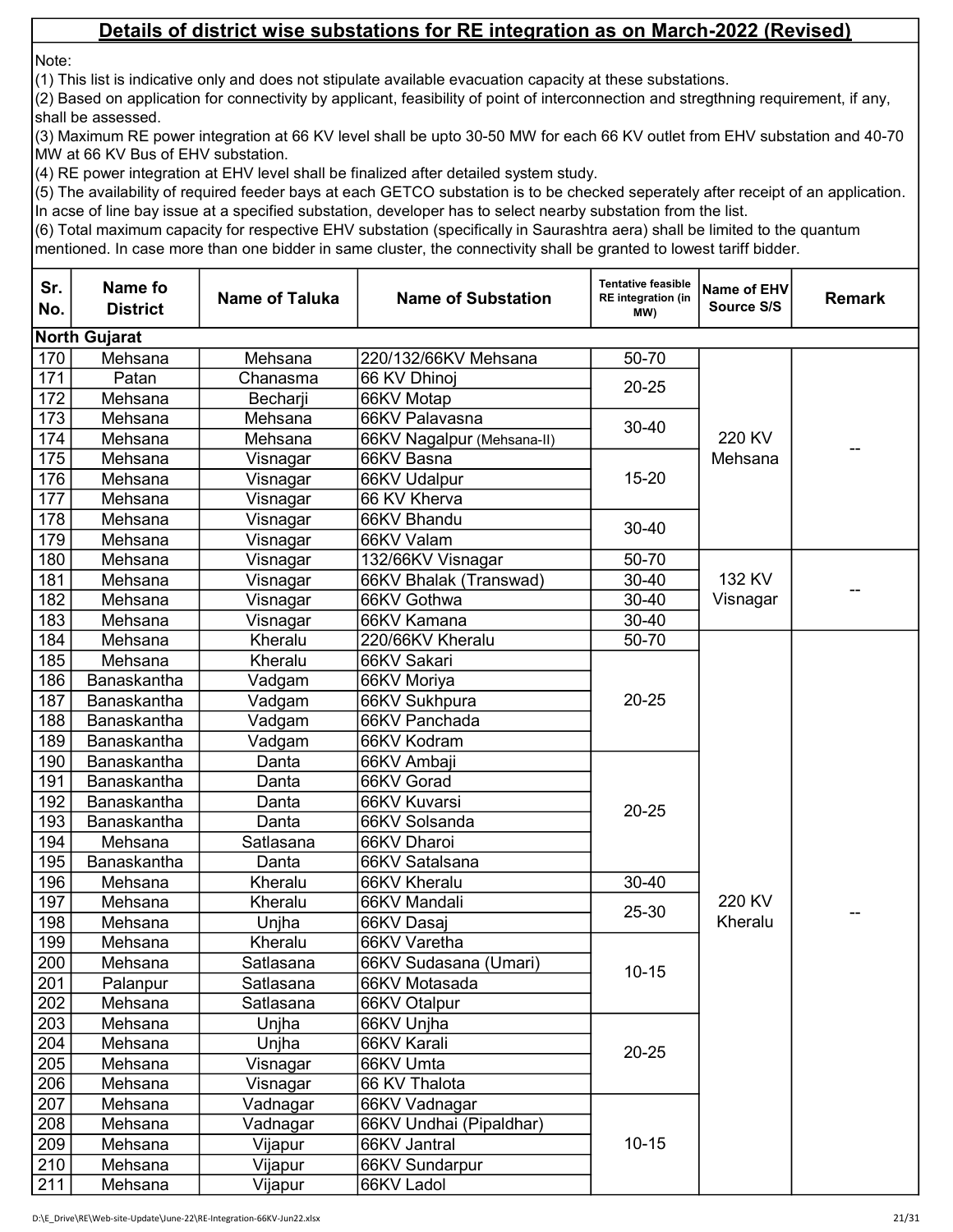## Details of district wise substations for RE integration as on March-2022 (Revised)

Note:

(1) This list is indicative only and does not stipulate available evacuation capacity at these substations.

(2) Based on application for connectivity by applicant, feasibility of point of interconnection and stregthning requirement, if any, shall be assessed.

(3) Maximum RE power integration at 66 KV level shall be upto 30-50 MW for each 66 KV outlet from EHV substation and 40-70 MW at 66 KV Bus of EHV substation.

(4) RE power integration at EHV level shall be finalized after detailed system study.

(5) The availability of required feeder bays at each GETCO substation is to be checked seperately after receipt of an application. In acse of line bay issue at a specified substation, developer has to select nearby substation from the list.

(6) Total maximum capacity for respective EHV substation (specifically in Saurashtra aera) shall be limited to the quantum mentioned. In case more than one bidder in same cluster, the connectivity shall be granted to lowest tariff bidder.

| Sr. No. | Name fo District | Name of Taluka | Name of Substation | Tentative feasible RE integration (in MW) | Name of EHV Source S/S | Remark |
|---|---|---|---|---|---|---|
| **North Gujarat** | | | | | | |
| 170 | Mehsana | Mehsana | 220/132/66KV Mehsana | 50-70 | 220 KV Mehsana | -- |
| 171 | Patan | Chanasma | 66 KV Dhinoj | 20-25 | | |
| 172 | Mehsana | Becharji | 66KV Motap | | | |
| 173 | Mehsana | Mehsana | 66KV Palavasna | 30-40 | | |
| 174 | Mehsana | Mehsana | 66KV Nagalpur (Mehsana-II) | | | |
| 175 | Mehsana | Visnagar | 66KV Basna | 15-20 | | |
| 176 | Mehsana | Visnagar | 66KV Udalpur | | | |
| 177 | Mehsana | Visnagar | 66 KV Kherva | | | |
| 178 | Mehsana | Visnagar | 66KV Bhandu | 30-40 | | |
| 179 | Mehsana | Visnagar | 66KV Valam | | | |
| 180 | Mehsana | Visnagar | 132/66KV Visnagar | 50-70 | 132 KV Visnagar | -- |
| 181 | Mehsana | Visnagar | 66KV Bhalak (Transwad) | 30-40 | | |
| 182 | Mehsana | Visnagar | 66KV Gothwa | 30-40 | | |
| 183 | Mehsana | Visnagar | 66KV Kamana | 30-40 | | |
| 184 | Mehsana | Kheralu | 220/66KV Kheralu | 50-70 | 220 KV Kheralu | -- |
| 185 | Mehsana | Kheralu | 66KV Sakari | 20-25 | | |
| 186 | Banaskantha | Vadgam | 66KV Moriya | | | |
| 187 | Banaskantha | Vadgam | 66KV Sukhpura | | | |
| 188 | Banaskantha | Vadgam | 66KV Panchada | | | |
| 189 | Banaskantha | Vadgam | 66KV Kodram | | | |
| 190 | Banaskantha | Danta | 66KV Ambaji | 20-25 | | |
| 191 | Banaskantha | Danta | 66KV Gorad | | | |
| 192 | Banaskantha | Danta | 66KV Kuvarsi | | | |
| 193 | Banaskantha | Danta | 66KV Solsanda | | | |
| 194 | Mehsana | Satlasana | 66KV Dharoi | | | |
| 195 | Banaskantha | Danta | 66KV Satalsana | | | |
| 196 | Mehsana | Kheralu | 66KV Kheralu | 30-40 | | |
| 197 | Mehsana | Kheralu | 66KV Mandali | 25-30 | | |
| 198 | Mehsana | Unjha | 66KV Dasaj | | | |
| 199 | Mehsana | Kheralu | 66KV Varetha | 10-15 | | |
| 200 | Mehsana | Satlasana | 66KV Sudasana (Umari) | | | |
| 201 | Palanpur | Satlasana | 66KV Motasada | | | |
| 202 | Mehsana | Satlasana | 66KV Otalpur | | | |
| 203 | Mehsana | Unjha | 66KV Unjha | 20-25 | | |
| 204 | Mehsana | Unjha | 66KV Karali | | | |
| 205 | Mehsana | Visnagar | 66KV Umta | | | |
| 206 | Mehsana | Visnagar | 66 KV Thalota | | | |
| 207 | Mehsana | Vadnagar | 66KV Vadnagar | 10-15 | | |
| 208 | Mehsana | Vadnagar | 66KV Undhai (Pipaldhar) | | | |
| 209 | Mehsana | Vijapur | 66KV Jantral | | | |
| 210 | Mehsana | Vijapur | 66KV Sundarpur | | | |
| 211 | Mehsana | Vijapur | 66KV Ladol | | | |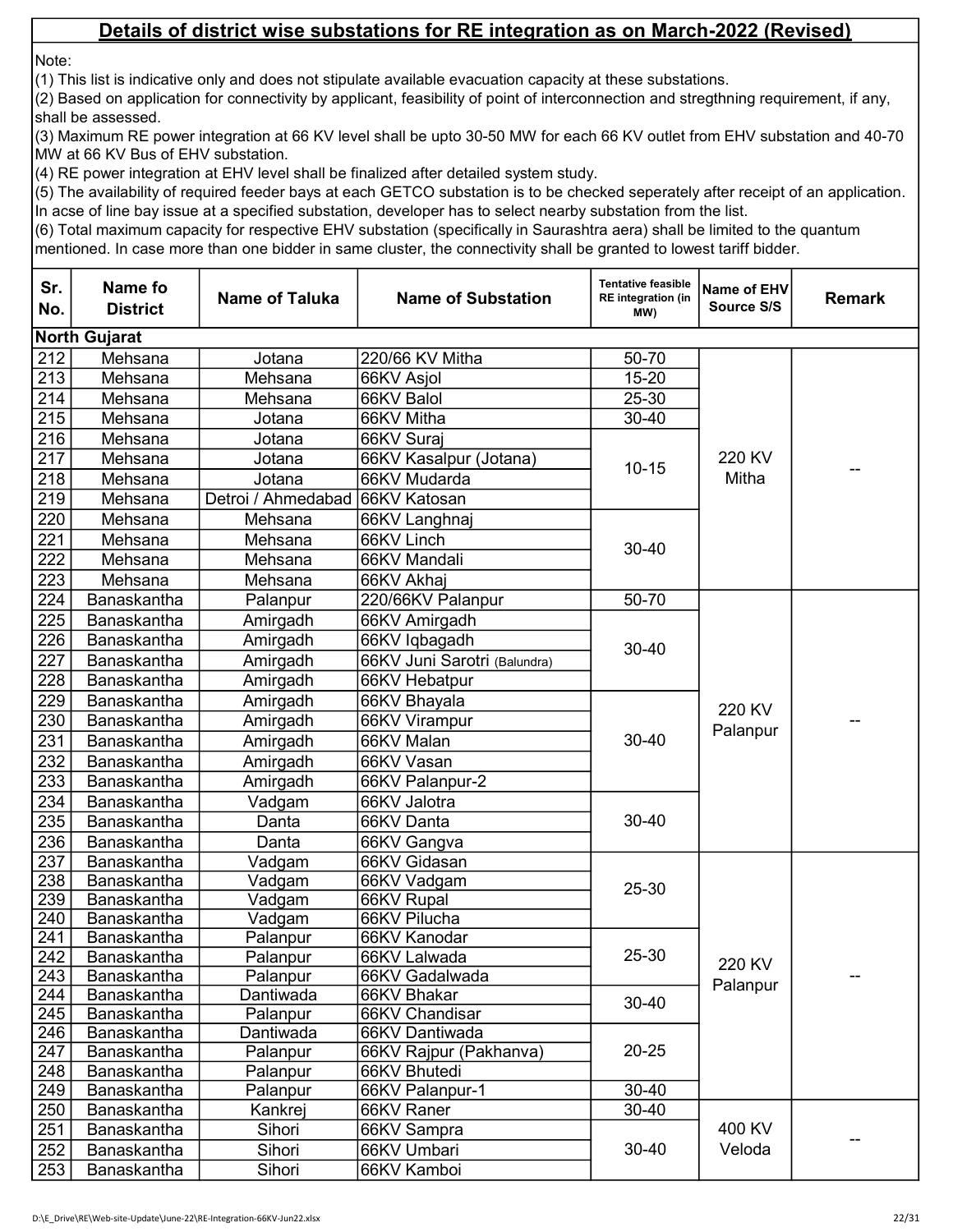## Details of district wise substations for RE integration as on March-2022 (Revised)

Note:

(1) This list is indicative only and does not stipulate available evacuation capacity at these substations.

(2) Based on application for connectivity by applicant, feasibility of point of interconnection and stregthning requirement, if any, shall be assessed.

(3) Maximum RE power integration at 66 KV level shall be upto 30-50 MW for each 66 KV outlet from EHV substation and 40-70 MW at 66 KV Bus of EHV substation.

(4) RE power integration at EHV level shall be finalized after detailed system study.

(5) The availability of required feeder bays at each GETCO substation is to be checked seperately after receipt of an application. In acse of line bay issue at a specified substation, developer has to select nearby substation from the list.

(6) Total maximum capacity for respective EHV substation (specifically in Saurashtra aera) shall be limited to the quantum mentioned. In case more than one bidder in same cluster, the connectivity shall be granted to lowest tariff bidder.

| Sr. No. | Name fo District | Name of Taluka | Name of Substation | Tentative feasible RE integration (in MW) | Name of EHV Source S/S | Remark |
|---|---|---|---|---|---|---|
| **North Gujarat** | | | | | | |
| 212 | Mehsana | Jotana | 220/66 KV Mitha | 50-70 | 220 KV Mitha | -- |
| 213 | Mehsana | Mehsana | 66KV Asjol | 15-20 | | |
| 214 | Mehsana | Mehsana | 66KV Balol | 25-30 | | |
| 215 | Mehsana | Jotana | 66KV Mitha | 30-40 | | |
| 216 | Mehsana | Jotana | 66KV Suraj | 10-15 | | |
| 217 | Mehsana | Jotana | 66KV Kasalpur (Jotana) | | | |
| 218 | Mehsana | Jotana | 66KV Mudarda | | | |
| 219 | Mehsana | Detroi / Ahmedabad | 66KV Katosan | | | |
| 220 | Mehsana | Mehsana | 66KV Langhnaj | 30-40 | | |
| 221 | Mehsana | Mehsana | 66KV Linch | | | |
| 222 | Mehsana | Mehsana | 66KV Mandali | | | |
| 223 | Mehsana | Mehsana | 66KV Akhaj | | | |
| 224 | Banaskantha | Palanpur | 220/66KV Palanpur | 50-70 | 220 KV Palanpur | -- |
| 225 | Banaskantha | Amirgadh | 66KV Amirgadh | 30-40 | | |
| 226 | Banaskantha | Amirgadh | 66KV Iqbagadh | | | |
| 227 | Banaskantha | Amirgadh | 66KV Juni Sarotri (Balundra) | | | |
| 228 | Banaskantha | Amirgadh | 66KV Hebatpur | | | |
| 229 | Banaskantha | Amirgadh | 66KV Bhayala | 30-40 | | |
| 230 | Banaskantha | Amirgadh | 66KV Virampur | | | |
| 231 | Banaskantha | Amirgadh | 66KV Malan | | | |
| 232 | Banaskantha | Amirgadh | 66KV Vasan | | | |
| 233 | Banaskantha | Amirgadh | 66KV Palanpur-2 | | | |
| 234 | Banaskantha | Vadgam | 66KV Jalotra | 30-40 | | |
| 235 | Banaskantha | Danta | 66KV Danta | | | |
| 236 | Banaskantha | Danta | 66KV Gangva | | | |
| 237 | Banaskantha | Vadgam | 66KV Gidasan | 25-30 | 220 KV Palanpur | -- |
| 238 | Banaskantha | Vadgam | 66KV Vadgam | | | |
| 239 | Banaskantha | Vadgam | 66KV Rupal | | | |
| 240 | Banaskantha | Vadgam | 66KV Pilucha | | | |
| 241 | Banaskantha | Palanpur | 66KV Kanodar | 25-30 | | |
| 242 | Banaskantha | Palanpur | 66KV Lalwada | | | |
| 243 | Banaskantha | Palanpur | 66KV Gadalwada | | | |
| 244 | Banaskantha | Dantiwada | 66KV Bhakar | 30-40 | | |
| 245 | Banaskantha | Palanpur | 66KV Chandisar | | | |
| 246 | Banaskantha | Dantiwada | 66KV Dantiwada | 20-25 | | |
| 247 | Banaskantha | Palanpur | 66KV Rajpur (Pakhanva) | | | |
| 248 | Banaskantha | Palanpur | 66KV Bhutedi | | | |
| 249 | Banaskantha | Palanpur | 66KV Palanpur-1 | 30-40 | | |
| 250 | Banaskantha | Kankrej | 66KV Raner | 30-40 | 400 KV Veloda | -- |
| 251 | Banaskantha | Sihori | 66KV Sampra | 30-40 | | |
| 252 | Banaskantha | Sihori | 66KV Umbari | | | |
| 253 | Banaskantha | Sihori | 66KV Kamboi | | | |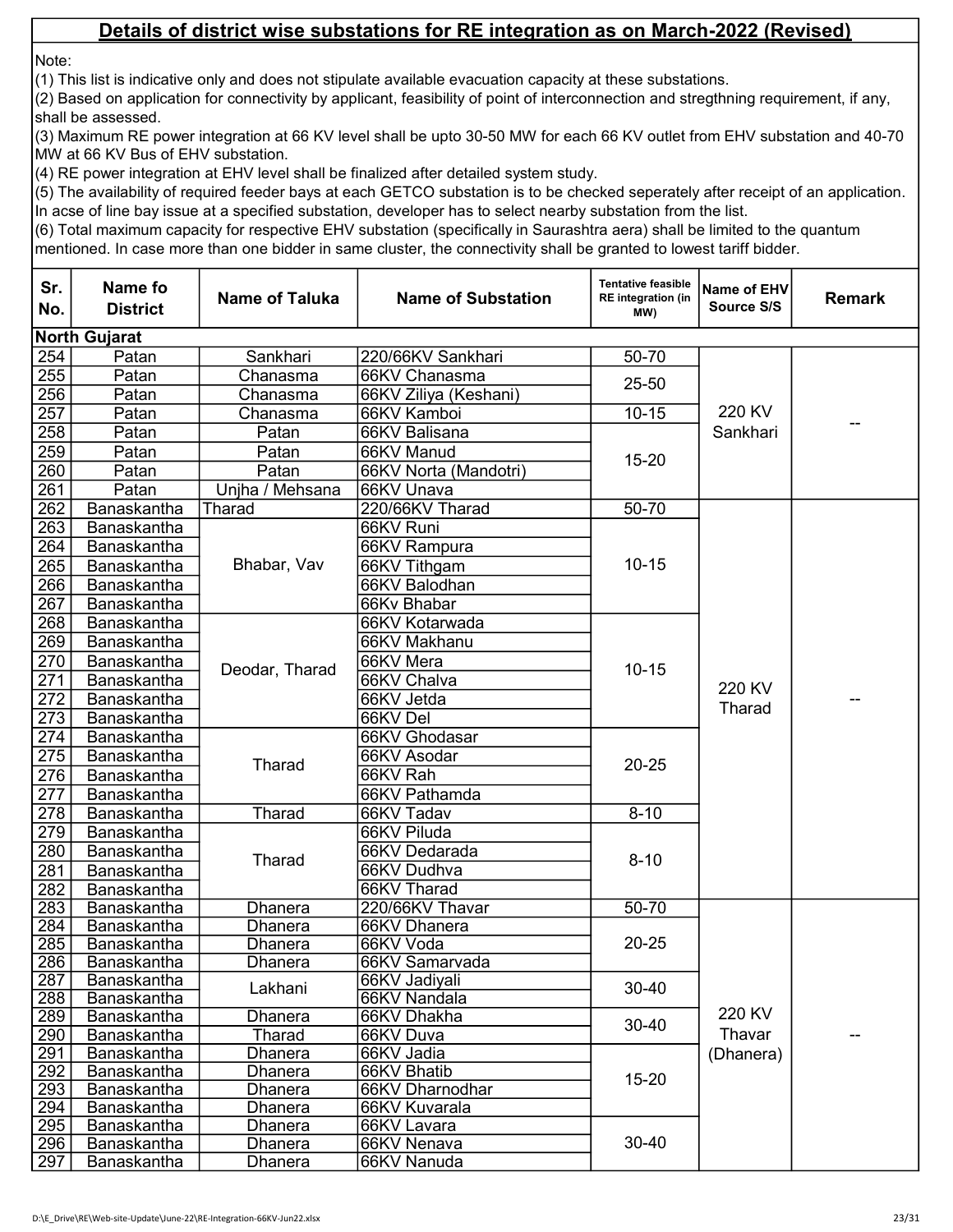## Details of district wise substations for RE integration as on March-2022 (Revised)

Note:
(1) This list is indicative only and does not stipulate available evacuation capacity at these substations.
(2) Based on application for connectivity by applicant, feasibility of point of interconnection and stregthning requirement, if any, shall be assessed.
(3) Maximum RE power integration at 66 KV level shall be upto 30-50 MW for each 66 KV outlet from EHV substation and 40-70 MW at 66 KV Bus of EHV substation.
(4) RE power integration at EHV level shall be finalized after detailed system study.
(5) The availability of required feeder bays at each GETCO substation is to be checked seperately after receipt of an application. In acse of line bay issue at a specified substation, developer has to select nearby substation from the list.
(6) Total maximum capacity for respective EHV substation (specifically in Saurashtra aera) shall be limited to the quantum mentioned. In case more than one bidder in same cluster, the connectivity shall be granted to lowest tariff bidder.

| Sr. No. | Name fo District | Name of Taluka | Name of Substation | Tentative feasible RE integration (in MW) | Name of EHV Source S/S | Remark |
|---|---|---|---|---|---|---|
| **North Gujarat** | | | | | | |
| 254 | Patan | Sankhari | 220/66KV Sankhari | 50-70 | 220 KV Sankhari | -- |
| 255 | Patan | Chanasma | 66KV Chanasma | 25-50 | | |
| 256 | Patan | Chanasma | 66KV Ziliya (Keshani) | | | |
| 257 | Patan | Chanasma | 66KV Kamboi | 10-15 | | |
| 258 | Patan | Patan | 66KV Balisana | 15-20 | | |
| 259 | Patan | Patan | 66KV Manud | | | |
| 260 | Patan | Patan | 66KV Norta (Mandotri) | | | |
| 261 | Patan | Unjha / Mehsana | 66KV Unava | | | |
| 262 | Banaskantha | Tharad | 220/66KV Tharad | 50-70 | 220 KV Tharad | -- |
| 263 | Banaskantha | Bhabar, Vav | 66KV Runi | 10-15 | | |
| 264 | Banaskantha | | 66KV Rampura | | | |
| 265 | Banaskantha | | 66KV Tithgam | | | |
| 266 | Banaskantha | | 66KV Balodhan | | | |
| 267 | Banaskantha | | 66Kv Bhabar | | | |
| 268 | Banaskantha | Deodar, Tharad | 66KV Kotarwada | 10-15 | | |
| 269 | Banaskantha | | 66KV Makhanu | | | |
| 270 | Banaskantha | | 66KV Mera | | | |
| 271 | Banaskantha | | 66KV Chalva | | | |
| 272 | Banaskantha | | 66KV Jetda | | | |
| 273 | Banaskantha | | 66KV Del | | | |
| 274 | Banaskantha | Tharad | 66KV Ghodasar | 20-25 | | |
| 275 | Banaskantha | | 66KV Asodar | | | |
| 276 | Banaskantha | | 66KV Rah | | | |
| 277 | Banaskantha | | 66KV Pathamda | | | |
| 278 | Banaskantha | Tharad | 66KV Tadav | 8-10 | | |
| 279 | Banaskantha | Tharad | 66KV Piluda | 8-10 | | |
| 280 | Banaskantha | | 66KV Dedarada | | | |
| 281 | Banaskantha | | 66KV Dudhva | | | |
| 282 | Banaskantha | | 66KV Tharad | | | |
| 283 | Banaskantha | Dhanera | 220/66KV Thavar | 50-70 | 220 KV Thavar (Dhanera) | -- |
| 284 | Banaskantha | Dhanera | 66KV Dhanera | 20-25 | | |
| 285 | Banaskantha | Dhanera | 66KV Voda | | | |
| 286 | Banaskantha | Dhanera | 66KV Samarvada | | | |
| 287 | Banaskantha | Lakhani | 66KV Jadiyali | 30-40 | | |
| 288 | Banaskantha | | 66KV Nandala | | | |
| 289 | Banaskantha | Dhanera | 66KV Dhakha | 30-40 | | |
| 290 | Banaskantha | Tharad | 66KV Duva | | | |
| 291 | Banaskantha | Dhanera | 66KV Jadia | 15-20 | | |
| 292 | Banaskantha | Dhanera | 66KV Bhatib | | | |
| 293 | Banaskantha | Dhanera | 66KV Dharnodhar | | | |
| 294 | Banaskantha | Dhanera | 66KV Kuvarala | | | |
| 295 | Banaskantha | Dhanera | 66KV Lavara | 30-40 | | |
| 296 | Banaskantha | Dhanera | 66KV Nenava | | | |
| 297 | Banaskantha | Dhanera | 66KV Nanuda | | | |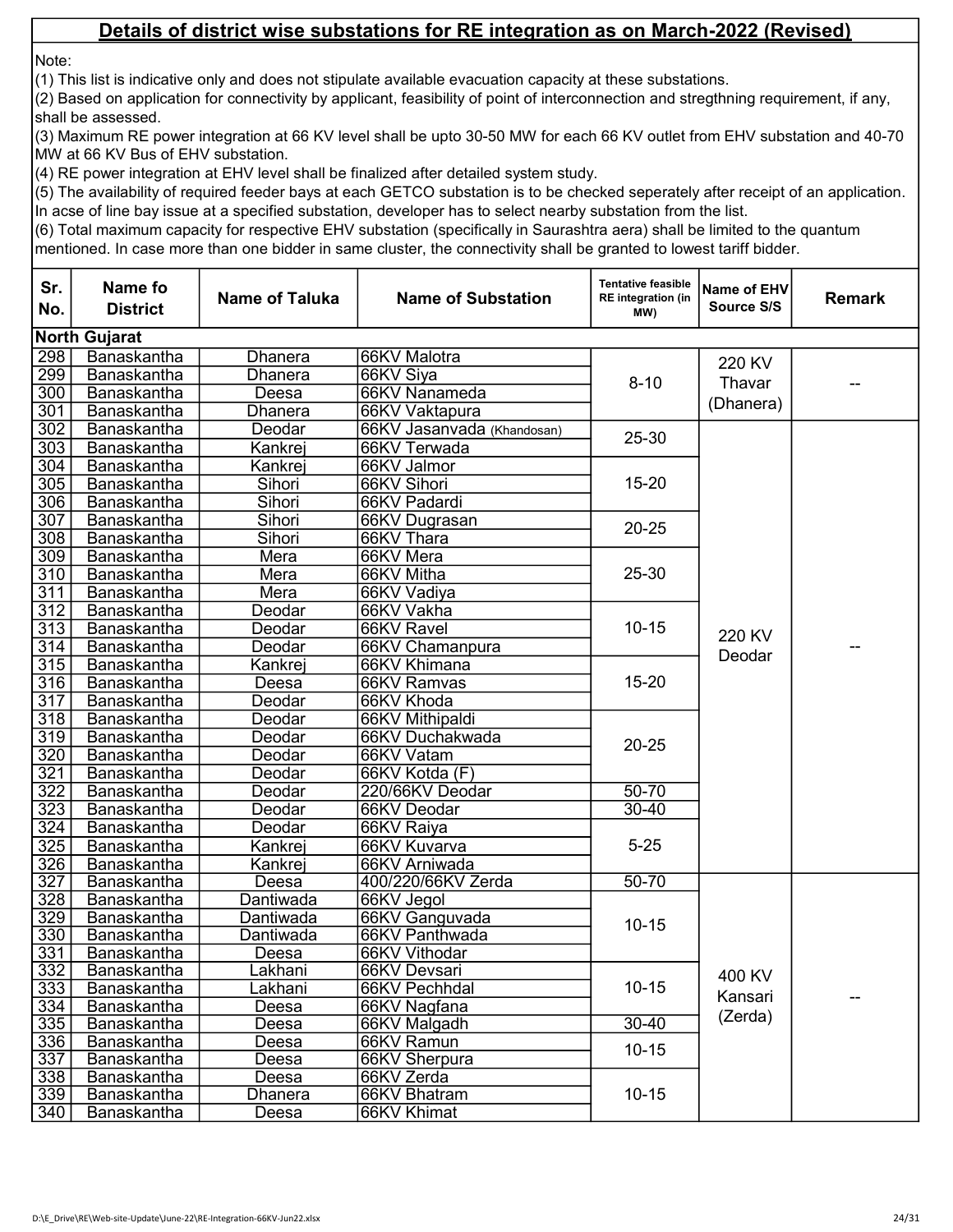## Details of district wise substations for RE integration as on March-2022 (Revised)

Note:

(1) This list is indicative only and does not stipulate available evacuation capacity at these substations.

(2) Based on application for connectivity by applicant, feasibility of point of interconnection and stregthning requirement, if any, shall be assessed.

(3) Maximum RE power integration at 66 KV level shall be upto 30-50 MW for each 66 KV outlet from EHV substation and 40-70 MW at 66 KV Bus of EHV substation.

(4) RE power integration at EHV level shall be finalized after detailed system study.

(5) The availability of required feeder bays at each GETCO substation is to be checked seperately after receipt of an application. In acse of line bay issue at a specified substation, developer has to select nearby substation from the list.

(6) Total maximum capacity for respective EHV substation (specifically in Saurashtra aera) shall be limited to the quantum mentioned. In case more than one bidder in same cluster, the connectivity shall be granted to lowest tariff bidder.

| Sr. No. | Name fo District | Name of Taluka | Name of Substation | Tentative feasible RE integration (in MW) | Name of EHV Source S/S | Remark |
|---|---|---|---|---|---|---|
| **North Gujarat** | | | | | | |
| 298 | Banaskantha | Dhanera | 66KV Malotra | 8-10 | 220 KV Thavar (Dhanera) | -- |
| 299 | Banaskantha | Dhanera | 66KV Siya | | | |
| 300 | Banaskantha | Deesa | 66KV Nanameda | | | |
| 301 | Banaskantha | Dhanera | 66KV Vaktapura | | | |
| 302 | Banaskantha | Deodar | 66KV Jasanvada (Khandosan) | 25-30 | 220 KV Deodar | -- |
| 303 | Banaskantha | Kankrej | 66KV Terwada | | | |
| 304 | Banaskantha | Kankrej | 66KV Jalmor | 15-20 | | |
| 305 | Banaskantha | Sihori | 66KV Sihori | | | |
| 306 | Banaskantha | Sihori | 66KV Padardi | | | |
| 307 | Banaskantha | Sihori | 66KV Dugrasan | 20-25 | | |
| 308 | Banaskantha | Sihori | 66KV Thara | | | |
| 309 | Banaskantha | Mera | 66KV Mera | 25-30 | | |
| 310 | Banaskantha | Mera | 66KV Mitha | | | |
| 311 | Banaskantha | Mera | 66KV Vadiya | | | |
| 312 | Banaskantha | Deodar | 66KV Vakha | 10-15 | | |
| 313 | Banaskantha | Deodar | 66KV Ravel | | | |
| 314 | Banaskantha | Deodar | 66KV Chamanpura | | | |
| 315 | Banaskantha | Kankrej | 66KV Khimana | 15-20 | | |
| 316 | Banaskantha | Deesa | 66KV Ramvas | | | |
| 317 | Banaskantha | Deodar | 66KV Khoda | | | |
| 318 | Banaskantha | Deodar | 66KV Mithipaldi | 20-25 | | |
| 319 | Banaskantha | Deodar | 66KV Duchakwada | | | |
| 320 | Banaskantha | Deodar | 66KV Vatam | | | |
| 321 | Banaskantha | Deodar | 66KV Kotda (F) | | | |
| 322 | Banaskantha | Deodar | 220/66KV Deodar | 50-70 | | |
| 323 | Banaskantha | Deodar | 66KV Deodar | 30-40 | | |
| 324 | Banaskantha | Deodar | 66KV Raiya | 5-25 | | |
| 325 | Banaskantha | Kankrej | 66KV Kuvarva | | | |
| 326 | Banaskantha | Kankrej | 66KV Arniwada | | | |
| 327 | Banaskantha | Deesa | 400/220/66KV Zerda | 50-70 | 400 KV Kansari (Zerda) | -- |
| 328 | Banaskantha | Dantiwada | 66KV Jegol | 10-15 | | |
| 329 | Banaskantha | Dantiwada | 66KV Ganguvada | | | |
| 330 | Banaskantha | Dantiwada | 66KV Panthwada | | | |
| 331 | Banaskantha | Deesa | 66KV Vithodar | | | |
| 332 | Banaskantha | Lakhani | 66KV Devsari | 10-15 | | |
| 333 | Banaskantha | Lakhani | 66KV Pechhdal | | | |
| 334 | Banaskantha | Deesa | 66KV Nagfana | | | |
| 335 | Banaskantha | Deesa | 66KV Malgadh | 30-40 | | |
| 336 | Banaskantha | Deesa | 66KV Ramun | 10-15 | | |
| 337 | Banaskantha | Deesa | 66KV Sherpura | | | |
| 338 | Banaskantha | Deesa | 66KV Zerda | 10-15 | | |
| 339 | Banaskantha | Dhanera | 66KV Bhatram | | | |
| 340 | Banaskantha | Deesa | 66KV Khimat | | | |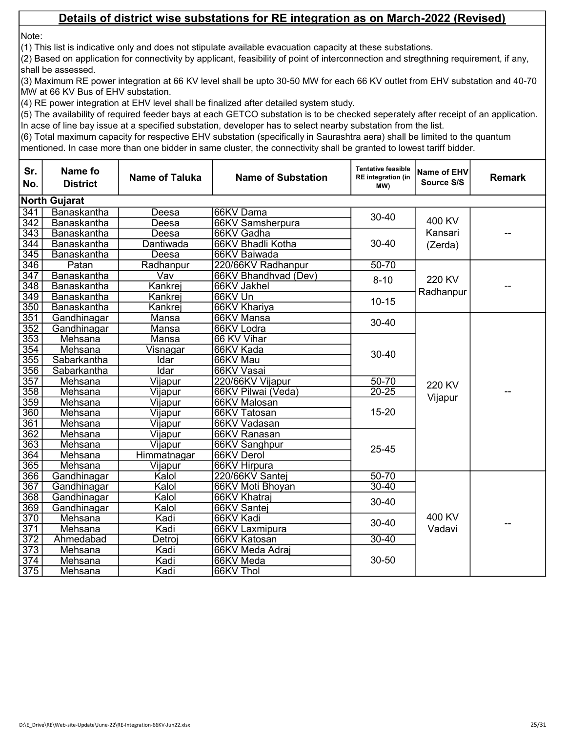## Details of district wise substations for RE integration as on March-2022 (Revised)

Note:

(1) This list is indicative only and does not stipulate available evacuation capacity at these substations.

(2) Based on application for connectivity by applicant, feasibility of point of interconnection and stregthning requirement, if any, shall be assessed.

(3) Maximum RE power integration at 66 KV level shall be upto 30-50 MW for each 66 KV outlet from EHV substation and 40-70 MW at 66 KV Bus of EHV substation.

(4) RE power integration at EHV level shall be finalized after detailed system study.

(5) The availability of required feeder bays at each GETCO substation is to be checked seperately after receipt of an application. In acse of line bay issue at a specified substation, developer has to select nearby substation from the list.

(6) Total maximum capacity for respective EHV substation (specifically in Saurashtra aera) shall be limited to the quantum mentioned. In case more than one bidder in same cluster, the connectivity shall be granted to lowest tariff bidder.

| Sr. No. | Name fo District | Name of Taluka | Name of Substation | Tentative feasible RE integration (in MW) | Name of EHV Source S/S | Remark |
|---|---|---|---|---|---|---|
| **North Gujarat** | | | | | | |
| 341 | Banaskantha | Deesa | 66KV Dama | 30-40 | 400 KV Kansari (Zerda) | -- |
| 342 | Banaskantha | Deesa | 66KV Samsherpura | | | |
| 343 | Banaskantha | Deesa | 66KV Gadha | 30-40 | | |
| 344 | Banaskantha | Dantiwada | 66KV Bhadli Kotha | | | |
| 345 | Banaskantha | Deesa | 66KV Baiwada | | | |
| 346 | Patan | Radhanpur | 220/66KV Radhanpur | 50-70 | 220 KV Radhanpur | -- |
| 347 | Banaskantha | Vav | 66KV Bhandhvad (Dev) | 8-10 | | |
| 348 | Banaskantha | Kankrej | 66KV Jakhel | | | |
| 349 | Banaskantha | Kankrej | 66KV Un | 10-15 | | |
| 350 | Banaskantha | Kankrej | 66KV Khariya | | | |
| 351 | Gandhinagar | Mansa | 66KV Mansa | 30-40 | 220 KV Vijapur | -- |
| 352 | Gandhinagar | Mansa | 66KV Lodra | | | |
| 353 | Mehsana | Mansa | 66 KV Vihar | 30-40 | | |
| 354 | Mehsana | Visnagar | 66KV Kada | | | |
| 355 | Sabarkantha | Idar | 66KV Mau | | | |
| 356 | Sabarkantha | Idar | 66KV Vasai | | | |
| 357 | Mehsana | Vijapur | 220/66KV Vijapur | 50-70 | | |
| 358 | Mehsana | Vijapur | 66KV Pilwai (Veda) | 20-25 | | |
| 359 | Mehsana | Vijapur | 66KV Malosan | 15-20 | | |
| 360 | Mehsana | Vijapur | 66KV Tatosan | | | |
| 361 | Mehsana | Vijapur | 66KV Vadasan | | | |
| 362 | Mehsana | Vijapur | 66KV Ranasan | 25-45 | | |
| 363 | Mehsana | Vijapur | 66KV Sanghpur | | | |
| 364 | Mehsana | Himmatnagar | 66KV Derol | | | |
| 365 | Mehsana | Vijapur | 66KV Hirpura | | | |
| 366 | Gandhinagar | Kalol | 220/66KV Santej | 50-70 | 400 KV Vadavi | -- |
| 367 | Gandhinagar | Kalol | 66KV Moti Bhoyan | 30-40 | | |
| 368 | Gandhinagar | Kalol | 66KV Khatraj | 30-40 | | |
| 369 | Gandhinagar | Kalol | 66KV Santej | | | |
| 370 | Mehsana | Kadi | 66KV Kadi | 30-40 | | |
| 371 | Mehsana | Kadi | 66KV Laxmipura | | | |
| 372 | Ahmedabad | Detroj | 66KV Katosan | 30-40 | | |
| 373 | Mehsana | Kadi | 66KV Meda Adraj | 30-50 | | |
| 374 | Mehsana | Kadi | 66KV Meda | | | |
| 375 | Mehsana | Kadi | 66KV Thol | | | |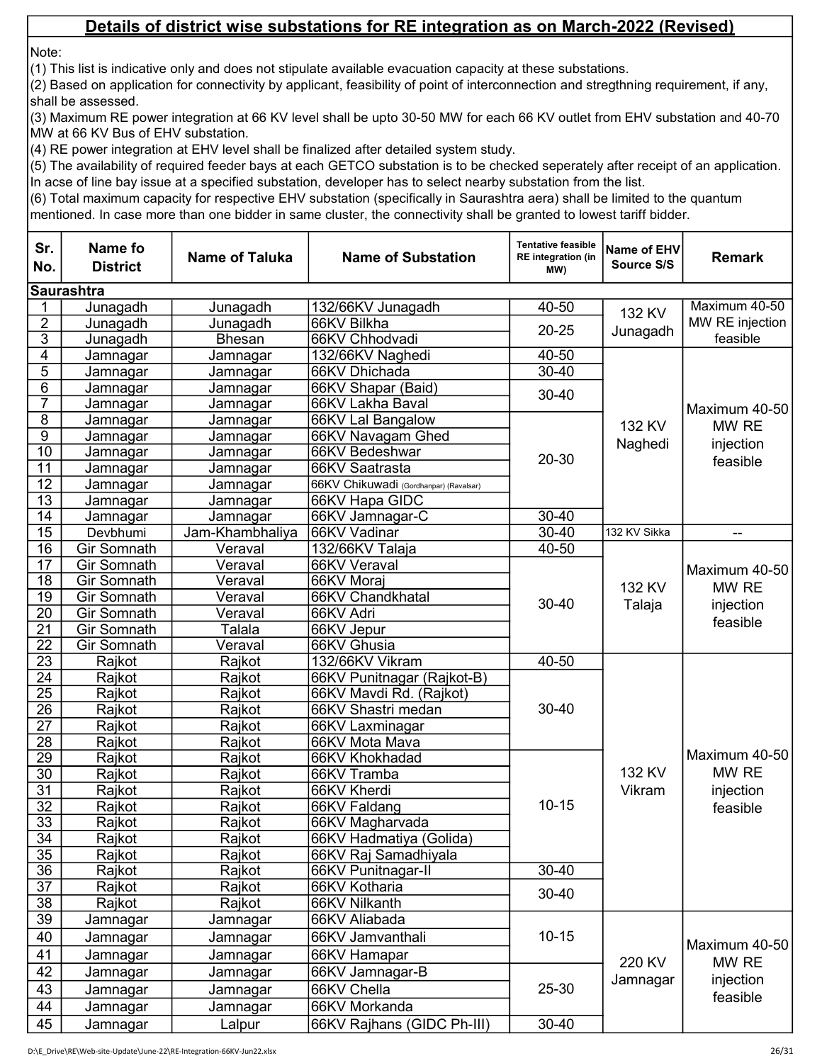## Details of district wise substations for RE integration as on March-2022 (Revised)

Note:

(1) This list is indicative only and does not stipulate available evacuation capacity at these substations.

(2) Based on application for connectivity by applicant, feasibility of point of interconnection and stregthning requirement, if any, shall be assessed.

(3) Maximum RE power integration at 66 KV level shall be upto 30-50 MW for each 66 KV outlet from EHV substation and 40-70 MW at 66 KV Bus of EHV substation.

(4) RE power integration at EHV level shall be finalized after detailed system study.

(5) The availability of required feeder bays at each GETCO substation is to be checked seperately after receipt of an application. In acse of line bay issue at a specified substation, developer has to select nearby substation from the list.

(6) Total maximum capacity for respective EHV substation (specifically in Saurashtra aera) shall be limited to the quantum mentioned. In case more than one bidder in same cluster, the connectivity shall be granted to lowest tariff bidder.

| Sr. No. | Name fo District | Name of Taluka | Name of Substation | Tentative feasible RE integration (in MW) | Name of EHV Source S/S | Remark |
|---|---|---|---|---|---|---|
| **Saurashtra** | | | | | | |
| 1 | Junagadh | Junagadh | 132/66KV Junagadh | 40-50 | 132 KV Junagadh | Maximum 40-50 MW RE injection feasible |
| 2 | Junagadh | Junagadh | 66KV Bilkha | 20-25 | | |
| 3 | Junagadh | Bhesan | 66KV Chhodvadi | | | |
| 4 | Jamnagar | Jamnagar | 132/66KV Naghedi | 40-50 | 132 KV Naghedi | Maximum 40-50 MW RE injection feasible |
| 5 | Jamnagar | Jamnagar | 66KV Dhichada | 30-40 | | |
| 6 | Jamnagar | Jamnagar | 66KV Shapar (Baid) | 30-40 | | |
| 7 | Jamnagar | Jamnagar | 66KV Lakha Baval | | | |
| 8 | Jamnagar | Jamnagar | 66KV Lal Bangalow | 20-30 | | |
| 9 | Jamnagar | Jamnagar | 66KV Navagam Ghed | | | |
| 10 | Jamnagar | Jamnagar | 66KV Bedeshwar | | | |
| 11 | Jamnagar | Jamnagar | 66KV Saatrasta | | | |
| 12 | Jamnagar | Jamnagar | 66KV Chikuwadi (Gordhanpar) (Ravalsar) | | | |
| 13 | Jamnagar | Jamnagar | 66KV Hapa GIDC | | | |
| 14 | Jamnagar | Jamnagar | 66KV Jamnagar-C | 30-40 | | |
| 15 | Devbhumi | Jam-Khambhaliya | 66KV Vadinar | 30-40 | 132 KV Sikka | -- |
| 16 | Gir Somnath | Veraval | 132/66KV Talaja | 40-50 | 132 KV Talaja | Maximum 40-50 MW RE injection feasible |
| 17 | Gir Somnath | Veraval | 66KV Veraval | 30-40 | | |
| 18 | Gir Somnath | Veraval | 66KV Moraj | | | |
| 19 | Gir Somnath | Veraval | 66KV Chandkhatal | | | |
| 20 | Gir Somnath | Veraval | 66KV Adri | | | |
| 21 | Gir Somnath | Talala | 66KV Jepur | | | |
| 22 | Gir Somnath | Veraval | 66KV Ghusia | | | |
| 23 | Rajkot | Rajkot | 132/66KV Vikram | 40-50 | 132 KV Vikram | Maximum 40-50 MW RE injection feasible |
| 24 | Rajkot | Rajkot | 66KV Punitnagar (Rajkot-B) | 30-40 | | |
| 25 | Rajkot | Rajkot | 66KV Mavdi Rd. (Rajkot) | | | |
| 26 | Rajkot | Rajkot | 66KV Shastri medan | | | |
| 27 | Rajkot | Rajkot | 66KV Laxminagar | | | |
| 28 | Rajkot | Rajkot | 66KV Mota Mava | | | |
| 29 | Rajkot | Rajkot | 66KV Khokhadad | 10-15 | | |
| 30 | Rajkot | Rajkot | 66KV Tramba | | | |
| 31 | Rajkot | Rajkot | 66KV Kherdi | | | |
| 32 | Rajkot | Rajkot | 66KV Faldang | | | |
| 33 | Rajkot | Rajkot | 66KV Magharvada | | | |
| 34 | Rajkot | Rajkot | 66KV Hadmatiya (Golida) | | | |
| 35 | Rajkot | Rajkot | 66KV Raj Samadhiyala | | | |
| 36 | Rajkot | Rajkot | 66KV Punitnagar-II | 30-40 | | |
| 37 | Rajkot | Rajkot | 66KV Kotharia | 30-40 | | |
| 38 | Rajkot | Rajkot | 66KV Nilkanth | | | |
| 39 | Jamnagar | Jamnagar | 66KV Aliabada | 10-15 | 220 KV Jamnagar | Maximum 40-50 MW RE injection feasible |
| 40 | Jamnagar | Jamnagar | 66KV Jamvanthali | | | |
| 41 | Jamnagar | Jamnagar | 66KV Hamapar | | | |
| 42 | Jamnagar | Jamnagar | 66KV Jamnagar-B | 25-30 | | |
| 43 | Jamnagar | Jamnagar | 66KV Chella | | | |
| 44 | Jamnagar | Jamnagar | 66KV Morkanda | | | |
| 45 | Jamnagar | Lalpur | 66KV Rajhans (GIDC Ph-III) | 30-40 | | |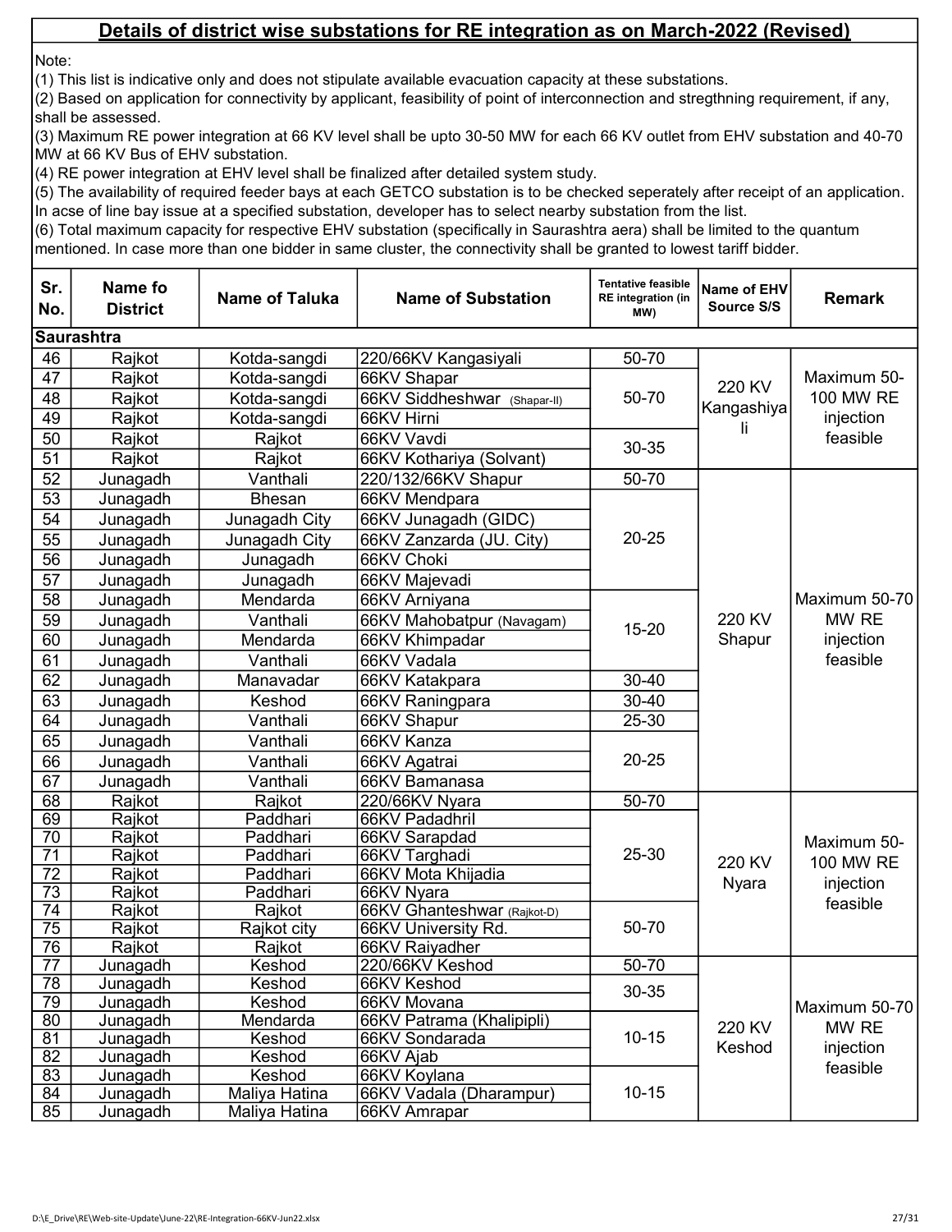## Details of district wise substations for RE integration as on March-2022 (Revised)

Note:

(1) This list is indicative only and does not stipulate available evacuation capacity at these substations.

(2) Based on application for connectivity by applicant, feasibility of point of interconnection and stregthning requirement, if any, shall be assessed.

(3) Maximum RE power integration at 66 KV level shall be upto 30-50 MW for each 66 KV outlet from EHV substation and 40-70 MW at 66 KV Bus of EHV substation.

(4) RE power integration at EHV level shall be finalized after detailed system study.

(5) The availability of required feeder bays at each GETCO substation is to be checked seperately after receipt of an application. In acse of line bay issue at a specified substation, developer has to select nearby substation from the list.

(6) Total maximum capacity for respective EHV substation (specifically in Saurashtra aera) shall be limited to the quantum mentioned. In case more than one bidder in same cluster, the connectivity shall be granted to lowest tariff bidder.

| Sr. No. | Name fo District | Name of Taluka | Name of Substation | Tentative feasible RE integration (in MW) | Name of EHV Source S/S | Remark |
|---|---|---|---|---|---|---|
| **Saurashtra** | | | | | | |
| 46 | Rajkot | Kotda-sangdi | 220/66KV Kangasiyali | 50-70 | 220 KV Kangashiyali | Maximum 50-100 MW RE injection feasible |
| 47 | Rajkot | Kotda-sangdi | 66KV Shapar | 50-70 | | |
| 48 | Rajkot | Kotda-sangdi | 66KV Siddheshwar (Shapar-II) | | | |
| 49 | Rajkot | Kotda-sangdi | 66KV Hirni | | | |
| 50 | Rajkot | Rajkot | 66KV Vavdi | 30-35 | | |
| 51 | Rajkot | Rajkot | 66KV Kothariya (Solvant) | | | |
| 52 | Junagadh | Vanthali | 220/132/66KV Shapur | 50-70 | 220 KV Shapur | Maximum 50-70 MW RE injection feasible |
| 53 | Junagadh | Bhesan | 66KV Mendpara | 20-25 | | |
| 54 | Junagadh | Junagadh City | 66KV Junagadh (GIDC) | | | |
| 55 | Junagadh | Junagadh City | 66KV Zanzarda (JU. City) | | | |
| 56 | Junagadh | Junagadh | 66KV Choki | | | |
| 57 | Junagadh | Junagadh | 66KV Majevadi | | | |
| 58 | Junagadh | Mendarda | 66KV Arniyana | 15-20 | | |
| 59 | Junagadh | Vanthali | 66KV Mahobatpur (Navagam) | | | |
| 60 | Junagadh | Mendarda | 66KV Khimpadar | | | |
| 61 | Junagadh | Vanthali | 66KV Vadala | | | |
| 62 | Junagadh | Manavadar | 66KV Katakpara | 30-40 | | |
| 63 | Junagadh | Keshod | 66KV Raningpara | 30-40 | | |
| 64 | Junagadh | Vanthali | 66KV Shapur | 25-30 | | |
| 65 | Junagadh | Vanthali | 66KV Kanza | 20-25 | | |
| 66 | Junagadh | Vanthali | 66KV Agatrai | | | |
| 67 | Junagadh | Vanthali | 66KV Bamanasa | | | |
| 68 | Rajkot | Rajkot | 220/66KV Nyara | 50-70 | 220 KV Nyara | Maximum 50-100 MW RE injection feasible |
| 69 | Rajkot | Paddhari | 66KV Padadhril | 25-30 | | |
| 70 | Rajkot | Paddhari | 66KV Sarapdad | | | |
| 71 | Rajkot | Paddhari | 66KV Targhadi | | | |
| 72 | Rajkot | Paddhari | 66KV Mota Khijadia | | | |
| 73 | Rajkot | Paddhari | 66KV Nyara | | | |
| 74 | Rajkot | Rajkot | 66KV Ghanteshwar (Rajkot-D) | 50-70 | | |
| 75 | Rajkot | Rajkot city | 66KV University Rd. | | | |
| 76 | Rajkot | Rajkot | 66KV Raiyadher | | | |
| 77 | Junagadh | Keshod | 220/66KV Keshod | 50-70 | 220 KV Keshod | Maximum 50-70 MW RE injection feasible |
| 78 | Junagadh | Keshod | 66KV Keshod | 30-35 | | |
| 79 | Junagadh | Keshod | 66KV Movana | | | |
| 80 | Junagadh | Mendarda | 66KV Patrama (Khalipipli) | 10-15 | | |
| 81 | Junagadh | Keshod | 66KV Sondarada | | | |
| 82 | Junagadh | Keshod | 66KV Ajab | | | |
| 83 | Junagadh | Keshod | 66KV Koylana | 10-15 | | |
| 84 | Junagadh | Maliya Hatina | 66KV Vadala (Dharampur) | | | |
| 85 | Junagadh | Maliya Hatina | 66KV Amrapar | | | |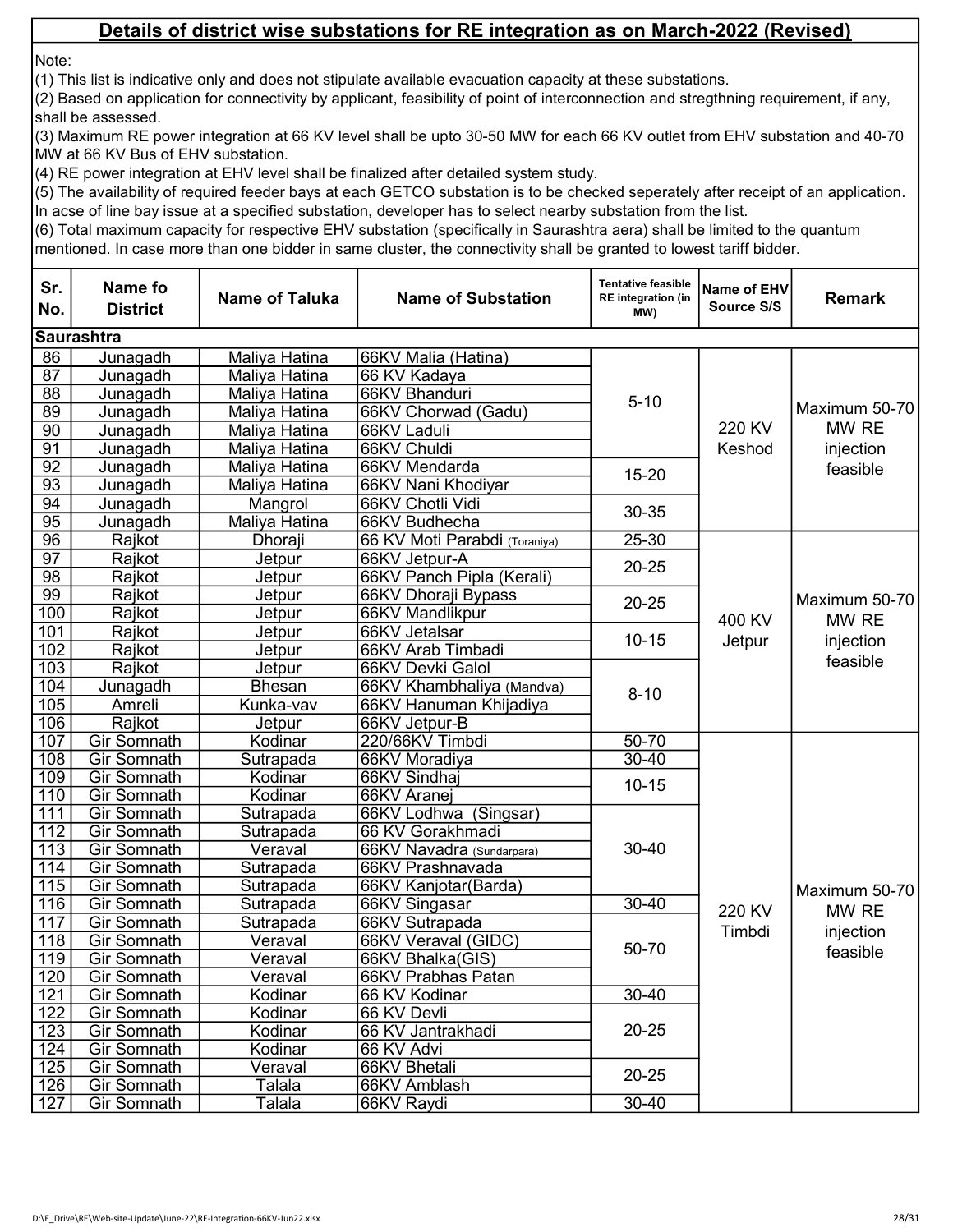## Details of district wise substations for RE integration as on March-2022 (Revised)

Note:

(1) This list is indicative only and does not stipulate available evacuation capacity at these substations.

(2) Based on application for connectivity by applicant, feasibility of point of interconnection and stregthning requirement, if any, shall be assessed.

(3) Maximum RE power integration at 66 KV level shall be upto 30-50 MW for each 66 KV outlet from EHV substation and 40-70 MW at 66 KV Bus of EHV substation.

(4) RE power integration at EHV level shall be finalized after detailed system study.

(5) The availability of required feeder bays at each GETCO substation is to be checked seperately after receipt of an application. In acse of line bay issue at a specified substation, developer has to select nearby substation from the list.

(6) Total maximum capacity for respective EHV substation (specifically in Saurashtra aera) shall be limited to the quantum mentioned. In case more than one bidder in same cluster, the connectivity shall be granted to lowest tariff bidder.

| Sr. No. | Name fo District | Name of Taluka | Name of Substation | Tentative feasible RE integration (in MW) | Name of EHV Source S/S | Remark |
|---|---|---|---|---|---|---|
| **Saurashtra** | | | | | | |
| 86 | Junagadh | Maliya Hatina | 66KV Malia (Hatina) | 5-10 | 220 KV Keshod | Maximum 50-70 MW RE injection feasible |
| 87 | Junagadh | Maliya Hatina | 66 KV Kadaya | | | |
| 88 | Junagadh | Maliya Hatina | 66KV Bhanduri | | | |
| 89 | Junagadh | Maliya Hatina | 66KV Chorwad (Gadu) | | | |
| 90 | Junagadh | Maliya Hatina | 66KV Laduli | | | |
| 91 | Junagadh | Maliya Hatina | 66KV Chuldi | | | |
| 92 | Junagadh | Maliya Hatina | 66KV Mendarda | 15-20 | | |
| 93 | Junagadh | Maliya Hatina | 66KV Nani Khodiyar | | | |
| 94 | Junagadh | Mangrol | 66KV Chotli Vidi | 30-35 | | |
| 95 | Junagadh | Maliya Hatina | 66KV Budhecha | | | |
| 96 | Rajkot | Dhoraji | 66 KV Moti Parabdi (Toraniya) | 25-30 | 400 KV Jetpur | Maximum 50-70 MW RE injection feasible |
| 97 | Rajkot | Jetpur | 66KV Jetpur-A | 20-25 | | |
| 98 | Rajkot | Jetpur | 66KV Panch Pipla (Kerali) | | | |
| 99 | Rajkot | Jetpur | 66KV Dhoraji Bypass | 20-25 | | |
| 100 | Rajkot | Jetpur | 66KV Mandlikpur | | | |
| 101 | Rajkot | Jetpur | 66KV Jetalsar | 10-15 | | |
| 102 | Rajkot | Jetpur | 66KV Arab Timbadi | | | |
| 103 | Rajkot | Jetpur | 66KV Devki Galol | 8-10 | | |
| 104 | Junagadh | Bhesan | 66KV Khambhaliya (Mandva) | | | |
| 105 | Amreli | Kunka-vav | 66KV Hanuman Khijadiya | | | |
| 106 | Rajkot | Jetpur | 66KV Jetpur-B | | | |
| 107 | Gir Somnath | Kodinar | 220/66KV Timbdi | 50-70 | 220 KV Timbdi | Maximum 50-70 MW RE injection feasible |
| 108 | Gir Somnath | Sutrapada | 66KV Moradiya | 30-40 | | |
| 109 | Gir Somnath | Kodinar | 66KV Sindhaj | 10-15 | | |
| 110 | Gir Somnath | Kodinar | 66KV Aranej | | | |
| 111 | Gir Somnath | Sutrapada | 66KV Lodhwa (Singsar) | 30-40 | | |
| 112 | Gir Somnath | Sutrapada | 66 KV Gorakhmadi | | | |
| 113 | Gir Somnath | Veraval | 66KV Navadra (Sundarpara) | | | |
| 114 | Gir Somnath | Sutrapada | 66KV Prashnavada | | | |
| 115 | Gir Somnath | Sutrapada | 66KV Kanjotar(Barda) | | | |
| 116 | Gir Somnath | Sutrapada | 66KV Singasar | 30-40 | | |
| 117 | Gir Somnath | Sutrapada | 66KV Sutrapada | 50-70 | | |
| 118 | Gir Somnath | Veraval | 66KV Veraval (GIDC) | | | |
| 119 | Gir Somnath | Veraval | 66KV Bhalka(GIS) | | | |
| 120 | Gir Somnath | Veraval | 66KV Prabhas Patan | | | |
| 121 | Gir Somnath | Kodinar | 66 KV Kodinar | 30-40 | | |
| 122 | Gir Somnath | Kodinar | 66 KV Devli | 20-25 | | |
| 123 | Gir Somnath | Kodinar | 66 KV Jantrakhadi | | | |
| 124 | Gir Somnath | Kodinar | 66 KV Advi | | | |
| 125 | Gir Somnath | Veraval | 66KV Bhetali | 20-25 | | |
| 126 | Gir Somnath | Talala | 66KV Amblash | | | |
| 127 | Gir Somnath | Talala | 66KV Raydi | 30-40 | | |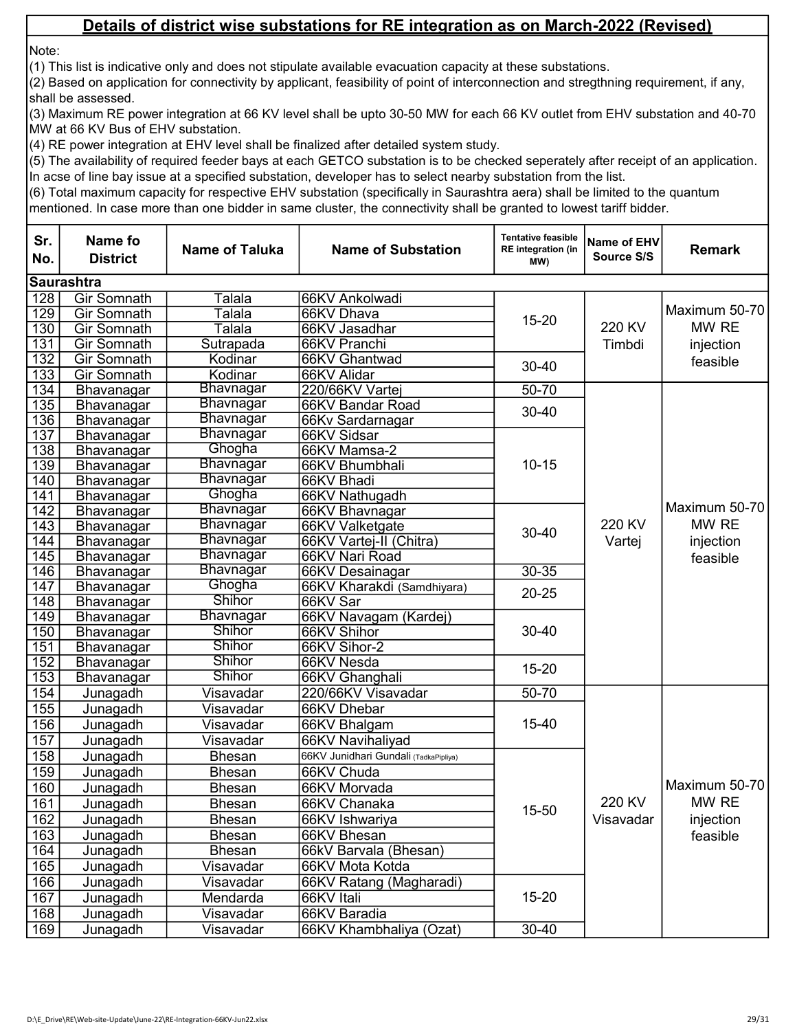## Details of district wise substations for RE integration as on March-2022 (Revised)

Note:

(1) This list is indicative only and does not stipulate available evacuation capacity at these substations.

(2) Based on application for connectivity by applicant, feasibility of point of interconnection and stregthning requirement, if any, shall be assessed.

(3) Maximum RE power integration at 66 KV level shall be upto 30-50 MW for each 66 KV outlet from EHV substation and 40-70 MW at 66 KV Bus of EHV substation.

(4) RE power integration at EHV level shall be finalized after detailed system study.

(5) The availability of required feeder bays at each GETCO substation is to be checked seperately after receipt of an application. In acse of line bay issue at a specified substation, developer has to select nearby substation from the list.

(6) Total maximum capacity for respective EHV substation (specifically in Saurashtra aera) shall be limited to the quantum mentioned. In case more than one bidder in same cluster, the connectivity shall be granted to lowest tariff bidder.

| Sr. No. | Name fo District | Name of Taluka | Name of Substation | Tentative feasible RE integration (in MW) | Name of EHV Source S/S | Remark |
|---|---|---|---|---|---|---|
| **Saurashtra** | | | | | | |
| 128 | Gir Somnath | Talala | 66KV Ankolwadi | 15-20 | 220 KV Timbdi | Maximum 50-70 MW RE injection feasible |
| 129 | Gir Somnath | Talala | 66KV Dhava | | | |
| 130 | Gir Somnath | Talala | 66KV Jasadhar | | | |
| 131 | Gir Somnath | Sutrapada | 66KV Pranchi | | | |
| 132 | Gir Somnath | Kodinar | 66KV Ghantwad | 30-40 | | |
| 133 | Gir Somnath | Kodinar | 66KV Alidar | | | |
| 134 | Bhavanagar | Bhavnagar | 220/66KV Vartej | 50-70 | 220 KV Vartej | Maximum 50-70 MW RE injection feasible |
| 135 | Bhavanagar | Bhavnagar | 66KV Bandar Road | 30-40 | | |
| 136 | Bhavanagar | Bhavnagar | 66Kv Sardarnagar | | | |
| 137 | Bhavanagar | Bhavnagar | 66KV Sidsar | 10-15 | | |
| 138 | Bhavanagar | Ghogha | 66KV Mamsa-2 | | | |
| 139 | Bhavanagar | Bhavnagar | 66KV Bhumbhali | | | |
| 140 | Bhavanagar | Bhavnagar | 66KV Bhadi | | | |
| 141 | Bhavanagar | Ghogha | 66KV Nathugadh | | | |
| 142 | Bhavanagar | Bhavnagar | 66KV Bhavnagar | 30-40 | | |
| 143 | Bhavanagar | Bhavnagar | 66KV Valketgate | | | |
| 144 | Bhavanagar | Bhavnagar | 66KV Vartej-II (Chitra) | | | |
| 145 | Bhavanagar | Bhavnagar | 66KV Nari Road | | | |
| 146 | Bhavanagar | Bhavnagar | 66KV Desainagar | 30-35 | | |
| 147 | Bhavanagar | Ghogha | 66KV Kharakdi (Samdhiyara) | 20-25 | | |
| 148 | Bhavanagar | Shihor | 66KV Sar | | | |
| 149 | Bhavanagar | Bhavnagar | 66KV Navagam (Kardej) | 30-40 | | |
| 150 | Bhavanagar | Shihor | 66KV Shihor | | | |
| 151 | Bhavanagar | Shihor | 66KV Sihor-2 | | | |
| 152 | Bhavanagar | Shihor | 66KV Nesda | 15-20 | | |
| 153 | Bhavanagar | Shihor | 66KV Ghanghali | | | |
| 154 | Junagadh | Visavadar | 220/66KV Visavadar | 50-70 | 220 KV Visavadar | Maximum 50-70 MW RE injection feasible |
| 155 | Junagadh | Visavadar | 66KV Dhebar | 15-40 | | |
| 156 | Junagadh | Visavadar | 66KV Bhalgam | | | |
| 157 | Junagadh | Visavadar | 66KV Navihaliyad | | | |
| 158 | Junagadh | Bhesan | 66KV Junidhari Gundali (TadkaPipliya) | 15-50 | | |
| 159 | Junagadh | Bhesan | 66KV Chuda | | | |
| 160 | Junagadh | Bhesan | 66KV Morvada | | | |
| 161 | Junagadh | Bhesan | 66KV Chanaka | | | |
| 162 | Junagadh | Bhesan | 66KV Ishwariya | | | |
| 163 | Junagadh | Bhesan | 66KV Bhesan | | | |
| 164 | Junagadh | Bhesan | 66kV Barvala (Bhesan) | | | |
| 165 | Junagadh | Visavadar | 66KV Mota Kotda | | | |
| 166 | Junagadh | Visavadar | 66KV Ratang (Magharadi) | 15-20 | | |
| 167 | Junagadh | Mendarda | 66KV Itali | | | |
| 168 | Junagadh | Visavadar | 66KV Baradia | | | |
| 169 | Junagadh | Visavadar | 66KV Khambhaliya (Ozat) | 30-40 | | |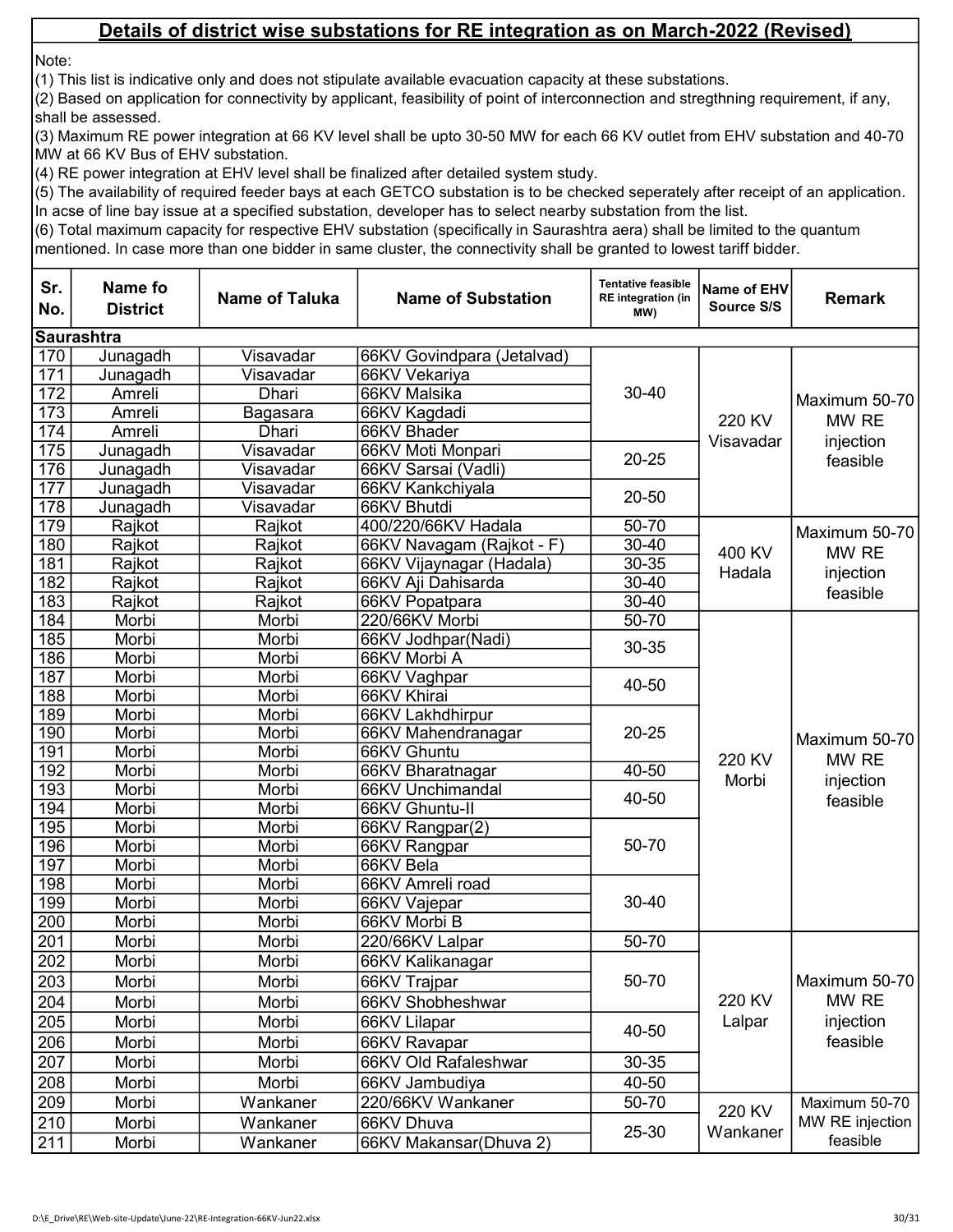## Details of district wise substations for RE integration as on March-2022 (Revised)

Note:

(1) This list is indicative only and does not stipulate available evacuation capacity at these substations.

(2) Based on application for connectivity by applicant, feasibility of point of interconnection and stregthning requirement, if any, shall be assessed.

(3) Maximum RE power integration at 66 KV level shall be upto 30-50 MW for each 66 KV outlet from EHV substation and 40-70 MW at 66 KV Bus of EHV substation.

(4) RE power integration at EHV level shall be finalized after detailed system study.

(5) The availability of required feeder bays at each GETCO substation is to be checked seperately after receipt of an application. In acse of line bay issue at a specified substation, developer has to select nearby substation from the list.

(6) Total maximum capacity for respective EHV substation (specifically in Saurashtra aera) shall be limited to the quantum mentioned. In case more than one bidder in same cluster, the connectivity shall be granted to lowest tariff bidder.

| Sr. No. | Name fo District | Name of Taluka | Name of Substation | Tentative feasible RE integration (in MW) | Name of EHV Source S/S | Remark |
|---|---|---|---|---|---|---|
| **Saurashtra** | | | | | | |
| 170 | Junagadh | Visavadar | 66KV Govindpara (Jetalvad) | 30-40 | 220 KV Visavadar | Maximum 50-70 MW RE injection feasible |
| 171 | Junagadh | Visavadar | 66KV Vekariya | | | |
| 172 | Amreli | Dhari | 66KV Malsika | | | |
| 173 | Amreli | Bagasara | 66KV Kagdadi | | | |
| 174 | Amreli | Dhari | 66KV Bhader | | | |
| 175 | Junagadh | Visavadar | 66KV Moti Monpari | 20-25 | | |
| 176 | Junagadh | Visavadar | 66KV Sarsai (Vadli) | | | |
| 177 | Junagadh | Visavadar | 66KV Kankchiyala | 20-50 | | |
| 178 | Junagadh | Visavadar | 66KV Bhutdi | | | |
| 179 | Rajkot | Rajkot | 400/220/66KV Hadala | 50-70 | 400 KV Hadala | Maximum 50-70 MW RE injection feasible |
| 180 | Rajkot | Rajkot | 66KV Navagam (Rajkot - F) | 30-40 | | |
| 181 | Rajkot | Rajkot | 66KV Vijaynagar (Hadala) | 30-35 | | |
| 182 | Rajkot | Rajkot | 66KV Aji Dahisarda | 30-40 | | |
| 183 | Rajkot | Rajkot | 66KV Popatpara | 30-40 | | |
| 184 | Morbi | Morbi | 220/66KV Morbi | 50-70 | 220 KV Morbi | Maximum 50-70 MW RE injection feasible |
| 185 | Morbi | Morbi | 66KV Jodhpar(Nadi) | 30-35 | | |
| 186 | Morbi | Morbi | 66KV Morbi A | | | |
| 187 | Morbi | Morbi | 66KV Vaghpar | 40-50 | | |
| 188 | Morbi | Morbi | 66KV Khirai | | | |
| 189 | Morbi | Morbi | 66KV Lakhdhirpur | 20-25 | | |
| 190 | Morbi | Morbi | 66KV Mahendranagar | | | |
| 191 | Morbi | Morbi | 66KV Ghuntu | | | |
| 192 | Morbi | Morbi | 66KV Bharatnagar | 40-50 | | |
| 193 | Morbi | Morbi | 66KV Unchimandal | 40-50 | | |
| 194 | Morbi | Morbi | 66KV Ghuntu-II | | | |
| 195 | Morbi | Morbi | 66KV Rangpar(2) | 50-70 | | |
| 196 | Morbi | Morbi | 66KV Rangpar | | | |
| 197 | Morbi | Morbi | 66KV Bela | | | |
| 198 | Morbi | Morbi | 66KV Amreli road | 30-40 | | |
| 199 | Morbi | Morbi | 66KV Vajepar | | | |
| 200 | Morbi | Morbi | 66KV Morbi B | | | |
| 201 | Morbi | Morbi | 220/66KV Lalpar | 50-70 | 220 KV Lalpar | Maximum 50-70 MW RE injection feasible |
| 202 | Morbi | Morbi | 66KV Kalikanagar | 50-70 | | |
| 203 | Morbi | Morbi | 66KV Trajpar | | | |
| 204 | Morbi | Morbi | 66KV Shobheshwar | | | |
| 205 | Morbi | Morbi | 66KV Lilapar | 40-50 | | |
| 206 | Morbi | Morbi | 66KV Ravapar | | | |
| 207 | Morbi | Morbi | 66KV Old Rafaleshwar | 30-35 | | |
| 208 | Morbi | Morbi | 66KV Jambudiya | 40-50 | | |
| 209 | Morbi | Wankaner | 220/66KV Wankaner | 50-70 | 220 KV Wankaner | Maximum 50-70 MW RE injection feasible |
| 210 | Morbi | Wankaner | 66KV Dhuva | 25-30 | | |
| 211 | Morbi | Wankaner | 66KV Makansar(Dhuva 2) | | | |

D:\E_Drive\RE\Web-site-Update\June-22\RE-Integration-66KV-Jun22.xlsx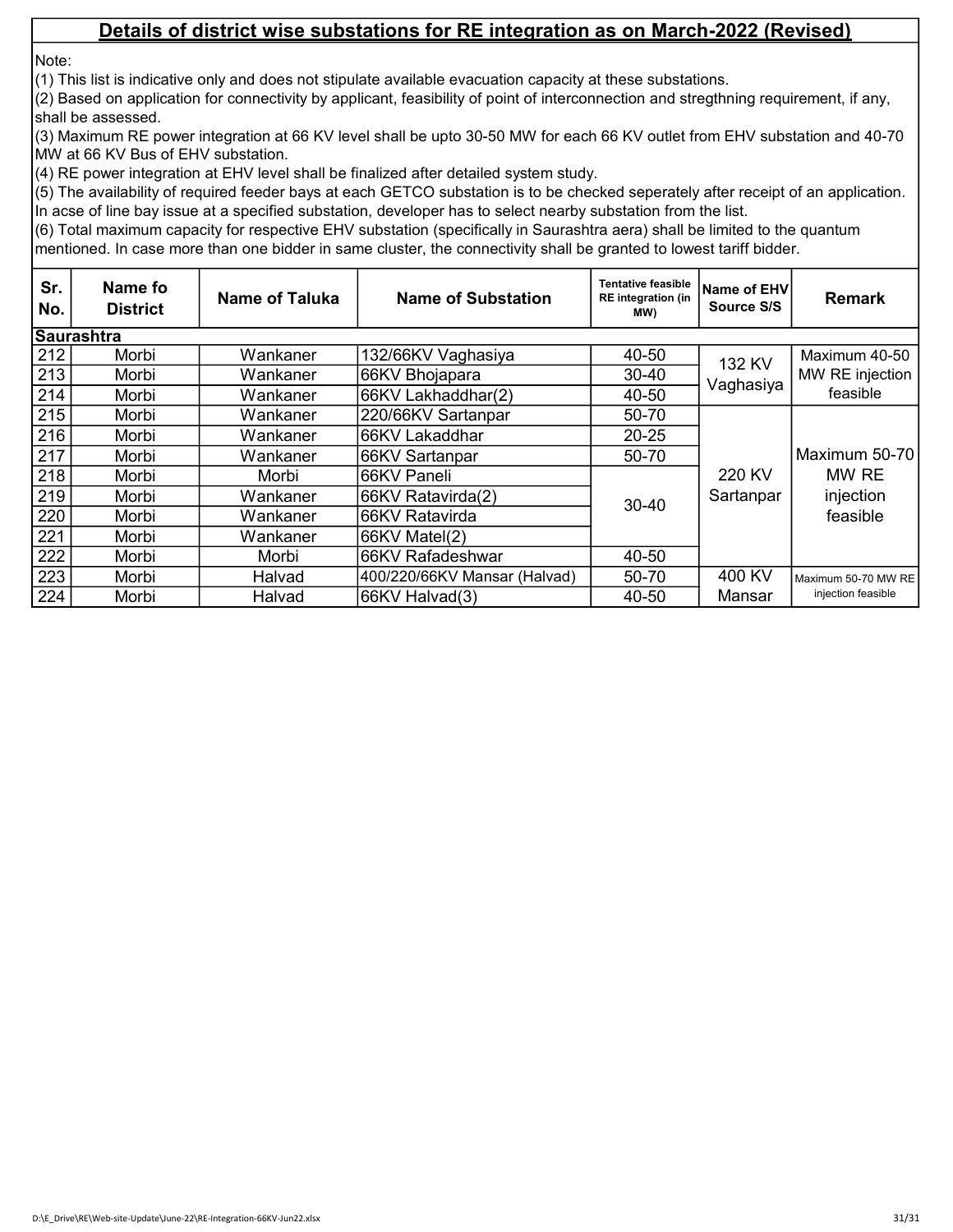## Details of district wise substations for RE integration as on March-2022 (Revised)

Note:

(1) This list is indicative only and does not stipulate available evacuation capacity at these substations.

(2) Based on application for connectivity by applicant, feasibility of point of interconnection and stregthning requirement, if any, shall be assessed.

(3) Maximum RE power integration at 66 KV level shall be upto 30-50 MW for each 66 KV outlet from EHV substation and 40-70 MW at 66 KV Bus of EHV substation.

(4) RE power integration at EHV level shall be finalized after detailed system study.

(5) The availability of required feeder bays at each GETCO substation is to be checked seperately after receipt of an application. In acse of line bay issue at a specified substation, developer has to select nearby substation from the list.

(6) Total maximum capacity for respective EHV substation (specifically in Saurashtra aera) shall be limited to the quantum mentioned. In case more than one bidder in same cluster, the connectivity shall be granted to lowest tariff bidder.

| Sr. No. | Name fo District | Name of Taluka | Name of Substation | Tentative feasible RE integration (in MW) | Name of EHV Source S/S | Remark |
|---|---|---|---|---|---|---|
| **Saurashtra** | | | | | | |
| 212 | Morbi | Wankaner | 132/66KV Vaghasiya | 40-50 | 132 KV Vaghasiya | Maximum 40-50 MW RE injection feasible |
| 213 | Morbi | Wankaner | 66KV Bhojapara | 30-40 | | |
| 214 | Morbi | Wankaner | 66KV Lakhaddhar(2) | 40-50 | | |
| 215 | Morbi | Wankaner | 220/66KV Sartanpar | 50-70 | 220 KV Sartanpar | Maximum 50-70 MW RE injection feasible |
| 216 | Morbi | Wankaner | 66KV Lakaddhar | 20-25 | | |
| 217 | Morbi | Wankaner | 66KV Sartanpar | 50-70 | | |
| 218 | Morbi | Morbi | 66KV Paneli | 30-40 | | |
| 219 | Morbi | Wankaner | 66KV Ratavirda(2) | | | |
| 220 | Morbi | Wankaner | 66KV Ratavirda | | | |
| 221 | Morbi | Wankaner | 66KV Matel(2) | | | |
| 222 | Morbi | Morbi | 66KV Rafadeshwar | 40-50 | | |
| 223 | Morbi | Halvad | 400/220/66KV Mansar (Halvad) | 50-70 | 400 KV Mansar | Maximum 50-70 MW RE injection feasible |
| 224 | Morbi | Halvad | 66KV Halvad(3) | 40-50 | | |